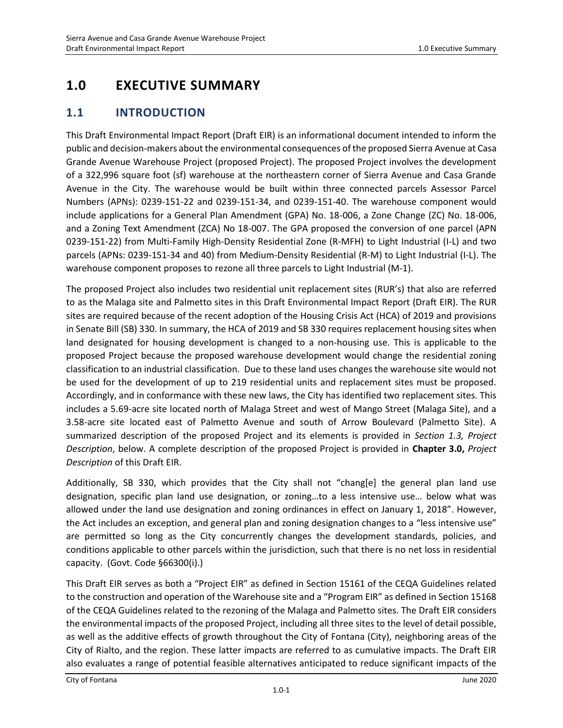# 1.0 EXECUTIVE SUMMARY

## 1.1 INTRODUCTION

This Draft Environmental Impact Report (Draft EIR) is an informational document intended to inform the public and decision-makers about the environmental consequences of the proposed Sierra Avenue at Casa Grande Avenue Warehouse Project (proposed Project). The proposed Project involves the development of a 322,996 square foot (sf) warehouse at the northeastern corner of Sierra Avenue and Casa Grande Avenue in the City. The warehouse would be built within three connected parcels Assessor Parcel Numbers (APNs): 0239-151-22 and 0239-151-34, and 0239-151-40. The warehouse component would include applications for a General Plan Amendment (GPA) No. 18-006, a Zone Change (ZC) No. 18-006, and a Zoning Text Amendment (ZCA) No 18-007. The GPA proposed the conversion of one parcel (APN 0239-151-22) from Multi-Family High-Density Residential Zone (R-MFH) to Light Industrial (I-L) and two parcels (APNs: 0239-151-34 and 40) from Medium-Density Residential (R-M) to Light Industrial (I-L). The warehouse component proposes to rezone all three parcels to Light Industrial (M-1).

The proposed Project also includes two residential unit replacement sites (RUR's) that also are referred to as the Malaga site and Palmetto sites in this Draft Environmental Impact Report (Draft EIR). The RUR sites are required because of the recent adoption of the Housing Crisis Act (HCA) of 2019 and provisions in Senate Bill (SB) 330. In summary, the HCA of 2019 and SB 330 requires replacement housing sites when land designated for housing development is changed to a non-housing use. This is applicable to the proposed Project because the proposed warehouse development would change the residential zoning classification to an industrial classification. Due to these land uses changes the warehouse site would not be used for the development of up to 219 residential units and replacement sites must be proposed. Accordingly, and in conformance with these new laws, the City has identified two replacement sites. This includes a 5.69-acre site located north of Malaga Street and west of Mango Street (Malaga Site), and a 3.58-acre site located east of Palmetto Avenue and south of Arrow Boulevard (Palmetto Site). A summarized description of the proposed Project and its elements is provided in *Section 1.3, Project Description*, below. A complete description of the proposed Project is provided in **Chapter 3.0,** *Project Description* of this Draft EIR.

Additionally, SB 330, which provides that the City shall not "chang[e] the general plan land use designation, specific plan land use designation, or zoning…to a less intensive use… below what was allowed under the land use designation and zoning ordinances in effect on January 1, 2018". However, the Act includes an exception, and general plan and zoning designation changes to a "less intensive use" are permitted so long as the City concurrently changes the development standards, policies, and conditions applicable to other parcels within the jurisdiction, such that there is no net loss in residential capacity. (Govt. Code §66300(i).)

This Draft EIR serves as both a "Project EIR" as defined in Section 15161 of the CEQA Guidelines related to the construction and operation of the Warehouse site and a "Program EIR" as defined in Section 15168 of the CEQA Guidelines related to the rezoning of the Malaga and Palmetto sites. The Draft EIR considers the environmental impacts of the proposed Project, including all three sites to the level of detail possible, as well as the additive effects of growth throughout the City of Fontana (City), neighboring areas of the City of Rialto, and the region. These latter impacts are referred to as cumulative impacts. The Draft EIR also evaluates a range of potential feasible alternatives anticipated to reduce significant impacts of the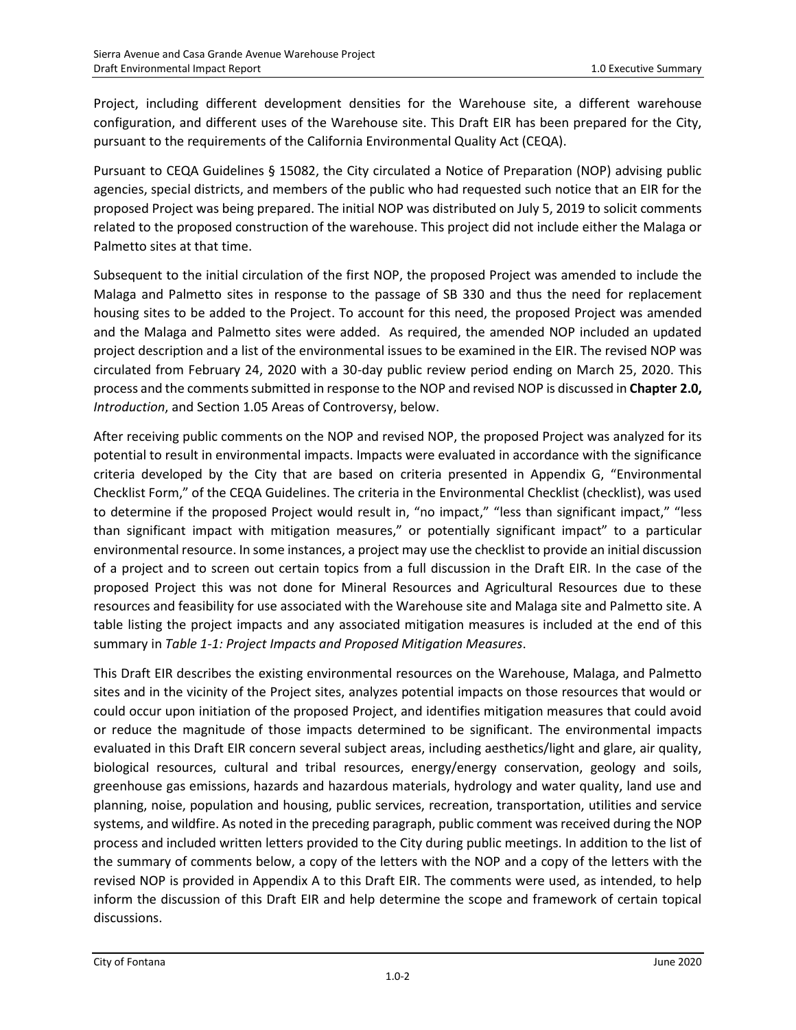Project, including different development densities for the Warehouse site, a different warehouse configuration, and different uses of the Warehouse site. This Draft EIR has been prepared for the City, pursuant to the requirements of the California Environmental Quality Act (CEQA).

Pursuant to CEQA Guidelines § 15082, the City circulated a Notice of Preparation (NOP) advising public agencies, special districts, and members of the public who had requested such notice that an EIR for the proposed Project was being prepared. The initial NOP was distributed on July 5, 2019 to solicit comments related to the proposed construction of the warehouse. This project did not include either the Malaga or Palmetto sites at that time.

Subsequent to the initial circulation of the first NOP, the proposed Project was amended to include the Malaga and Palmetto sites in response to the passage of SB 330 and thus the need for replacement housing sites to be added to the Project. To account for this need, the proposed Project was amended and the Malaga and Palmetto sites were added. As required, the amended NOP included an updated project description and a list of the environmental issues to be examined in the EIR. The revised NOP was circulated from February 24, 2020 with a 30-day public review period ending on March 25, 2020. This process and the comments submitted in response to the NOP and revised NOP is discussed in **Chapter 2.0,** *Introduction*, and Section 1.05 Areas of Controversy, below.

After receiving public comments on the NOP and revised NOP, the proposed Project was analyzed for its potential to result in environmental impacts. Impacts were evaluated in accordance with the significance criteria developed by the City that are based on criteria presented in Appendix G, "Environmental Checklist Form," of the CEQA Guidelines. The criteria in the Environmental Checklist (checklist), was used to determine if the proposed Project would result in, "no impact," "less than significant impact," "less than significant impact with mitigation measures," or potentially significant impact" to a particular environmental resource. In some instances, a project may use the checklist to provide an initial discussion of a project and to screen out certain topics from a full discussion in the Draft EIR. In the case of the proposed Project this was not done for Mineral Resources and Agricultural Resources due to these resources and feasibility for use associated with the Warehouse site and Malaga site and Palmetto site. A table listing the project impacts and any associated mitigation measures is included at the end of this summary in *Table 1-1: Project Impacts and Proposed Mitigation Measures*.

This Draft EIR describes the existing environmental resources on the Warehouse, Malaga, and Palmetto sites and in the vicinity of the Project sites, analyzes potential impacts on those resources that would or could occur upon initiation of the proposed Project, and identifies mitigation measures that could avoid or reduce the magnitude of those impacts determined to be significant. The environmental impacts evaluated in this Draft EIR concern several subject areas, including aesthetics/light and glare, air quality, biological resources, cultural and tribal resources, energy/energy conservation, geology and soils, greenhouse gas emissions, hazards and hazardous materials, hydrology and water quality, land use and planning, noise, population and housing, public services, recreation, transportation, utilities and service systems, and wildfire. As noted in the preceding paragraph, public comment was received during the NOP process and included written letters provided to the City during public meetings. In addition to the list of the summary of comments below, a copy of the letters with the NOP and a copy of the letters with the revised NOP is provided in Appendix A to this Draft EIR. The comments were used, as intended, to help inform the discussion of this Draft EIR and help determine the scope and framework of certain topical discussions.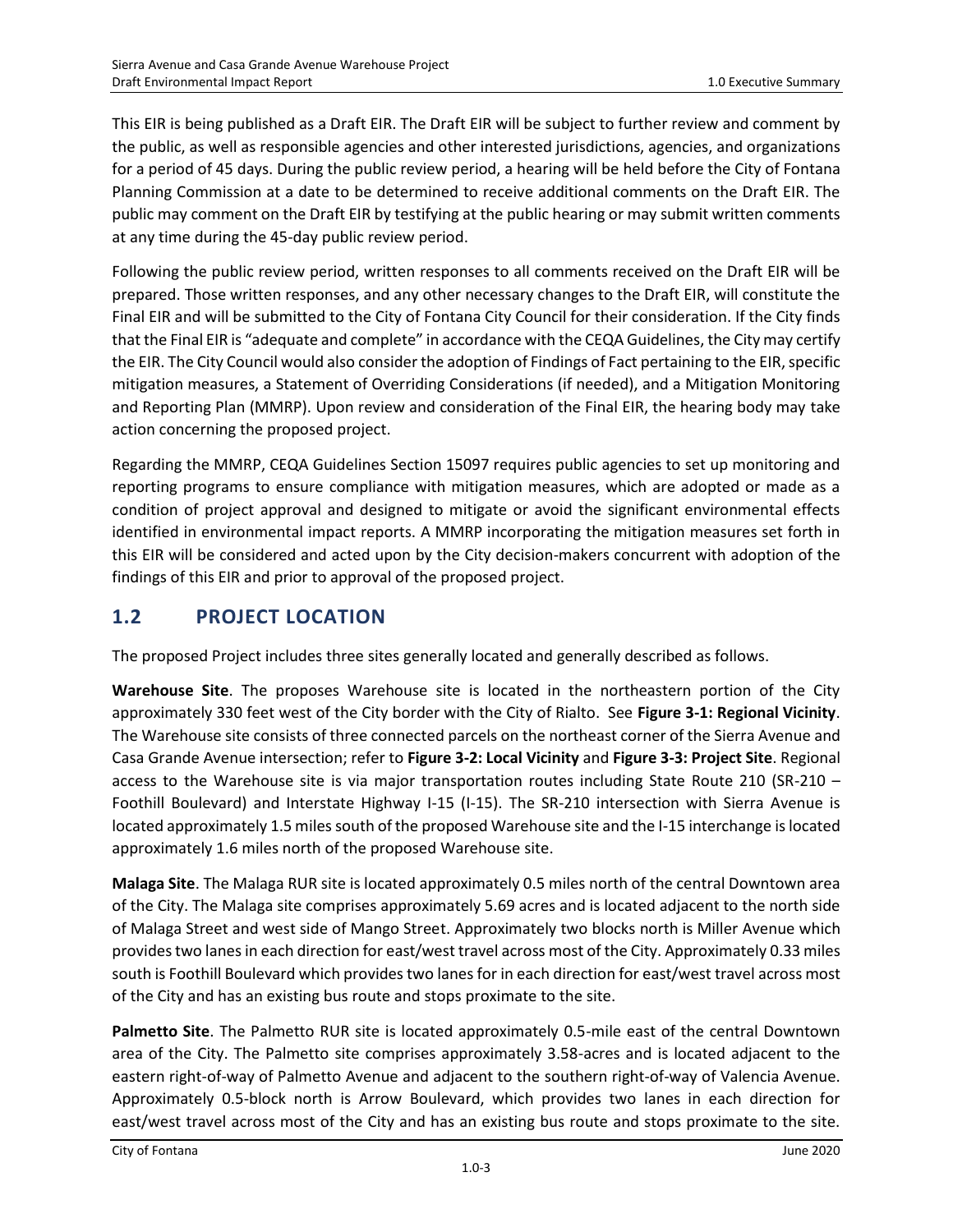This EIR is being published as a Draft EIR. The Draft EIR will be subject to further review and comment by the public, as well as responsible agencies and other interested jurisdictions, agencies, and organizations for a period of 45 days. During the public review period, a hearing will be held before the City of Fontana Planning Commission at a date to be determined to receive additional comments on the Draft EIR. The public may comment on the Draft EIR by testifying at the public hearing or may submit written comments at any time during the 45-day public review period.

Following the public review period, written responses to all comments received on the Draft EIR will be prepared. Those written responses, and any other necessary changes to the Draft EIR, will constitute the Final EIR and will be submitted to the City of Fontana City Council for their consideration. If the City finds that the Final EIR is "adequate and complete" in accordance with the CEQA Guidelines, the City may certify the EIR. The City Council would also consider the adoption of Findings of Fact pertaining to the EIR, specific mitigation measures, a Statement of Overriding Considerations (if needed), and a Mitigation Monitoring and Reporting Plan (MMRP). Upon review and consideration of the Final EIR, the hearing body may take action concerning the proposed project.

Regarding the MMRP, CEQA Guidelines Section 15097 requires public agencies to set up monitoring and reporting programs to ensure compliance with mitigation measures, which are adopted or made as a condition of project approval and designed to mitigate or avoid the significant environmental effects identified in environmental impact reports. A MMRP incorporating the mitigation measures set forth in this EIR will be considered and acted upon by the City decision-makers concurrent with adoption of the findings of this EIR and prior to approval of the proposed project.

## 1.2 PROJECT LOCATION

The proposed Project includes three sites generally located and generally described as follows.

**Warehouse Site**. The proposes Warehouse site is located in the northeastern portion of the City approximately 330 feet west of the City border with the City of Rialto. See **Figure 3-1: Regional Vicinity**. The Warehouse site consists of three connected parcels on the northeast corner of the Sierra Avenue and Casa Grande Avenue intersection; refer to **Figure 3-2: Local Vicinity** and **Figure 3-3: Project Site**. Regional access to the Warehouse site is via major transportation routes including State Route 210 (SR-210 – Foothill Boulevard) and Interstate Highway I-15 (I-15). The SR-210 intersection with Sierra Avenue is located approximately 1.5 miles south of the proposed Warehouse site and the I-15 interchange is located approximately 1.6 miles north of the proposed Warehouse site.

**Malaga Site**. The Malaga RUR site is located approximately 0.5 miles north of the central Downtown area of the City. The Malaga site comprises approximately 5.69 acres and is located adjacent to the north side of Malaga Street and west side of Mango Street. Approximately two blocks north is Miller Avenue which provides two lanes in each direction for east/west travel across most of the City. Approximately 0.33 miles south is Foothill Boulevard which provides two lanes for in each direction for east/west travel across most of the City and has an existing bus route and stops proximate to the site.

**Palmetto Site**. The Palmetto RUR site is located approximately 0.5-mile east of the central Downtown area of the City. The Palmetto site comprises approximately 3.58-acres and is located adjacent to the eastern right-of-way of Palmetto Avenue and adjacent to the southern right-of-way of Valencia Avenue. Approximately 0.5-block north is Arrow Boulevard, which provides two lanes in each direction for east/west travel across most of the City and has an existing bus route and stops proximate to the site.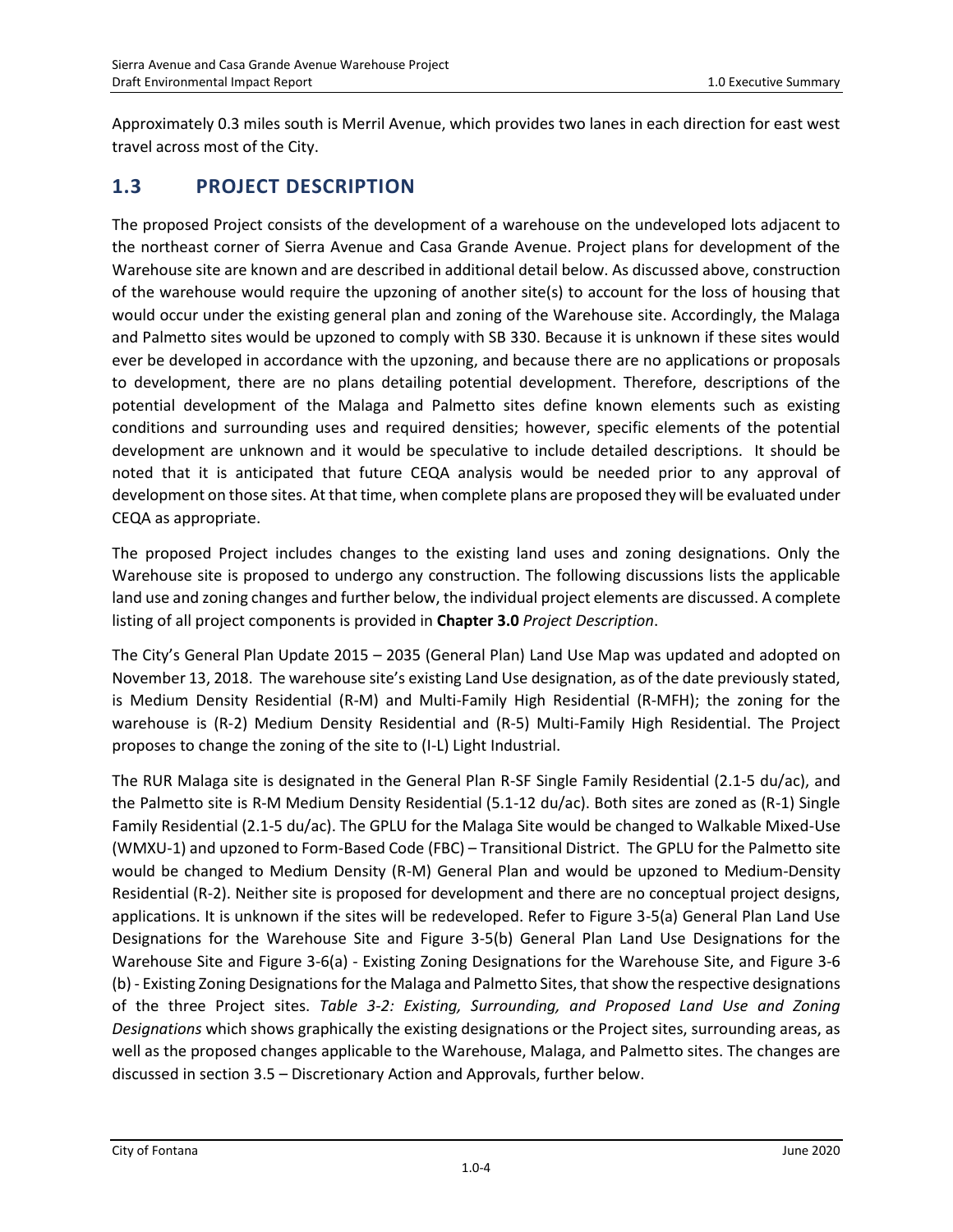Approximately 0.3 miles south is Merril Avenue, which provides two lanes in each direction for east west travel across most of the City.

## 1.3 PROJECT DESCRIPTION

The proposed Project consists of the development of a warehouse on the undeveloped lots adjacent to the northeast corner of Sierra Avenue and Casa Grande Avenue. Project plans for development of the Warehouse site are known and are described in additional detail below. As discussed above, construction of the warehouse would require the upzoning of another site(s) to account for the loss of housing that would occur under the existing general plan and zoning of the Warehouse site. Accordingly, the Malaga and Palmetto sites would be upzoned to comply with SB 330. Because it is unknown if these sites would ever be developed in accordance with the upzoning, and because there are no applications or proposals to development, there are no plans detailing potential development. Therefore, descriptions of the potential development of the Malaga and Palmetto sites define known elements such as existing conditions and surrounding uses and required densities; however, specific elements of the potential development are unknown and it would be speculative to include detailed descriptions. It should be noted that it is anticipated that future CEQA analysis would be needed prior to any approval of development on those sites. At that time, when complete plans are proposed they will be evaluated under CEQA as appropriate.

The proposed Project includes changes to the existing land uses and zoning designations. Only the Warehouse site is proposed to undergo any construction. The following discussions lists the applicable land use and zoning changes and further below, the individual project elements are discussed. A complete listing of all project components is provided in **Chapter 3.0** *Project Description*.

The City's General Plan Update 2015 – 2035 (General Plan) Land Use Map was updated and adopted on November 13, 2018. The warehouse site's existing Land Use designation, as of the date previously stated, is Medium Density Residential (R-M) and Multi-Family High Residential (R-MFH); the zoning for the warehouse is (R-2) Medium Density Residential and (R-5) Multi-Family High Residential. The Project proposes to change the zoning of the site to (I-L) Light Industrial.

The RUR Malaga site is designated in the General Plan R-SF Single Family Residential (2.1-5 du/ac), and the Palmetto site is R-M Medium Density Residential (5.1-12 du/ac). Both sites are zoned as (R-1) Single Family Residential (2.1-5 du/ac). The GPLU for the Malaga Site would be changed to Walkable Mixed-Use (WMXU-1) and upzoned to Form-Based Code (FBC) – Transitional District. The GPLU for the Palmetto site would be changed to Medium Density (R-M) General Plan and would be upzoned to Medium-Density Residential (R-2). Neither site is proposed for development and there are no conceptual project designs, applications. It is unknown if the sites will be redeveloped. Refer to Figure 3-5(a) General Plan Land Use Designations for the Warehouse Site and Figure 3-5(b) General Plan Land Use Designations for the Warehouse Site and Figure 3-6(a) - Existing Zoning Designations for the Warehouse Site, and Figure 3-6 (b) - Existing Zoning Designations for the Malaga and Palmetto Sites, that show the respective designations of the three Project sites. *Table 3-2: Existing, Surrounding, and Proposed Land Use and Zoning Designations* which shows graphically the existing designations or the Project sites, surrounding areas, as well as the proposed changes applicable to the Warehouse, Malaga, and Palmetto sites. The changes are discussed in section 3.5 – Discretionary Action and Approvals, further below.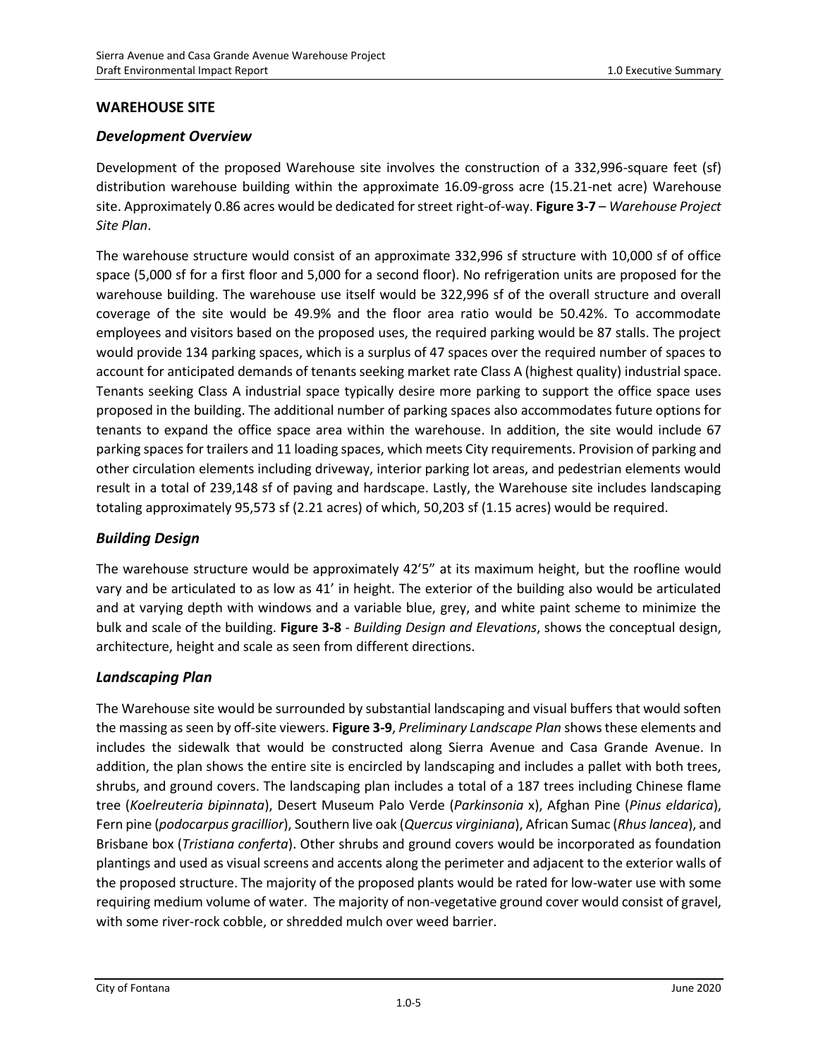## WAREHOUSE SITE

### *Development Overview*

Development of the proposed Warehouse site involves the construction of a 332,996-square feet (sf) distribution warehouse building within the approximate 16.09-gross acre (15.21-net acre) Warehouse site. Approximately 0.86 acres would be dedicated for street right-of-way. **Figure 3-7** – *Warehouse Project Site Plan*.

The warehouse structure would consist of an approximate 332,996 sf structure with 10,000 sf of office space (5,000 sf for a first floor and 5,000 for a second floor). No refrigeration units are proposed for the warehouse building. The warehouse use itself would be 322,996 sf of the overall structure and overall coverage of the site would be 49.9% and the floor area ratio would be 50.42%. To accommodate employees and visitors based on the proposed uses, the required parking would be 87 stalls. The project would provide 134 parking spaces, which is a surplus of 47 spaces over the required number of spaces to account for anticipated demands of tenants seeking market rate Class A (highest quality) industrial space. Tenants seeking Class A industrial space typically desire more parking to support the office space uses proposed in the building. The additional number of parking spaces also accommodates future options for tenants to expand the office space area within the warehouse. In addition, the site would include 67 parking spaces for trailers and 11 loading spaces, which meets City requirements. Provision of parking and other circulation elements including driveway, interior parking lot areas, and pedestrian elements would result in a total of 239,148 sf of paving and hardscape. Lastly, the Warehouse site includes landscaping totaling approximately 95,573 sf (2.21 acres) of which, 50,203 sf (1.15 acres) would be required.

### *Building Design*

The warehouse structure would be approximately 42'5" at its maximum height, but the roofline would vary and be articulated to as low as 41' in height. The exterior of the building also would be articulated and at varying depth with windows and a variable blue, grey, and white paint scheme to minimize the bulk and scale of the building. **Figure 3-8** - *Building Design and Elevations*, shows the conceptual design, architecture, height and scale as seen from different directions.

### *Landscaping Plan*

The Warehouse site would be surrounded by substantial landscaping and visual buffers that would soften the massing as seen by off-site viewers. **Figure 3-9**, *Preliminary Landscape Plan* shows these elements and includes the sidewalk that would be constructed along Sierra Avenue and Casa Grande Avenue. In addition, the plan shows the entire site is encircled by landscaping and includes a pallet with both trees, shrubs, and ground covers. The landscaping plan includes a total of a 187 trees including Chinese flame tree (*Koelreuteria bipinnata*), Desert Museum Palo Verde (*Parkinsonia* x), Afghan Pine (*Pinus eldarica*), Fern pine (*podocarpus gracillior*), Southern live oak (*Quercus virginiana*), African Sumac (*Rhus lancea*), and Brisbane box (*Tristiana conferta*). Other shrubs and ground covers would be incorporated as foundation plantings and used as visual screens and accents along the perimeter and adjacent to the exterior walls of the proposed structure. The majority of the proposed plants would be rated for low-water use with some requiring medium volume of water. The majority of non-vegetative ground cover would consist of gravel, with some river-rock cobble, or shredded mulch over weed barrier.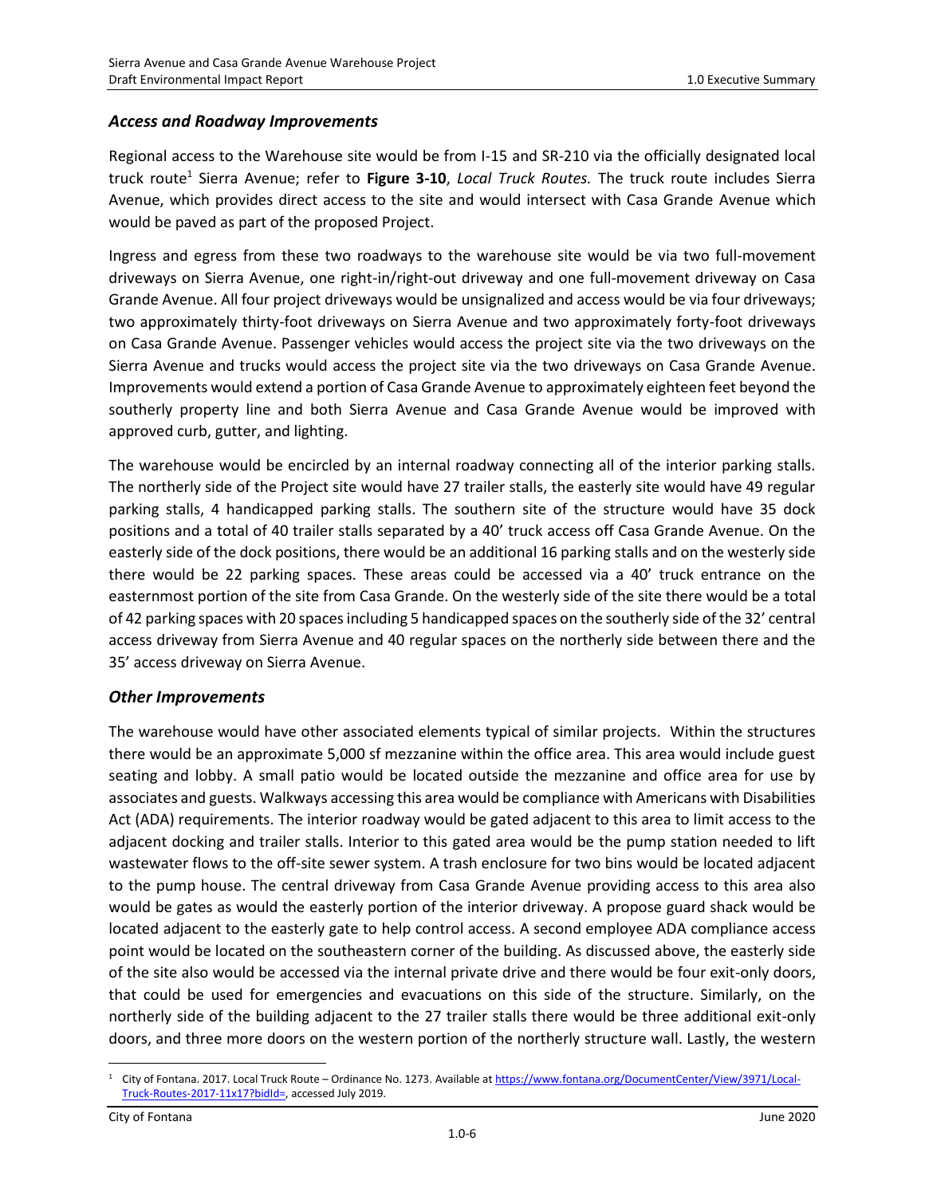### *Access and Roadway Improvements*

Regional access to the Warehouse site would be from I-15 and SR-210 via the officially designated local truck route[1] Sierra Avenue; refer to **Figure 3-10**, *Local Truck Routes.* The truck route includes Sierra Avenue, which provides direct access to the site and would intersect with Casa Grande Avenue which would be paved as part of the proposed Project.

Ingress and egress from these two roadways to the warehouse site would be via two full-movement driveways on Sierra Avenue, one right-in/right-out driveway and one full-movement driveway on Casa Grande Avenue. All four project driveways would be unsignalized and access would be via four driveways; two approximately thirty-foot driveways on Sierra Avenue and two approximately forty-foot driveways on Casa Grande Avenue. Passenger vehicles would access the project site via the two driveways on the Sierra Avenue and trucks would access the project site via the two driveways on Casa Grande Avenue. Improvements would extend a portion of Casa Grande Avenue to approximately eighteen feet beyond the southerly property line and both Sierra Avenue and Casa Grande Avenue would be improved with approved curb, gutter, and lighting.

The warehouse would be encircled by an internal roadway connecting all of the interior parking stalls. The northerly side of the Project site would have 27 trailer stalls, the easterly site would have 49 regular parking stalls, 4 handicapped parking stalls. The southern site of the structure would have 35 dock positions and a total of 40 trailer stalls separated by a 40' truck access off Casa Grande Avenue. On the easterly side of the dock positions, there would be an additional 16 parking stalls and on the westerly side there would be 22 parking spaces. These areas could be accessed via a 40' truck entrance on the easternmost portion of the site from Casa Grande. On the westerly side of the site there would be a total of 42 parking spaces with 20 spaces including 5 handicapped spaces on the southerly side of the 32' central access driveway from Sierra Avenue and 40 regular spaces on the northerly side between there and the 35' access driveway on Sierra Avenue.

### *Other Improvements*

The warehouse would have other associated elements typical of similar projects. Within the structures there would be an approximate 5,000 sf mezzanine within the office area. This area would include guest seating and lobby. A small patio would be located outside the mezzanine and office area for use by associates and guests. Walkways accessing this area would be compliance with Americans with Disabilities Act (ADA) requirements. The interior roadway would be gated adjacent to this area to limit access to the adjacent docking and trailer stalls. Interior to this gated area would be the pump station needed to lift wastewater flows to the off-site sewer system. A trash enclosure for two bins would be located adjacent to the pump house. The central driveway from Casa Grande Avenue providing access to this area also would be gates as would the easterly portion of the interior driveway. A propose guard shack would be located adjacent to the easterly gate to help control access. A second employee ADA compliance access point would be located on the southeastern corner of the building. As discussed above, the easterly side of the site also would be accessed via the internal private drive and there would be four exit-only doors, that could be used for emergencies and evacuations on this side of the structure. Similarly, on the northerly side of the building adjacent to the 27 trailer stalls there would be three additional exit-only doors, and three more doors on the western portion of the northerly structure wall. Lastly, the western

---

[1] City of Fontana. 2017. Local Truck Route – Ordinance No. 1273. Available at https://www.fontana.org/DocumentCenter/View/3971/Local-Truck-Routes-2017-11x17?bidId=, accessed July 2019.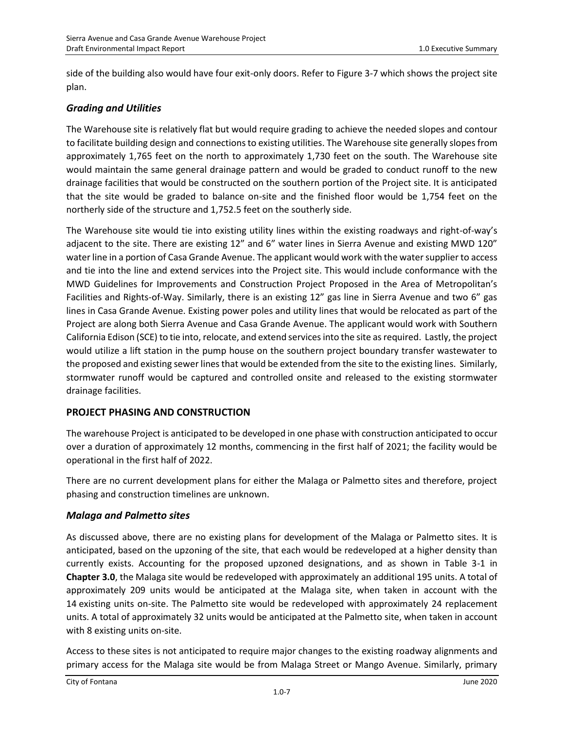side of the building also would have four exit-only doors. Refer to Figure 3-7 which shows the project site plan.

### *Grading and Utilities*

The Warehouse site is relatively flat but would require grading to achieve the needed slopes and contour to facilitate building design and connections to existing utilities. The Warehouse site generally slopes from approximately 1,765 feet on the north to approximately 1,730 feet on the south. The Warehouse site would maintain the same general drainage pattern and would be graded to conduct runoff to the new drainage facilities that would be constructed on the southern portion of the Project site. It is anticipated that the site would be graded to balance on-site and the finished floor would be 1,754 feet on the northerly side of the structure and 1,752.5 feet on the southerly side.

The Warehouse site would tie into existing utility lines within the existing roadways and right-of-way's adjacent to the site. There are existing 12" and 6" water lines in Sierra Avenue and existing MWD 120" water line in a portion of Casa Grande Avenue. The applicant would work with the water supplier to access and tie into the line and extend services into the Project site. This would include conformance with the MWD Guidelines for Improvements and Construction Project Proposed in the Area of Metropolitan's Facilities and Rights-of-Way. Similarly, there is an existing 12" gas line in Sierra Avenue and two 6" gas lines in Casa Grande Avenue. Existing power poles and utility lines that would be relocated as part of the Project are along both Sierra Avenue and Casa Grande Avenue. The applicant would work with Southern California Edison (SCE) to tie into, relocate, and extend services into the site as required. Lastly, the project would utilize a lift station in the pump house on the southern project boundary transfer wastewater to the proposed and existing sewer lines that would be extended from the site to the existing lines. Similarly, stormwater runoff would be captured and controlled onsite and released to the existing stormwater drainage facilities.

## PROJECT PHASING AND CONSTRUCTION

The warehouse Project is anticipated to be developed in one phase with construction anticipated to occur over a duration of approximately 12 months, commencing in the first half of 2021; the facility would be operational in the first half of 2022.

There are no current development plans for either the Malaga or Palmetto sites and therefore, project phasing and construction timelines are unknown.

### *Malaga and Palmetto sites*

As discussed above, there are no existing plans for development of the Malaga or Palmetto sites. It is anticipated, based on the upzoning of the site, that each would be redeveloped at a higher density than currently exists. Accounting for the proposed upzoned designations, and as shown in Table 3-1 in **Chapter 3.0**, the Malaga site would be redeveloped with approximately an additional 195 units. A total of approximately 209 units would be anticipated at the Malaga site, when taken in account with the 14 existing units on-site. The Palmetto site would be redeveloped with approximately 24 replacement units. A total of approximately 32 units would be anticipated at the Palmetto site, when taken in account with 8 existing units on-site.

Access to these sites is not anticipated to require major changes to the existing roadway alignments and primary access for the Malaga site would be from Malaga Street or Mango Avenue. Similarly, primary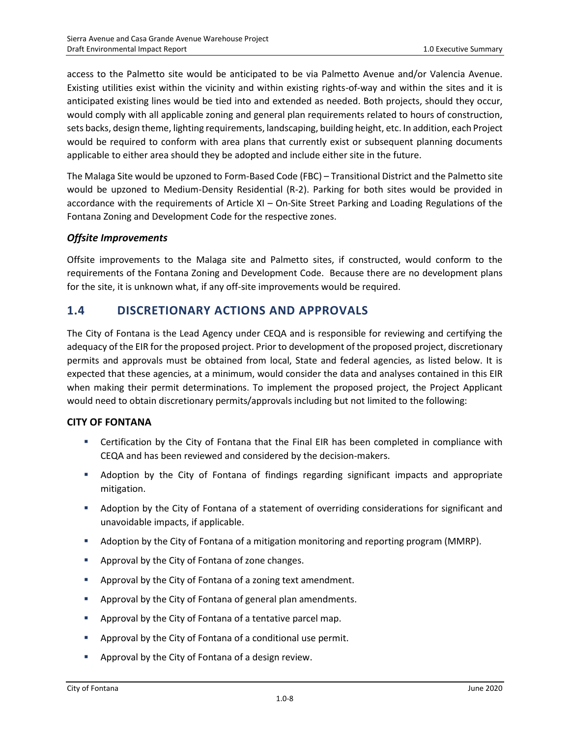access to the Palmetto site would be anticipated to be via Palmetto Avenue and/or Valencia Avenue. Existing utilities exist within the vicinity and within existing rights-of-way and within the sites and it is anticipated existing lines would be tied into and extended as needed. Both projects, should they occur, would comply with all applicable zoning and general plan requirements related to hours of construction, sets backs, design theme, lighting requirements, landscaping, building height, etc. In addition, each Project would be required to conform with area plans that currently exist or subsequent planning documents applicable to either area should they be adopted and include either site in the future.

The Malaga Site would be upzoned to Form-Based Code (FBC) – Transitional District and the Palmetto site would be upzoned to Medium-Density Residential (R-2). Parking for both sites would be provided in accordance with the requirements of Article XI – On-Site Street Parking and Loading Regulations of the Fontana Zoning and Development Code for the respective zones.

### *Offsite Improvements*

Offsite improvements to the Malaga site and Palmetto sites, if constructed, would conform to the requirements of the Fontana Zoning and Development Code. Because there are no development plans for the site, it is unknown what, if any off-site improvements would be required.

## 1.4 DISCRETIONARY ACTIONS AND APPROVALS

The City of Fontana is the Lead Agency under CEQA and is responsible for reviewing and certifying the adequacy of the EIR for the proposed project. Prior to development of the proposed project, discretionary permits and approvals must be obtained from local, State and federal agencies, as listed below. It is expected that these agencies, at a minimum, would consider the data and analyses contained in this EIR when making their permit determinations. To implement the proposed project, the Project Applicant would need to obtain discretionary permits/approvals including but not limited to the following:

**CITY OF FONTANA**

- Certification by the City of Fontana that the Final EIR has been completed in compliance with CEQA and has been reviewed and considered by the decision-makers.
- Adoption by the City of Fontana of findings regarding significant impacts and appropriate mitigation.
- Adoption by the City of Fontana of a statement of overriding considerations for significant and unavoidable impacts, if applicable.
- Adoption by the City of Fontana of a mitigation monitoring and reporting program (MMRP).
- Approval by the City of Fontana of zone changes.
- Approval by the City of Fontana of a zoning text amendment.
- Approval by the City of Fontana of general plan amendments.
- Approval by the City of Fontana of a tentative parcel map.
- Approval by the City of Fontana of a conditional use permit.
- Approval by the City of Fontana of a design review.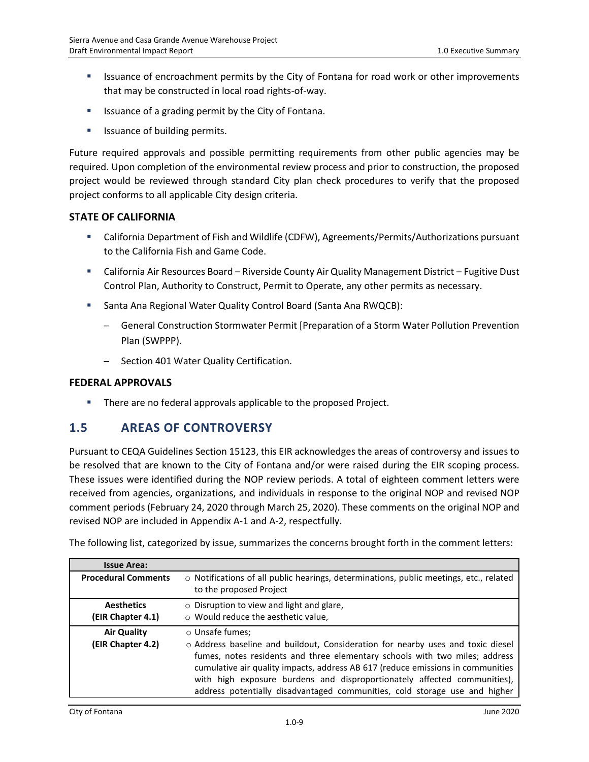- Issuance of encroachment permits by the City of Fontana for road work or other improvements that may be constructed in local road rights-of-way.
- Issuance of a grading permit by the City of Fontana.
- Issuance of building permits.

Future required approvals and possible permitting requirements from other public agencies may be required. Upon completion of the environmental review process and prior to construction, the proposed project would be reviewed through standard City plan check procedures to verify that the proposed project conforms to all applicable City design criteria.

### STATE OF CALIFORNIA

- California Department of Fish and Wildlife (CDFW), Agreements/Permits/Authorizations pursuant to the California Fish and Game Code.
- California Air Resources Board – Riverside County Air Quality Management District – Fugitive Dust Control Plan, Authority to Construct, Permit to Operate, any other permits as necessary.
- Santa Ana Regional Water Quality Control Board (Santa Ana RWQCB):
  - General Construction Stormwater Permit [Preparation of a Storm Water Pollution Prevention Plan (SWPPP).
  - Section 401 Water Quality Certification.

### FEDERAL APPROVALS

- There are no federal approvals applicable to the proposed Project.

## 1.5 AREAS OF CONTROVERSY

Pursuant to CEQA Guidelines Section 15123, this EIR acknowledges the areas of controversy and issues to be resolved that are known to the City of Fontana and/or were raised during the EIR scoping process. These issues were identified during the NOP review periods. A total of eighteen comment letters were received from agencies, organizations, and individuals in response to the original NOP and revised NOP comment periods (February 24, 2020 through March 25, 2020). These comments on the original NOP and revised NOP are included in Appendix A-1 and A-2, respectfully.

The following list, categorized by issue, summarizes the concerns brought forth in the comment letters:

| Issue Area: | |
|---|---|
| **Procedural Comments** | ○ Notifications of all public hearings, determinations, public meetings, etc., related to the proposed Project |
| **Aesthetics (EIR Chapter 4.1)** | ○ Disruption to view and light and glare,<br>○ Would reduce the aesthetic value, |
| **Air Quality (EIR Chapter 4.2)** | ○ Unsafe fumes;<br>○ Address baseline and buildout, Consideration for nearby uses and toxic diesel fumes, notes residents and three elementary schools with two miles; address cumulative air quality impacts, address AB 617 (reduce emissions in communities with high exposure burdens and disproportionately affected communities), address potentially disadvantaged communities, cold storage use and higher |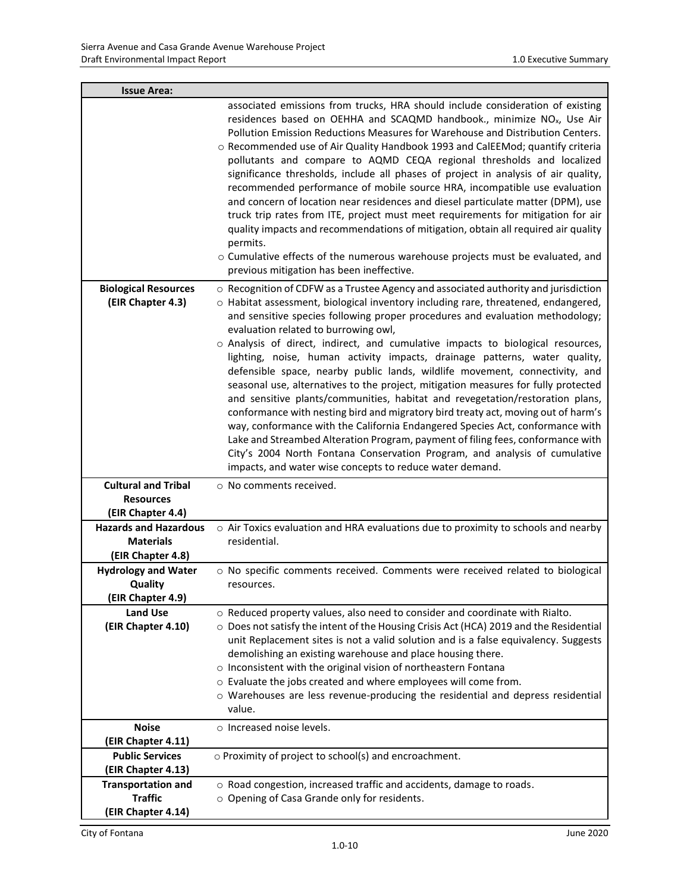| Issue Area: | |
|---|---|
| | associated emissions from trucks, HRA should include consideration of existing residences based on OEHHA and SCAQMD handbook., minimize $NO_x$, Use Air Pollution Emission Reductions Measures for Warehouse and Distribution Centers.<br>○ Recommended use of Air Quality Handbook 1993 and CalEEMod; quantify criteria pollutants and compare to AQMD CEQA regional thresholds and localized significance thresholds, include all phases of project in analysis of air quality, recommended performance of mobile source HRA, incompatible use evaluation and concern of location near residences and diesel particulate matter (DPM), use truck trip rates from ITE, project must meet requirements for mitigation for air quality impacts and recommendations of mitigation, obtain all required air quality permits.<br>○ Cumulative effects of the numerous warehouse projects must be evaluated, and previous mitigation has been ineffective. |
| **Biological Resources (EIR Chapter 4.3)** | ○ Recognition of CDFW as a Trustee Agency and associated authority and jurisdiction<br>○ Habitat assessment, biological inventory including rare, threatened, endangered, and sensitive species following proper procedures and evaluation methodology; evaluation related to burrowing owl,<br>○ Analysis of direct, indirect, and cumulative impacts to biological resources, lighting, noise, human activity impacts, drainage patterns, water quality, defensible space, nearby public lands, wildlife movement, connectivity, and seasonal use, alternatives to the project, mitigation measures for fully protected and sensitive plants/communities, habitat and revegetation/restoration plans, conformance with nesting bird and migratory bird treaty act, moving out of harm's way, conformance with the California Endangered Species Act, conformance with Lake and Streambed Alteration Program, payment of filing fees, conformance with City's 2004 North Fontana Conservation Program, and analysis of cumulative impacts, and water wise concepts to reduce water demand. |
| **Cultural and Tribal Resources (EIR Chapter 4.4)** | ○ No comments received. |
| **Hazards and Hazardous Materials (EIR Chapter 4.8)** | ○ Air Toxics evaluation and HRA evaluations due to proximity to schools and nearby residential. |
| **Hydrology and Water Quality (EIR Chapter 4.9)** | ○ No specific comments received. Comments were received related to biological resources. |
| **Land Use (EIR Chapter 4.10)** | ○ Reduced property values, also need to consider and coordinate with Rialto.<br>○ Does not satisfy the intent of the Housing Crisis Act (HCA) 2019 and the Residential unit Replacement sites is not a valid solution and is a false equivalency. Suggests demolishing an existing warehouse and place housing there.<br>○ Inconsistent with the original vision of northeastern Fontana<br>○ Evaluate the jobs created and where employees will come from.<br>○ Warehouses are less revenue-producing the residential and depress residential value. |
| **Noise (EIR Chapter 4.11)** | ○ Increased noise levels. |
| **Public Services (EIR Chapter 4.13)** | ○ Proximity of project to school(s) and encroachment. |
| **Transportation and Traffic (EIR Chapter 4.14)** | ○ Road congestion, increased traffic and accidents, damage to roads.<br>○ Opening of Casa Grande only for residents. |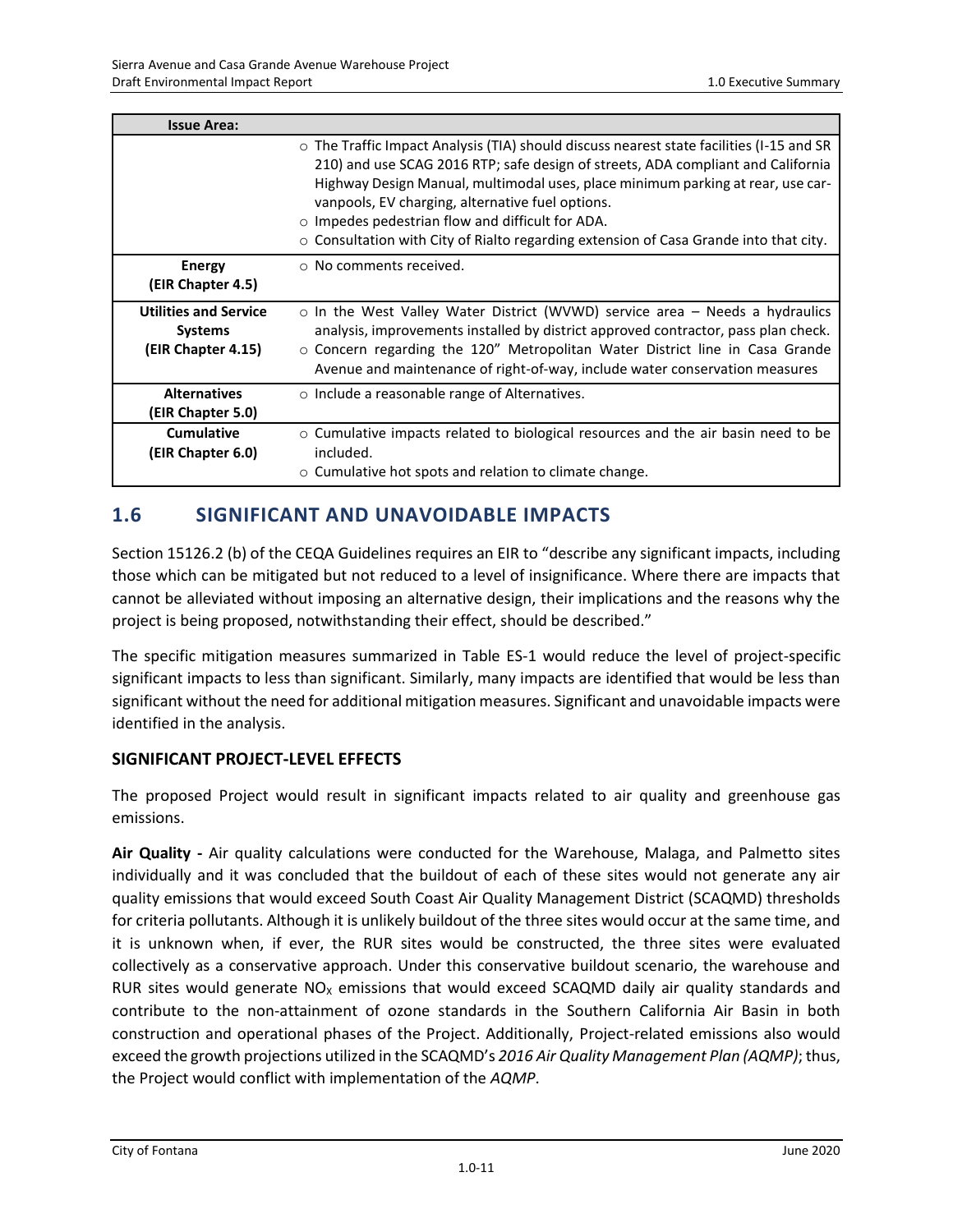| Issue Area: | |
|---|---|
| | ○ The Traffic Impact Analysis (TIA) should discuss nearest state facilities (I-15 and SR 210) and use SCAG 2016 RTP; safe design of streets, ADA compliant and California Highway Design Manual, multimodal uses, place minimum parking at rear, use car-vanpools, EV charging, alternative fuel options.<br>○ Impedes pedestrian flow and difficult for ADA.<br>○ Consultation with City of Rialto regarding extension of Casa Grande into that city. |
| **Energy (EIR Chapter 4.5)** | ○ No comments received. |
| **Utilities and Service Systems (EIR Chapter 4.15)** | ○ In the West Valley Water District (WVWD) service area – Needs a hydraulics analysis, improvements installed by district approved contractor, pass plan check.<br>○ Concern regarding the 120" Metropolitan Water District line in Casa Grande Avenue and maintenance of right-of-way, include water conservation measures |
| **Alternatives (EIR Chapter 5.0)** | ○ Include a reasonable range of Alternatives. |
| **Cumulative (EIR Chapter 6.0)** | ○ Cumulative impacts related to biological resources and the air basin need to be included.<br>○ Cumulative hot spots and relation to climate change. |

## 1.6 SIGNIFICANT AND UNAVOIDABLE IMPACTS

Section 15126.2 (b) of the CEQA Guidelines requires an EIR to "describe any significant impacts, including those which can be mitigated but not reduced to a level of insignificance. Where there are impacts that cannot be alleviated without imposing an alternative design, their implications and the reasons why the project is being proposed, notwithstanding their effect, should be described."

The specific mitigation measures summarized in Table ES-1 would reduce the level of project-specific significant impacts to less than significant. Similarly, many impacts are identified that would be less than significant without the need for additional mitigation measures. Significant and unavoidable impacts were identified in the analysis.

### SIGNIFICANT PROJECT-LEVEL EFFECTS

The proposed Project would result in significant impacts related to air quality and greenhouse gas emissions.

**Air Quality -** Air quality calculations were conducted for the Warehouse, Malaga, and Palmetto sites individually and it was concluded that the buildout of each of these sites would not generate any air quality emissions that would exceed South Coast Air Quality Management District (SCAQMD) thresholds for criteria pollutants. Although it is unlikely buildout of the three sites would occur at the same time, and it is unknown when, if ever, the RUR sites would be constructed, the three sites were evaluated collectively as a conservative approach. Under this conservative buildout scenario, the warehouse and RUR sites would generate $NO_X$ emissions that would exceed SCAQMD daily air quality standards and contribute to the non-attainment of ozone standards in the Southern California Air Basin in both construction and operational phases of the Project. Additionally, Project-related emissions also would exceed the growth projections utilized in the SCAQMD's *2016 Air Quality Management Plan (AQMP)*; thus, the Project would conflict with implementation of the *AQMP*.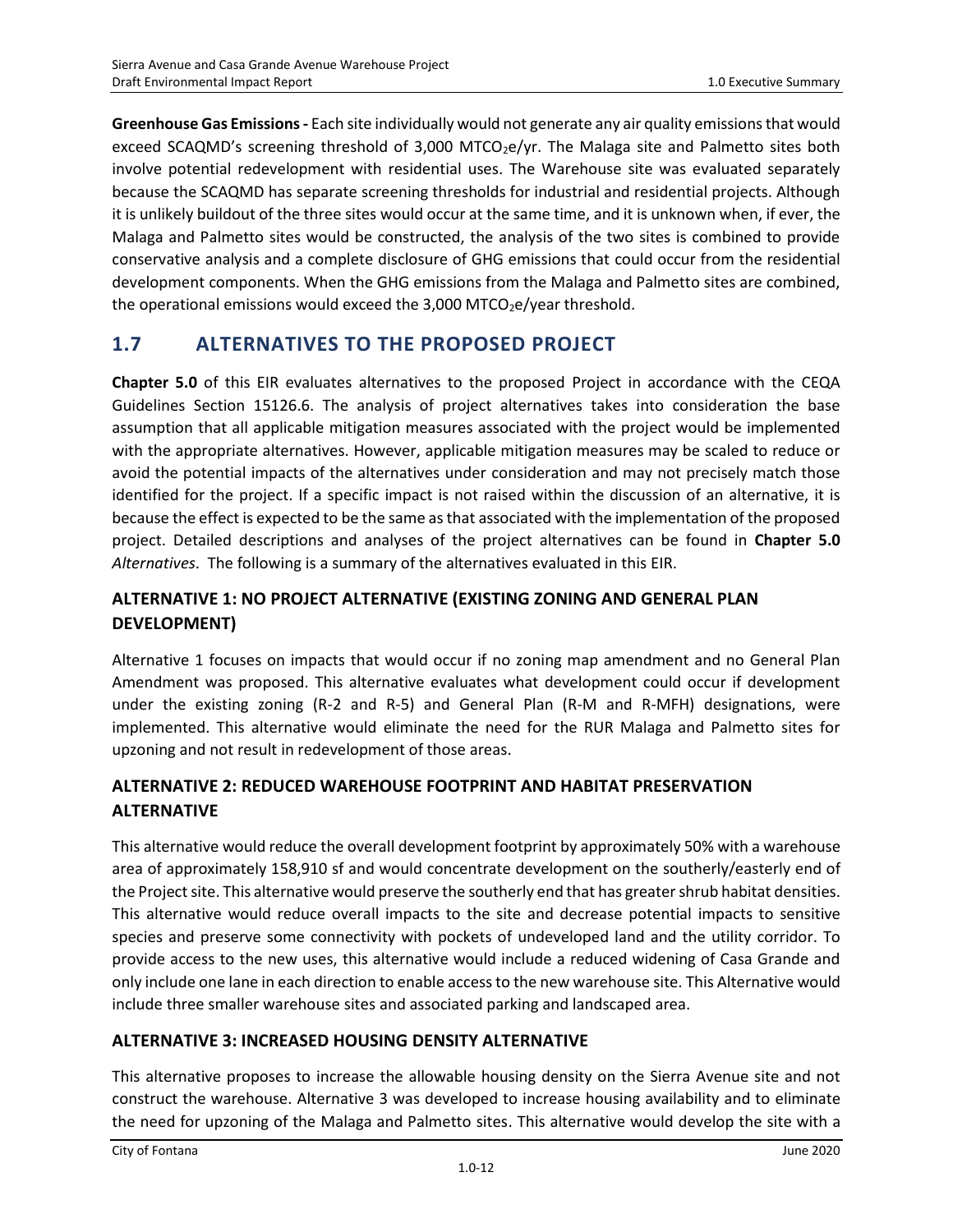**Greenhouse Gas Emissions -** Each site individually would not generate any air quality emissions that would exceed SCAQMD's screening threshold of 3,000 $MTCO_2e$/yr. The Malaga site and Palmetto sites both involve potential redevelopment with residential uses. The Warehouse site was evaluated separately because the SCAQMD has separate screening thresholds for industrial and residential projects. Although it is unlikely buildout of the three sites would occur at the same time, and it is unknown when, if ever, the Malaga and Palmetto sites would be constructed, the analysis of the two sites is combined to provide conservative analysis and a complete disclosure of GHG emissions that could occur from the residential development components. When the GHG emissions from the Malaga and Palmetto sites are combined, the operational emissions would exceed the 3,000 $MTCO_2e$/year threshold.

## 1.7 ALTERNATIVES TO THE PROPOSED PROJECT

**Chapter 5.0** of this EIR evaluates alternatives to the proposed Project in accordance with the CEQA Guidelines Section 15126.6. The analysis of project alternatives takes into consideration the base assumption that all applicable mitigation measures associated with the project would be implemented with the appropriate alternatives. However, applicable mitigation measures may be scaled to reduce or avoid the potential impacts of the alternatives under consideration and may not precisely match those identified for the project. If a specific impact is not raised within the discussion of an alternative, it is because the effect is expected to be the same as that associated with the implementation of the proposed project. Detailed descriptions and analyses of the project alternatives can be found in **Chapter 5.0** *Alternatives*. The following is a summary of the alternatives evaluated in this EIR.

### ALTERNATIVE 1: NO PROJECT ALTERNATIVE (EXISTING ZONING AND GENERAL PLAN DEVELOPMENT)

Alternative 1 focuses on impacts that would occur if no zoning map amendment and no General Plan Amendment was proposed. This alternative evaluates what development could occur if development under the existing zoning (R-2 and R-5) and General Plan (R-M and R-MFH) designations, were implemented. This alternative would eliminate the need for the RUR Malaga and Palmetto sites for upzoning and not result in redevelopment of those areas.

### ALTERNATIVE 2: REDUCED WAREHOUSE FOOTPRINT AND HABITAT PRESERVATION ALTERNATIVE

This alternative would reduce the overall development footprint by approximately 50% with a warehouse area of approximately 158,910 sf and would concentrate development on the southerly/easterly end of the Project site. This alternative would preserve the southerly end that has greater shrub habitat densities. This alternative would reduce overall impacts to the site and decrease potential impacts to sensitive species and preserve some connectivity with pockets of undeveloped land and the utility corridor. To provide access to the new uses, this alternative would include a reduced widening of Casa Grande and only include one lane in each direction to enable access to the new warehouse site. This Alternative would include three smaller warehouse sites and associated parking and landscaped area.

### ALTERNATIVE 3: INCREASED HOUSING DENSITY ALTERNATIVE

This alternative proposes to increase the allowable housing density on the Sierra Avenue site and not construct the warehouse. Alternative 3 was developed to increase housing availability and to eliminate the need for upzoning of the Malaga and Palmetto sites. This alternative would develop the site with a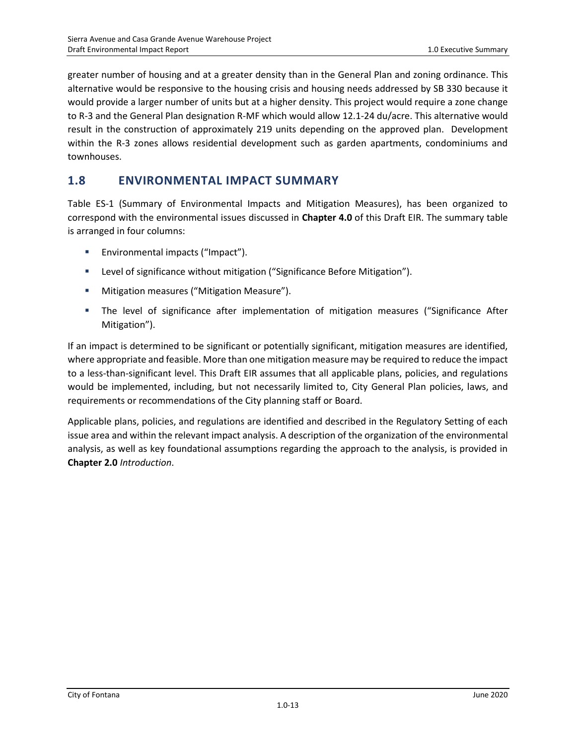greater number of housing and at a greater density than in the General Plan and zoning ordinance. This alternative would be responsive to the housing crisis and housing needs addressed by SB 330 because it would provide a larger number of units but at a higher density. This project would require a zone change to R-3 and the General Plan designation R-MF which would allow 12.1-24 du/acre. This alternative would result in the construction of approximately 219 units depending on the approved plan. Development within the R-3 zones allows residential development such as garden apartments, condominiums and townhouses.

## 1.8 ENVIRONMENTAL IMPACT SUMMARY

Table ES-1 (Summary of Environmental Impacts and Mitigation Measures), has been organized to correspond with the environmental issues discussed in **Chapter 4.0** of this Draft EIR. The summary table is arranged in four columns:

- Environmental impacts ("Impact").
- Level of significance without mitigation ("Significance Before Mitigation").
- Mitigation measures ("Mitigation Measure").
- The level of significance after implementation of mitigation measures ("Significance After Mitigation").

If an impact is determined to be significant or potentially significant, mitigation measures are identified, where appropriate and feasible. More than one mitigation measure may be required to reduce the impact to a less-than-significant level. This Draft EIR assumes that all applicable plans, policies, and regulations would be implemented, including, but not necessarily limited to, City General Plan policies, laws, and requirements or recommendations of the City planning staff or Board.

Applicable plans, policies, and regulations are identified and described in the Regulatory Setting of each issue area and within the relevant impact analysis. A description of the organization of the environmental analysis, as well as key foundational assumptions regarding the approach to the analysis, is provided in **Chapter 2.0** *Introduction*.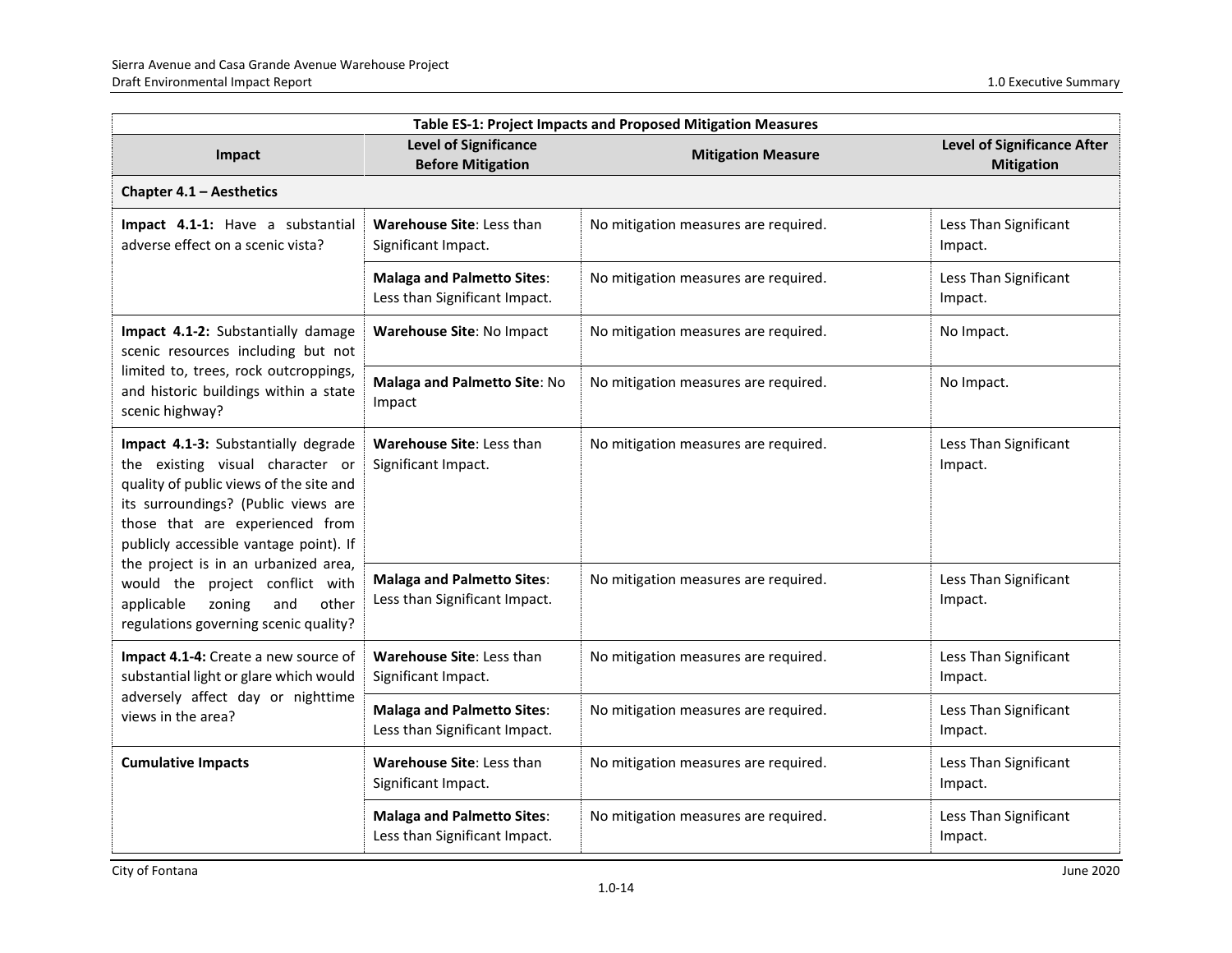| Table ES-1: Project Impacts and Proposed Mitigation Measures | | | |
|---|---|---|---|
| **Impact** | **Level of Significance Before Mitigation** | **Mitigation Measure** | **Level of Significance After Mitigation** |
| **Chapter 4.1 – Aesthetics** | | | |
| **Impact 4.1-1:** Have a substantial adverse effect on a scenic vista? | **Warehouse Site**: Less than Significant Impact. | No mitigation measures are required. | Less Than Significant Impact. |
| | **Malaga and Palmetto Sites**: Less than Significant Impact. | No mitigation measures are required. | Less Than Significant Impact. |
| **Impact 4.1-2:** Substantially damage scenic resources including but not limited to, trees, rock outcroppings, and historic buildings within a state scenic highway? | **Warehouse Site**: No Impact | No mitigation measures are required. | No Impact. |
| | **Malaga and Palmetto Site**: No Impact | No mitigation measures are required. | No Impact. |
| **Impact 4.1-3:** Substantially degrade the existing visual character or quality of public views of the site and its surroundings? (Public views are those that are experienced from publicly accessible vantage point). If the project is in an urbanized area, would the project conflict with applicable zoning and other regulations governing scenic quality? | **Warehouse Site**: Less than Significant Impact. | No mitigation measures are required. | Less Than Significant Impact. |
| | **Malaga and Palmetto Sites**: Less than Significant Impact. | No mitigation measures are required. | Less Than Significant Impact. |
| **Impact 4.1-4:** Create a new source of substantial light or glare which would adversely affect day or nighttime views in the area? | **Warehouse Site**: Less than Significant Impact. | No mitigation measures are required. | Less Than Significant Impact. |
| | **Malaga and Palmetto Sites**: Less than Significant Impact. | No mitigation measures are required. | Less Than Significant Impact. |
| **Cumulative Impacts** | **Warehouse Site**: Less than Significant Impact. | No mitigation measures are required. | Less Than Significant Impact. |
| | **Malaga and Palmetto Sites**: Less than Significant Impact. | No mitigation measures are required. | Less Than Significant Impact. |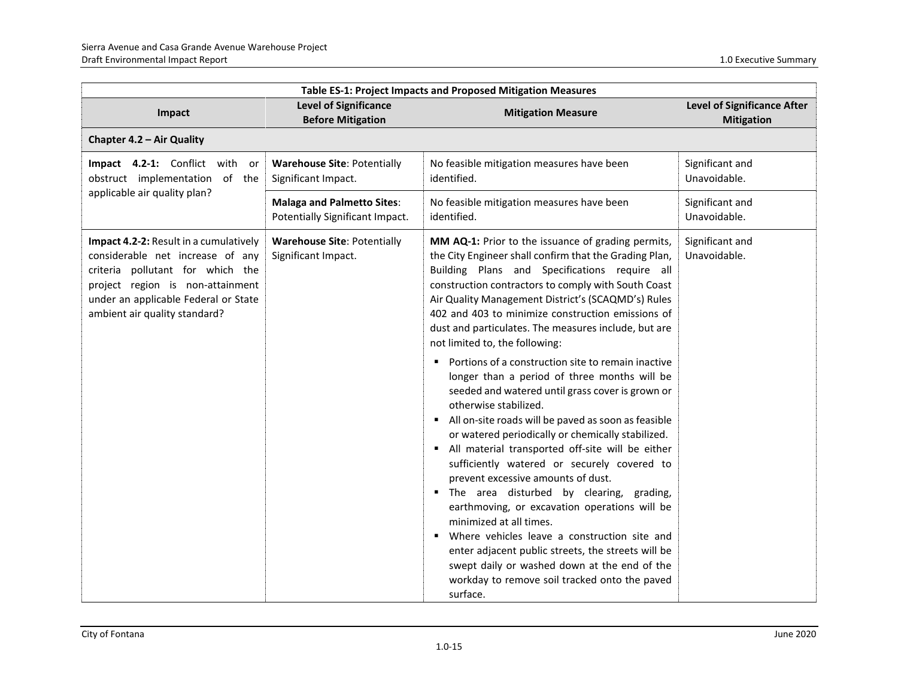**Table ES-1: Project Impacts and Proposed Mitigation Measures**

| Impact | Level of Significance Before Mitigation | Mitigation Measure | Level of Significance After Mitigation |
|---|---|---|---|
| **Chapter 4.2 – Air Quality** | | | |
| **Impact 4.2-1:** Conflict with or obstruct implementation of the applicable air quality plan? | **Warehouse Site**: Potentially Significant Impact. | No feasible mitigation measures have been identified. | Significant and Unavoidable. |
| | **Malaga and Palmetto Sites**: Potentially Significant Impact. | No feasible mitigation measures have been identified. | Significant and Unavoidable. |
| **Impact 4.2-2:** Result in a cumulatively considerable net increase of any criteria pollutant for which the project region is non-attainment under an applicable Federal or State ambient air quality standard? | **Warehouse Site**: Potentially Significant Impact. | **MM AQ-1:** Prior to the issuance of grading permits, the City Engineer shall confirm that the Grading Plan, Building Plans and Specifications require all construction contractors to comply with South Coast Air Quality Management District's (SCAQMD's) Rules 402 and 403 to minimize construction emissions of dust and particulates. The measures include, but are not limited to, the following:<br>▪ Portions of a construction site to remain inactive longer than a period of three months will be seeded and watered until grass cover is grown or otherwise stabilized.<br>▪ All on-site roads will be paved as soon as feasible or watered periodically or chemically stabilized.<br>▪ All material transported off-site will be either sufficiently watered or securely covered to prevent excessive amounts of dust.<br>▪ The area disturbed by clearing, grading, earthmoving, or excavation operations will be minimized at all times.<br>▪ Where vehicles leave a construction site and enter adjacent public streets, the streets will be swept daily or washed down at the end of the workday to remove soil tracked onto the paved surface. | Significant and Unavoidable. |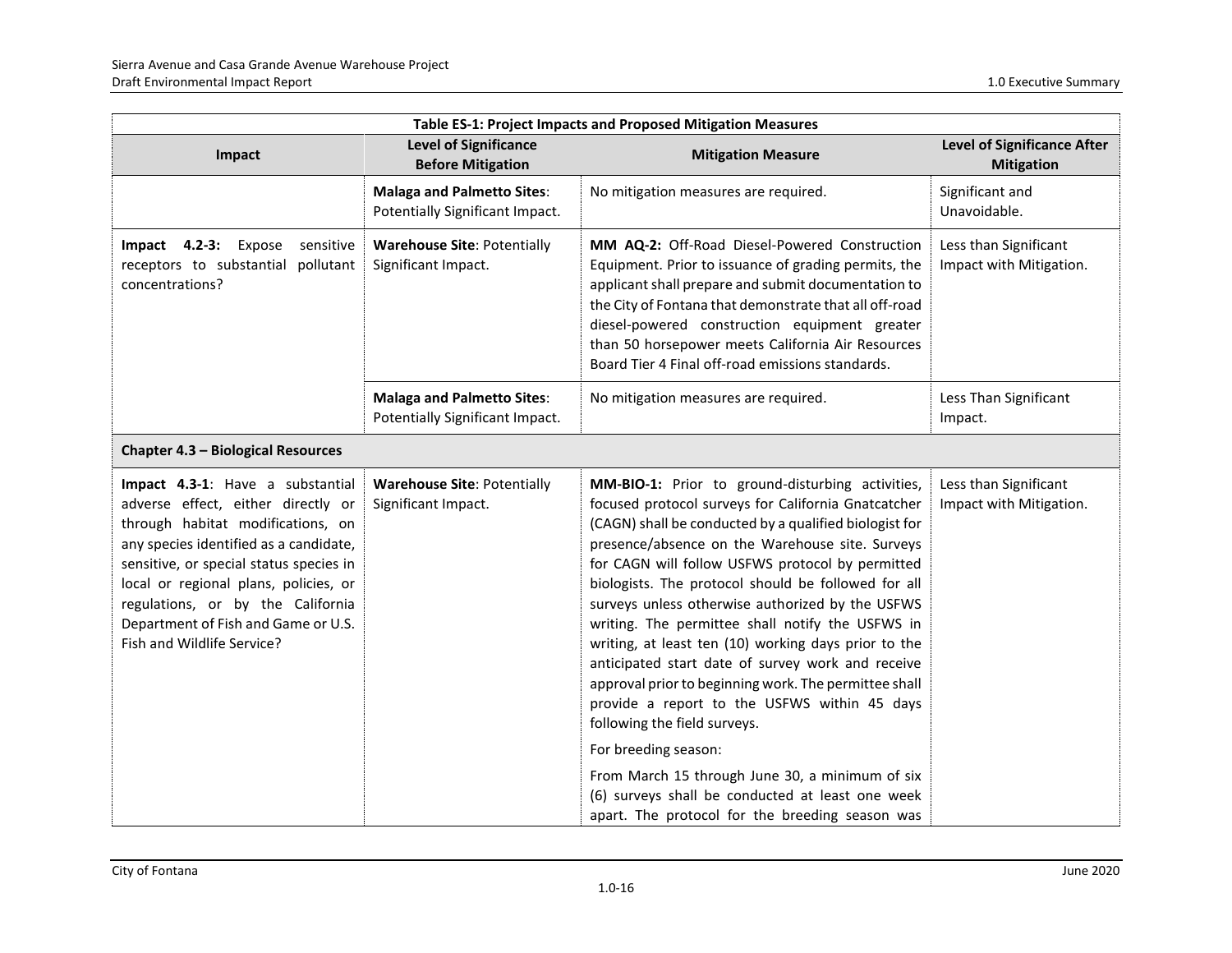| Table ES-1: Project Impacts and Proposed Mitigation Measures | | | |
|---|---|---|---|
| **Impact** | **Level of Significance Before Mitigation** | **Mitigation Measure** | **Level of Significance After Mitigation** |
| | **Malaga and Palmetto Sites**: Potentially Significant Impact. | No mitigation measures are required. | Significant and Unavoidable. |
| **Impact 4.2-3:** Expose sensitive receptors to substantial pollutant concentrations? | **Warehouse Site**: Potentially Significant Impact. | **MM AQ-2:** Off-Road Diesel-Powered Construction Equipment. Prior to issuance of grading permits, the applicant shall prepare and submit documentation to the City of Fontana that demonstrate that all off-road diesel-powered construction equipment greater than 50 horsepower meets California Air Resources Board Tier 4 Final off-road emissions standards. | Less than Significant Impact with Mitigation. |
| | **Malaga and Palmetto Sites**: Potentially Significant Impact. | No mitigation measures are required. | Less Than Significant Impact. |
| **Chapter 4.3 – Biological Resources** | | | |
| **Impact 4.3-1**: Have a substantial adverse effect, either directly or through habitat modifications, on any species identified as a candidate, sensitive, or special status species in local or regional plans, policies, or regulations, or by the California Department of Fish and Game or U.S. Fish and Wildlife Service? | **Warehouse Site**: Potentially Significant Impact. | **MM-BIO-1:** Prior to ground-disturbing activities, focused protocol surveys for California Gnatcatcher (CAGN) shall be conducted by a qualified biologist for presence/absence on the Warehouse site. Surveys for CAGN will follow USFWS protocol by permitted biologists. The protocol should be followed for all surveys unless otherwise authorized by the USFWS writing. The permittee shall notify the USFWS in writing, at least ten (10) working days prior to the anticipated start date of survey work and receive approval prior to beginning work. The permittee shall provide a report to the USFWS within 45 days following the field surveys.<br><br>For breeding season:<br><br>From March 15 through June 30, a minimum of six (6) surveys shall be conducted at least one week apart. The protocol for the breeding season was | Less than Significant Impact with Mitigation. |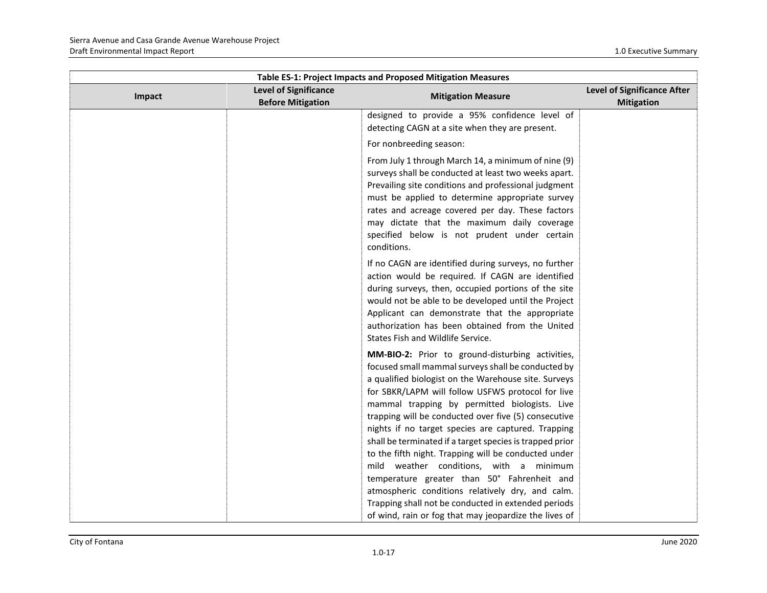| Table ES-1: Project Impacts and Proposed Mitigation Measures | | | |
|---|---|---|---|
| **Impact** | **Level of Significance Before Mitigation** | **Mitigation Measure** | **Level of Significance After Mitigation** |
| | | designed to provide a 95% confidence level of detecting CAGN at a site when they are present.<br><br>For nonbreeding season:<br><br>From July 1 through March 14, a minimum of nine (9) surveys shall be conducted at least two weeks apart. Prevailing site conditions and professional judgment must be applied to determine appropriate survey rates and acreage covered per day. These factors may dictate that the maximum daily coverage specified below is not prudent under certain conditions.<br><br>If no CAGN are identified during surveys, no further action would be required. If CAGN are identified during surveys, then, occupied portions of the site would not be able to be developed until the Project Applicant can demonstrate that the appropriate authorization has been obtained from the United States Fish and Wildlife Service.<br><br>**MM-BIO-2:** Prior to ground-disturbing activities, focused small mammal surveys shall be conducted by a qualified biologist on the Warehouse site. Surveys for SBKR/LAPM will follow USFWS protocol for live mammal trapping by permitted biologists. Live trapping will be conducted over five (5) consecutive nights if no target species are captured. Trapping shall be terminated if a target species is trapped prior to the fifth night. Trapping will be conducted under mild weather conditions, with a minimum temperature greater than 50° Fahrenheit and atmospheric conditions relatively dry, and calm. Trapping shall not be conducted in extended periods of wind, rain or fog that may jeopardize the lives of | |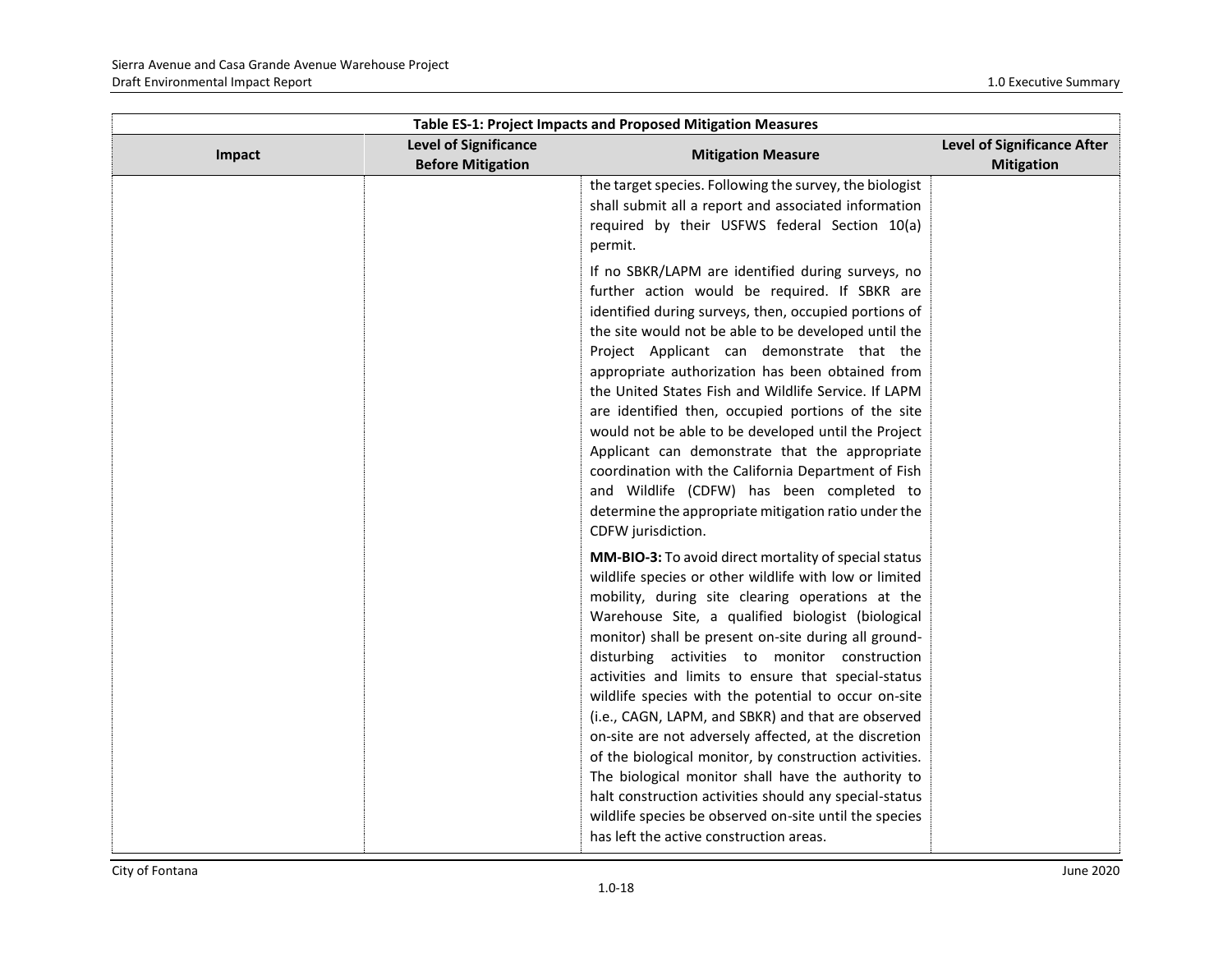| Table ES-1: Project Impacts and Proposed Mitigation Measures | | | |
|---|---|---|---|
| **Impact** | **Level of Significance Before Mitigation** | **Mitigation Measure** | **Level of Significance After Mitigation** |
| | | the target species. Following the survey, the biologist shall submit all a report and associated information required by their USFWS federal Section 10(a) permit.<br><br>If no SBKR/LAPM are identified during surveys, no further action would be required. If SBKR are identified during surveys, then, occupied portions of the site would not be able to be developed until the Project Applicant can demonstrate that the appropriate authorization has been obtained from the United States Fish and Wildlife Service. If LAPM are identified then, occupied portions of the site would not be able to be developed until the Project Applicant can demonstrate that the appropriate coordination with the California Department of Fish and Wildlife (CDFW) has been completed to determine the appropriate mitigation ratio under the CDFW jurisdiction.<br><br>**MM-BIO-3:** To avoid direct mortality of special status wildlife species or other wildlife with low or limited mobility, during site clearing operations at the Warehouse Site, a qualified biologist (biological monitor) shall be present on-site during all ground-disturbing activities to monitor construction activities and limits to ensure that special-status wildlife species with the potential to occur on-site (i.e., CAGN, LAPM, and SBKR) and that are observed on-site are not adversely affected, at the discretion of the biological monitor, by construction activities. The biological monitor shall have the authority to halt construction activities should any special-status wildlife species be observed on-site until the species has left the active construction areas. | |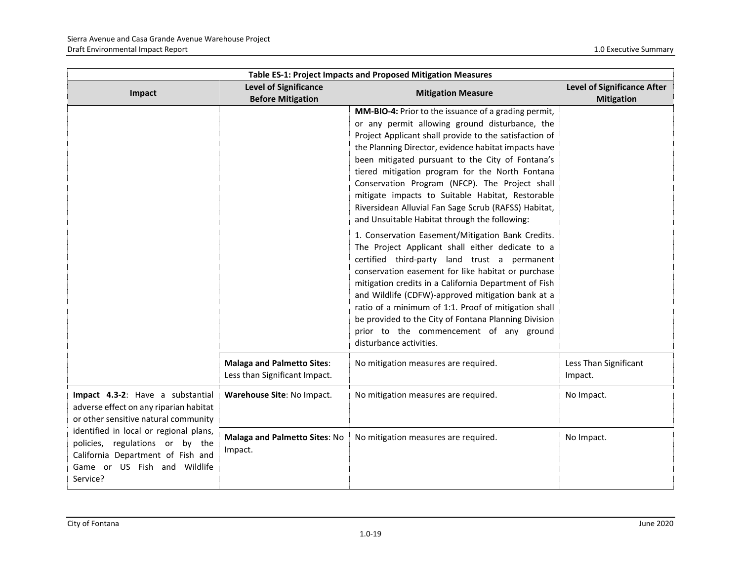| Table ES-1: Project Impacts and Proposed Mitigation Measures | | | |
|---|---|---|---|
| **Impact** | **Level of Significance Before Mitigation** | **Mitigation Measure** | **Level of Significance After Mitigation** |
| | | **MM-BIO-4:** Prior to the issuance of a grading permit, or any permit allowing ground disturbance, the Project Applicant shall provide to the satisfaction of the Planning Director, evidence habitat impacts have been mitigated pursuant to the City of Fontana's tiered mitigation program for the North Fontana Conservation Program (NFCP). The Project shall mitigate impacts to Suitable Habitat, Restorable Riversidean Alluvial Fan Sage Scrub (RAFSS) Habitat, and Unsuitable Habitat through the following:<br><br>1. Conservation Easement/Mitigation Bank Credits. The Project Applicant shall either dedicate to a certified third-party land trust a permanent conservation easement for like habitat or purchase mitigation credits in a California Department of Fish and Wildlife (CDFW)-approved mitigation bank at a ratio of a minimum of 1:1. Proof of mitigation shall be provided to the City of Fontana Planning Division prior to the commencement of any ground disturbance activities. | |
| | **Malaga and Palmetto Sites**: Less than Significant Impact. | No mitigation measures are required. | Less Than Significant Impact. |
| **Impact 4.3-2**: Have a substantial adverse effect on any riparian habitat or other sensitive natural community identified in local or regional plans, policies, regulations or by the California Department of Fish and Game or US Fish and Wildlife Service? | **Warehouse Site**: No Impact. | No mitigation measures are required. | No Impact. |
| | **Malaga and Palmetto Sites**: No Impact. | No mitigation measures are required. | No Impact. |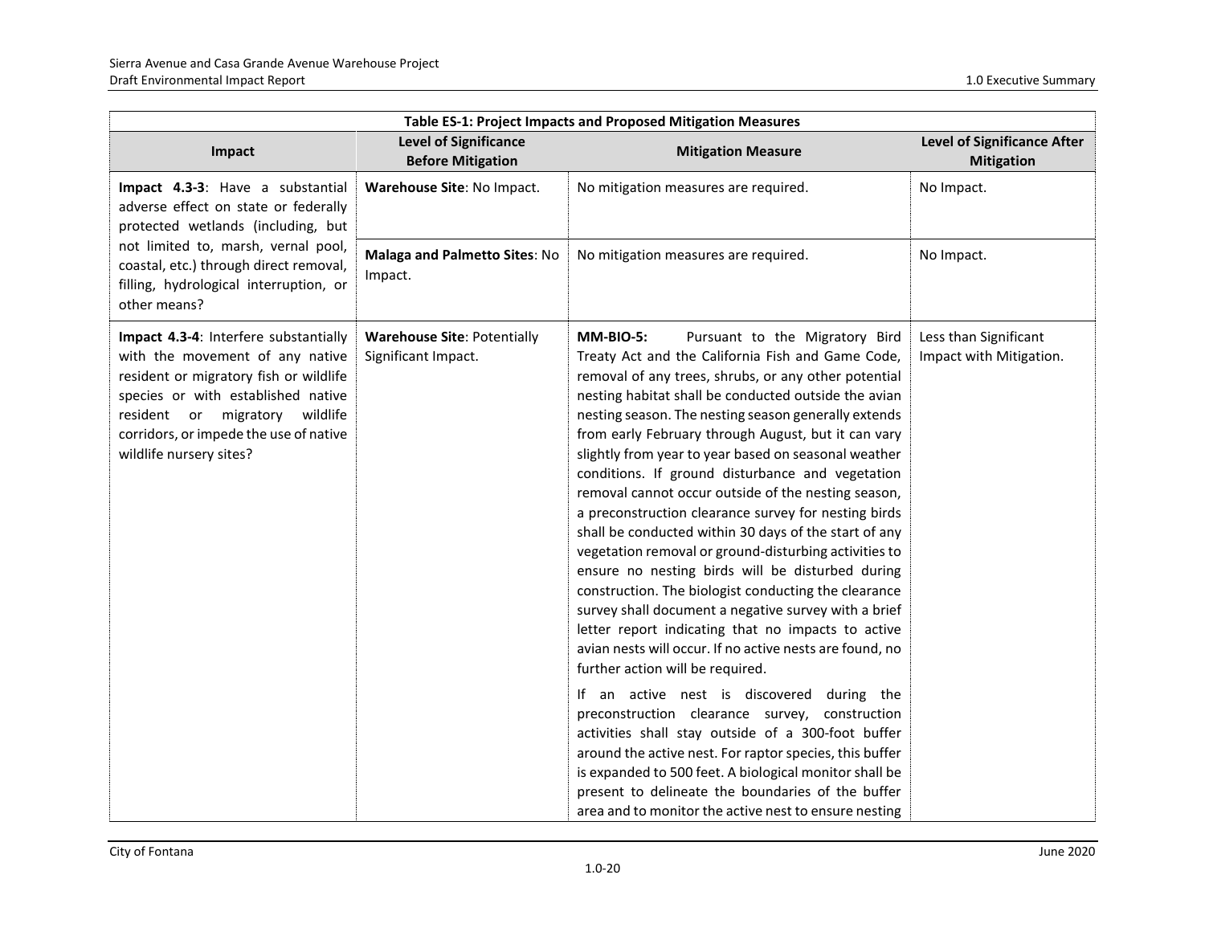| Table ES-1: Project Impacts and Proposed Mitigation Measures | | | |
|---|---|---|---|
| **Impact** | **Level of Significance Before Mitigation** | **Mitigation Measure** | **Level of Significance After Mitigation** |
| **Impact 4.3-3**: Have a substantial adverse effect on state or federally protected wetlands (including, but not limited to, marsh, vernal pool, coastal, etc.) through direct removal, filling, hydrological interruption, or other means? | **Warehouse Site**: No Impact. | No mitigation measures are required. | No Impact. |
| | **Malaga and Palmetto Sites**: No Impact. | No mitigation measures are required. | No Impact. |
| **Impact 4.3-4**: Interfere substantially with the movement of any native resident or migratory fish or wildlife species or with established native resident or migratory wildlife corridors, or impede the use of native wildlife nursery sites? | **Warehouse Site**: Potentially Significant Impact. | **MM-BIO-5:** Pursuant to the Migratory Bird Treaty Act and the California Fish and Game Code, removal of any trees, shrubs, or any other potential nesting habitat shall be conducted outside the avian nesting season. The nesting season generally extends from early February through August, but it can vary slightly from year to year based on seasonal weather conditions. If ground disturbance and vegetation removal cannot occur outside of the nesting season, a preconstruction clearance survey for nesting birds shall be conducted within 30 days of the start of any vegetation removal or ground-disturbing activities to ensure no nesting birds will be disturbed during construction. The biologist conducting the clearance survey shall document a negative survey with a brief letter report indicating that no impacts to active avian nests will occur. If no active nests are found, no further action will be required.<br><br>If an active nest is discovered during the preconstruction clearance survey, construction activities shall stay outside of a 300-foot buffer around the active nest. For raptor species, this buffer is expanded to 500 feet. A biological monitor shall be present to delineate the boundaries of the buffer area and to monitor the active nest to ensure nesting | Less than Significant Impact with Mitigation. |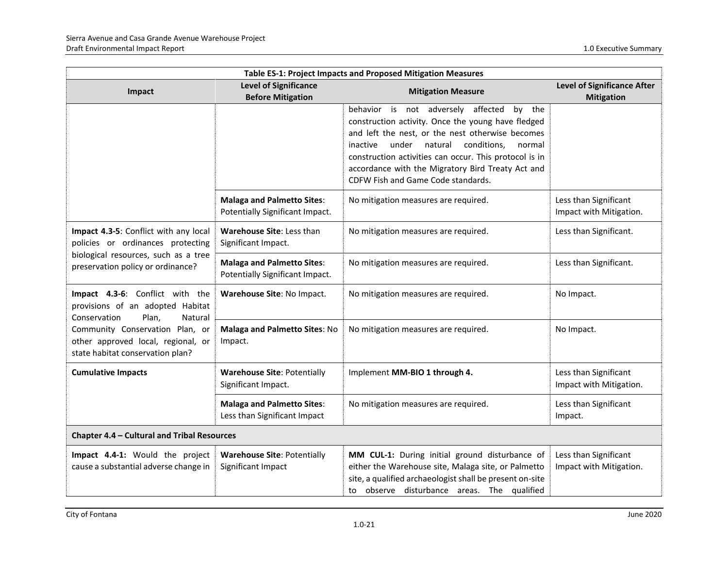| Table ES-1: Project Impacts and Proposed Mitigation Measures | | | |
|---|---|---|---|
| **Impact** | **Level of Significance Before Mitigation** | **Mitigation Measure** | **Level of Significance After Mitigation** |
| | | behavior is not adversely affected by the construction activity. Once the young have fledged and left the nest, or the nest otherwise becomes inactive under natural conditions, normal construction activities can occur. This protocol is in accordance with the Migratory Bird Treaty Act and CDFW Fish and Game Code standards. | |
| | **Malaga and Palmetto Sites**: Potentially Significant Impact. | No mitigation measures are required. | Less than Significant Impact with Mitigation. |
| **Impact 4.3-5**: Conflict with any local policies or ordinances protecting biological resources, such as a tree preservation policy or ordinance? | **Warehouse Site**: Less than Significant Impact. | No mitigation measures are required. | Less than Significant. |
| | **Malaga and Palmetto Sites**: Potentially Significant Impact. | No mitigation measures are required. | Less than Significant. |
| **Impact 4.3-6**: Conflict with the provisions of an adopted Habitat Conservation Plan, Natural Community Conservation Plan, or other approved local, regional, or state habitat conservation plan? | **Warehouse Site**: No Impact. | No mitigation measures are required. | No Impact. |
| | **Malaga and Palmetto Sites**: No Impact. | No mitigation measures are required. | No Impact. |
| **Cumulative Impacts** | **Warehouse Site**: Potentially Significant Impact. | Implement **MM-BIO 1 through 4.** | Less than Significant Impact with Mitigation. |
| | **Malaga and Palmetto Sites**: Less than Significant Impact | No mitigation measures are required. | Less than Significant Impact. |
| **Chapter 4.4 – Cultural and Tribal Resources** | | | |
| **Impact 4.4-1:** Would the project cause a substantial adverse change in | **Warehouse Site**: Potentially Significant Impact | **MM CUL-1:** During initial ground disturbance of either the Warehouse site, Malaga site, or Palmetto site, a qualified archaeologist shall be present on-site to observe disturbance areas. The qualified | Less than Significant Impact with Mitigation. |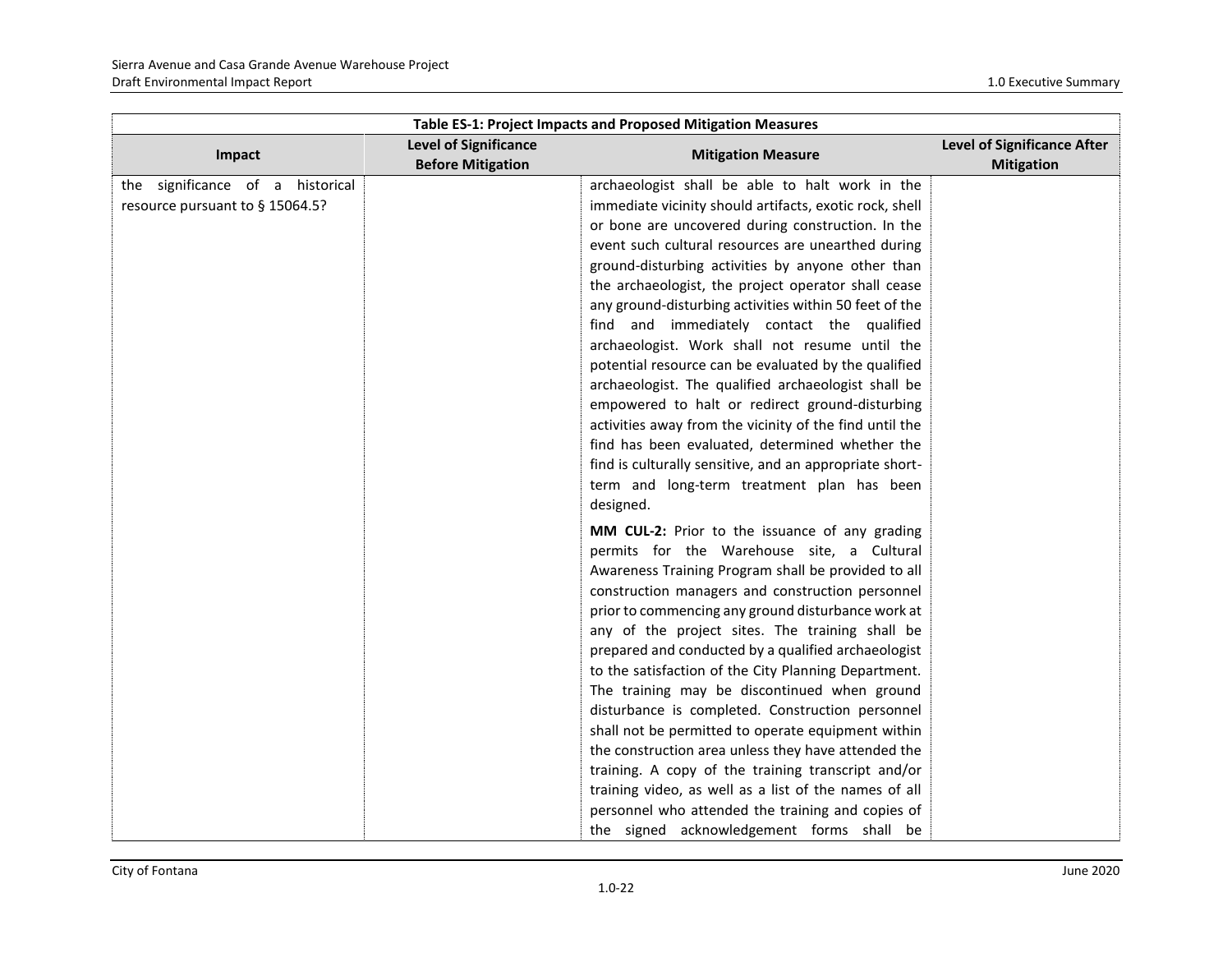| Table ES-1: Project Impacts and Proposed Mitigation Measures | | | |
|---|---|---|---|
| **Impact** | **Level of Significance Before Mitigation** | **Mitigation Measure** | **Level of Significance After Mitigation** |
| the significance of a historical resource pursuant to § 15064.5? | | archaeologist shall be able to halt work in the immediate vicinity should artifacts, exotic rock, shell or bone are uncovered during construction. In the event such cultural resources are unearthed during ground-disturbing activities by anyone other than the archaeologist, the project operator shall cease any ground-disturbing activities within 50 feet of the find and immediately contact the qualified archaeologist. Work shall not resume until the potential resource can be evaluated by the qualified archaeologist. The qualified archaeologist shall be empowered to halt or redirect ground-disturbing activities away from the vicinity of the find until the find has been evaluated, determined whether the find is culturally sensitive, and an appropriate short-term and long-term treatment plan has been designed.<br><br>**MM CUL-2:** Prior to the issuance of any grading permits for the Warehouse site, a Cultural Awareness Training Program shall be provided to all construction managers and construction personnel prior to commencing any ground disturbance work at any of the project sites. The training shall be prepared and conducted by a qualified archaeologist to the satisfaction of the City Planning Department. The training may be discontinued when ground disturbance is completed. Construction personnel shall not be permitted to operate equipment within the construction area unless they have attended the training. A copy of the training transcript and/or training video, as well as a list of the names of all personnel who attended the training and copies of the signed acknowledgement forms shall be | |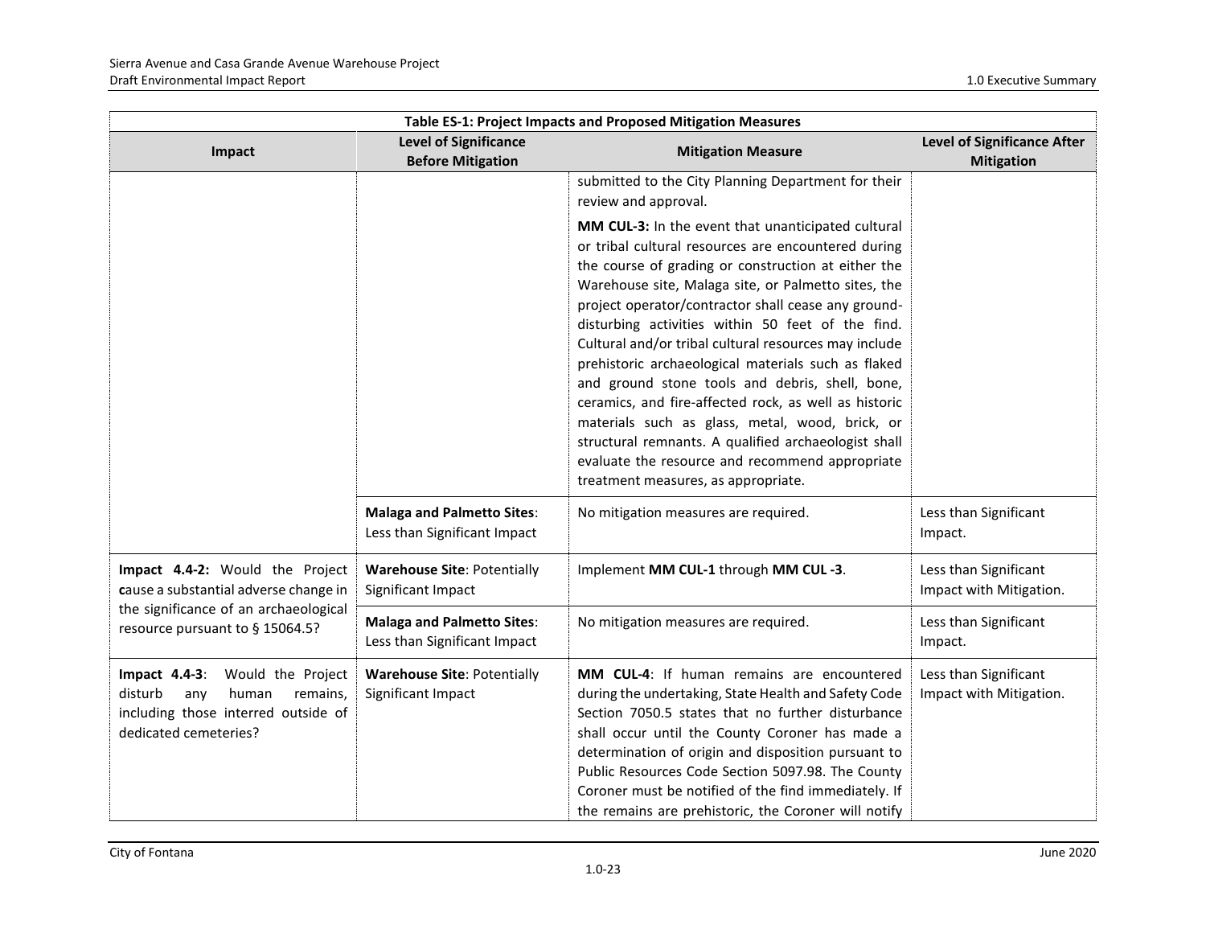| Table ES-1: Project Impacts and Proposed Mitigation Measures | | | |
|---|---|---|---|
| **Impact** | **Level of Significance Before Mitigation** | **Mitigation Measure** | **Level of Significance After Mitigation** |
| | | submitted to the City Planning Department for their review and approval.<br><br>**MM CUL-3:** In the event that unanticipated cultural or tribal cultural resources are encountered during the course of grading or construction at either the Warehouse site, Malaga site, or Palmetto sites, the project operator/contractor shall cease any ground-disturbing activities within 50 feet of the find. Cultural and/or tribal cultural resources may include prehistoric archaeological materials such as flaked and ground stone tools and debris, shell, bone, ceramics, and fire-affected rock, as well as historic materials such as glass, metal, wood, brick, or structural remnants. A qualified archaeologist shall evaluate the resource and recommend appropriate treatment measures, as appropriate. | |
| | **Malaga and Palmetto Sites**: Less than Significant Impact | No mitigation measures are required. | Less than Significant Impact. |
| **Impact 4.4-2:** Would the Project **c**ause a substantial adverse change in the significance of an archaeological resource pursuant to § 15064.5? | **Warehouse Site**: Potentially Significant Impact | Implement **MM CUL-1** through **MM CUL -3**. | Less than Significant Impact with Mitigation. |
| | **Malaga and Palmetto Sites**: Less than Significant Impact | No mitigation measures are required. | Less than Significant Impact. |
| **Impact 4.4-3**: Would the Project disturb any human remains, including those interred outside of dedicated cemeteries? | **Warehouse Site**: Potentially Significant Impact | **MM CUL-4**: If human remains are encountered during the undertaking, State Health and Safety Code Section 7050.5 states that no further disturbance shall occur until the County Coroner has made a determination of origin and disposition pursuant to Public Resources Code Section 5097.98. The County Coroner must be notified of the find immediately. If the remains are prehistoric, the Coroner will notify | Less than Significant Impact with Mitigation. |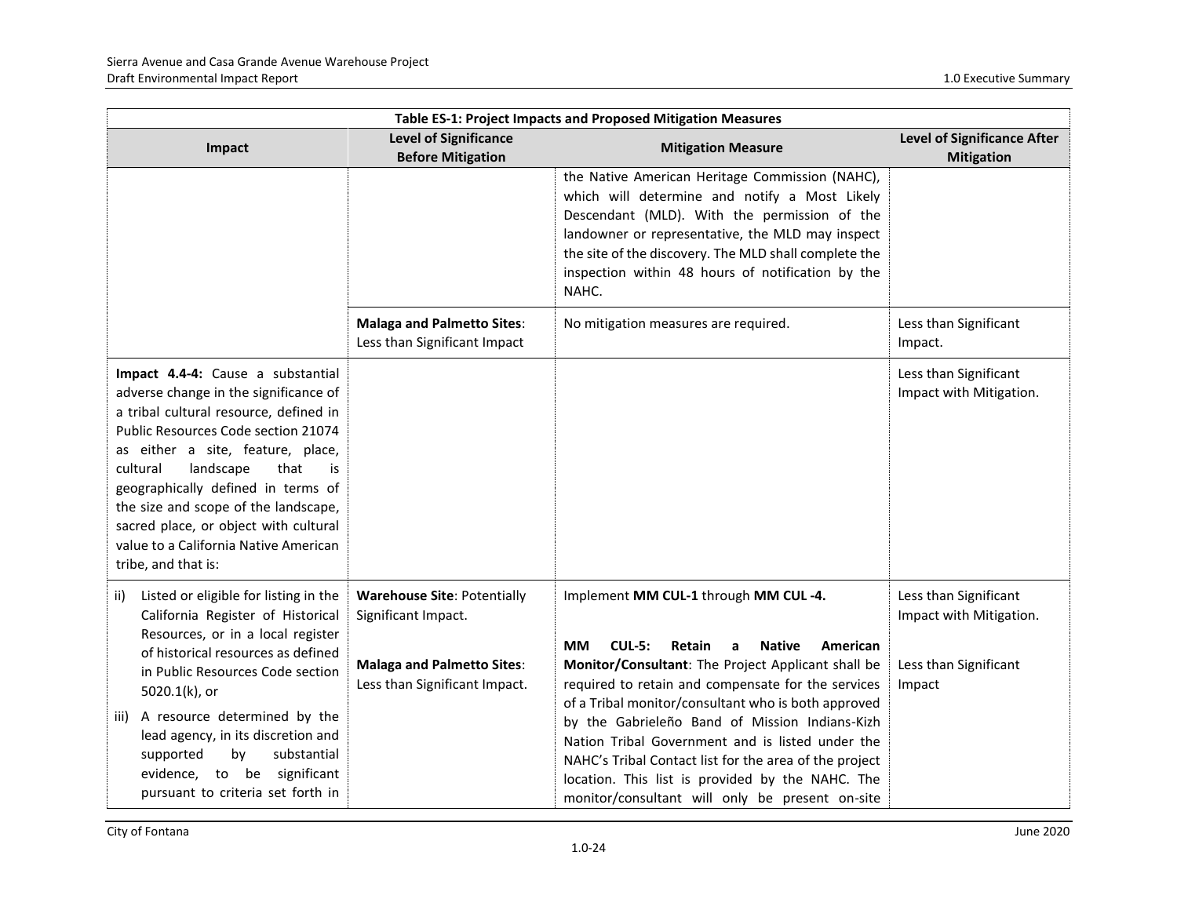| Table ES-1: Project Impacts and Proposed Mitigation Measures | | | |
|---|---|---|---|
| **Impact** | **Level of Significance Before Mitigation** | **Mitigation Measure** | **Level of Significance After Mitigation** |
| | | the Native American Heritage Commission (NAHC), which will determine and notify a Most Likely Descendant (MLD). With the permission of the landowner or representative, the MLD may inspect the site of the discovery. The MLD shall complete the inspection within 48 hours of notification by the NAHC. | |
| | **Malaga and Palmetto Sites**: Less than Significant Impact | No mitigation measures are required. | Less than Significant Impact. |
| **Impact 4.4-4:** Cause a substantial adverse change in the significance of a tribal cultural resource, defined in Public Resources Code section 21074 as either a site, feature, place, cultural landscape that is geographically defined in terms of the size and scope of the landscape, sacred place, or object with cultural value to a California Native American tribe, and that is: | | | Less than Significant Impact with Mitigation. |
| ii) Listed or eligible for listing in the California Register of Historical Resources, or in a local register of historical resources as defined in Public Resources Code section 5020.1(k), or<br><br>iii) A resource determined by the lead agency, in its discretion and supported by substantial evidence, to be significant pursuant to criteria set forth in | **Warehouse Site**: Potentially Significant Impact.<br><br>**Malaga and Palmetto Sites**: Less than Significant Impact. | Implement **MM CUL-1** through **MM CUL -4.**<br><br>**MM CUL-5: Retain a Native American Monitor/Consultant**: The Project Applicant shall be required to retain and compensate for the services of a Tribal monitor/consultant who is both approved by the Gabrieleño Band of Mission Indians-Kizh Nation Tribal Government and is listed under the NAHC's Tribal Contact list for the area of the project location. This list is provided by the NAHC. The monitor/consultant will only be present on-site | Less than Significant Impact with Mitigation.<br><br>Less than Significant Impact |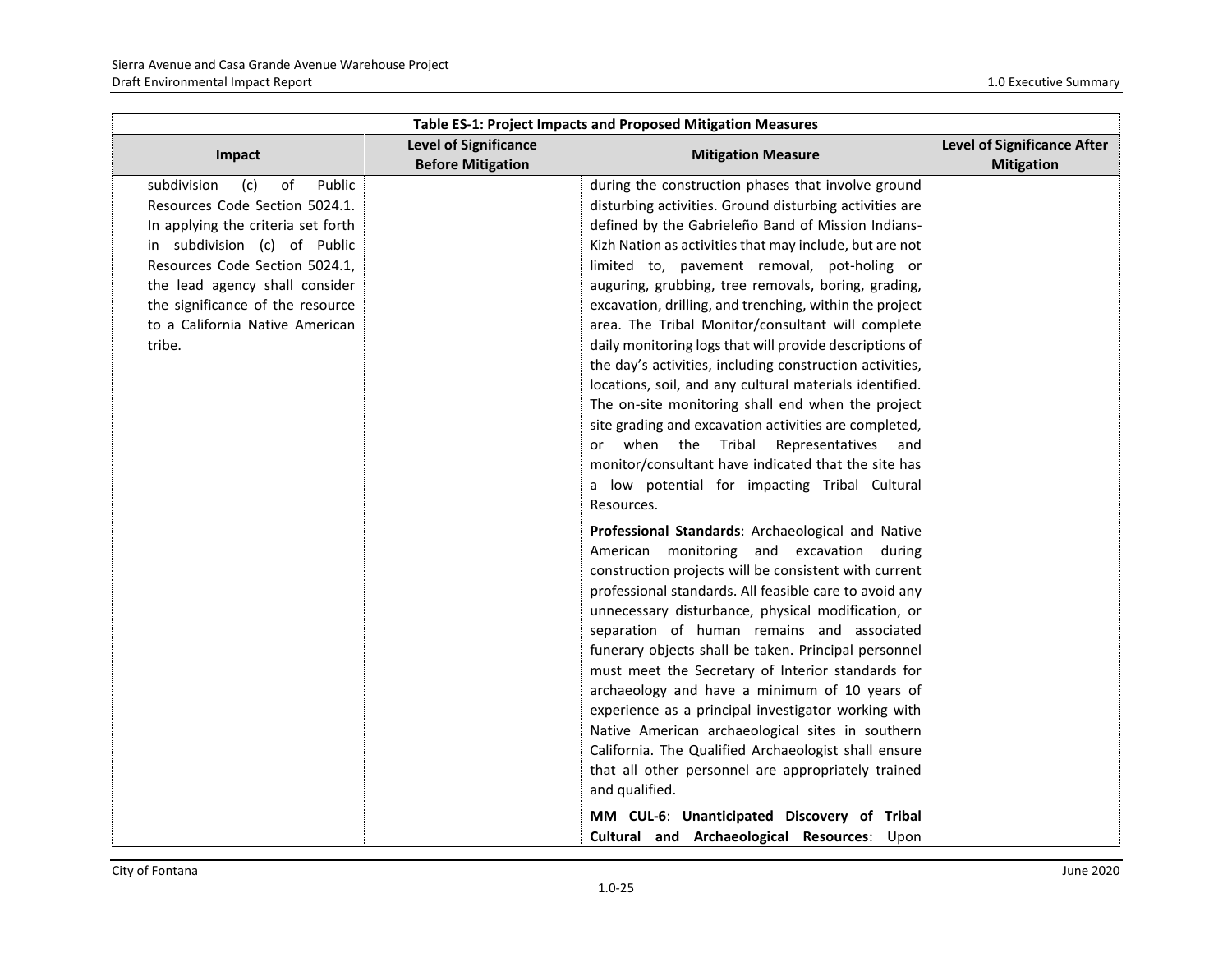| Table ES-1: Project Impacts and Proposed Mitigation Measures | | | |
|---|---|---|---|
| **Impact** | **Level of Significance Before Mitigation** | **Mitigation Measure** | **Level of Significance After Mitigation** |
| subdivision (c) of Public Resources Code Section 5024.1. In applying the criteria set forth in subdivision (c) of Public Resources Code Section 5024.1, the lead agency shall consider the significance of the resource to a California Native American tribe. | | during the construction phases that involve ground disturbing activities. Ground disturbing activities are defined by the Gabrieleño Band of Mission Indians-Kizh Nation as activities that may include, but are not limited to, pavement removal, pot-holing or auguring, grubbing, tree removals, boring, grading, excavation, drilling, and trenching, within the project area. The Tribal Monitor/consultant will complete daily monitoring logs that will provide descriptions of the day's activities, including construction activities, locations, soil, and any cultural materials identified. The on-site monitoring shall end when the project site grading and excavation activities are completed, or when the Tribal Representatives and monitor/consultant have indicated that the site has a low potential for impacting Tribal Cultural Resources.<br><br>**Professional Standards**: Archaeological and Native American monitoring and excavation during construction projects will be consistent with current professional standards. All feasible care to avoid any unnecessary disturbance, physical modification, or separation of human remains and associated funerary objects shall be taken. Principal personnel must meet the Secretary of Interior standards for archaeology and have a minimum of 10 years of experience as a principal investigator working with Native American archaeological sites in southern California. The Qualified Archaeologist shall ensure that all other personnel are appropriately trained and qualified.<br><br>**MM CUL-6**: **Unanticipated Discovery of Tribal Cultural and Archaeological Resources**: Upon | |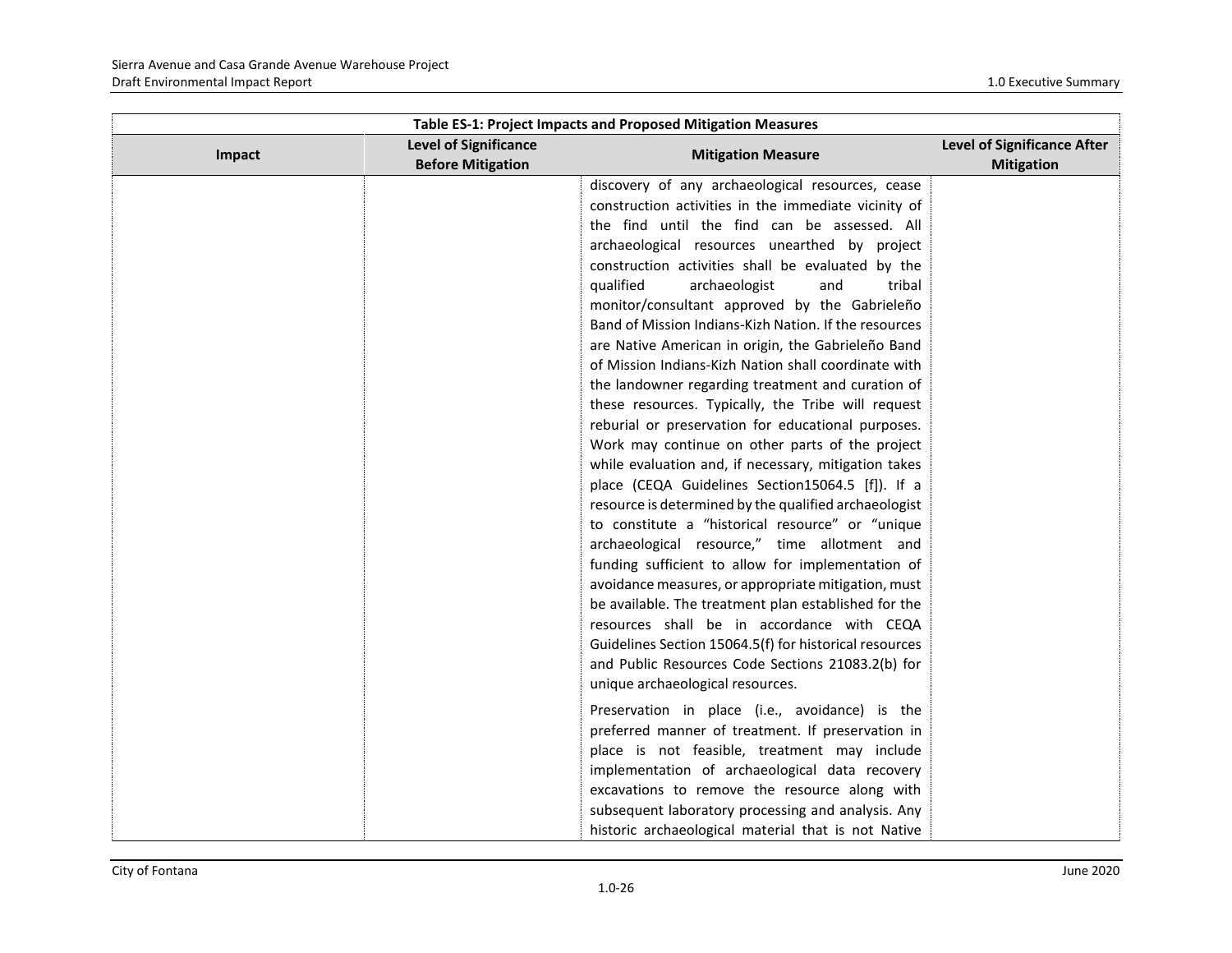| Table ES-1: Project Impacts and Proposed Mitigation Measures | | | |
|---|---|---|---|
| **Impact** | **Level of Significance Before Mitigation** | **Mitigation Measure** | **Level of Significance After Mitigation** |
| | | discovery of any archaeological resources, cease construction activities in the immediate vicinity of the find until the find can be assessed. All archaeological resources unearthed by project construction activities shall be evaluated by the qualified archaeologist and tribal monitor/consultant approved by the Gabrieleño Band of Mission Indians-Kizh Nation. If the resources are Native American in origin, the Gabrieleño Band of Mission Indians-Kizh Nation shall coordinate with the landowner regarding treatment and curation of these resources. Typically, the Tribe will request reburial or preservation for educational purposes. Work may continue on other parts of the project while evaluation and, if necessary, mitigation takes place (CEQA Guidelines Section15064.5 [f]). If a resource is determined by the qualified archaeologist to constitute a "historical resource" or "unique archaeological resource," time allotment and funding sufficient to allow for implementation of avoidance measures, or appropriate mitigation, must be available. The treatment plan established for the resources shall be in accordance with CEQA Guidelines Section 15064.5(f) for historical resources and Public Resources Code Sections 21083.2(b) for unique archaeological resources.<br><br>Preservation in place (i.e., avoidance) is the preferred manner of treatment. If preservation in place is not feasible, treatment may include implementation of archaeological data recovery excavations to remove the resource along with subsequent laboratory processing and analysis. Any historic archaeological material that is not Native | |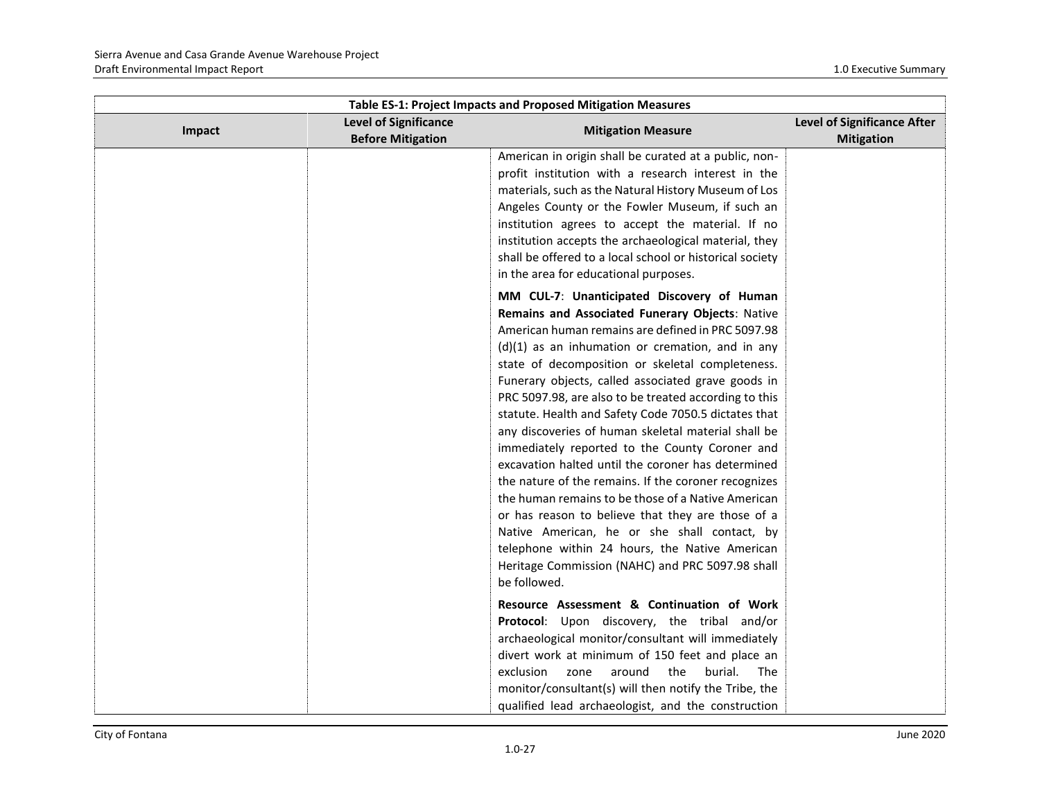| Table ES-1: Project Impacts and Proposed Mitigation Measures | | | |
|---|---|---|---|
| **Impact** | **Level of Significance Before Mitigation** | **Mitigation Measure** | **Level of Significance After Mitigation** |
| | | American in origin shall be curated at a public, non-profit institution with a research interest in the materials, such as the Natural History Museum of Los Angeles County or the Fowler Museum, if such an institution agrees to accept the material. If no institution accepts the archaeological material, they shall be offered to a local school or historical society in the area for educational purposes.<br><br>**MM CUL-7**: **Unanticipated Discovery of Human Remains and Associated Funerary Objects**: Native American human remains are defined in PRC 5097.98 (d)(1) as an inhumation or cremation, and in any state of decomposition or skeletal completeness. Funerary objects, called associated grave goods in PRC 5097.98, are also to be treated according to this statute. Health and Safety Code 7050.5 dictates that any discoveries of human skeletal material shall be immediately reported to the County Coroner and excavation halted until the coroner has determined the nature of the remains. If the coroner recognizes the human remains to be those of a Native American or has reason to believe that they are those of a Native American, he or she shall contact, by telephone within 24 hours, the Native American Heritage Commission (NAHC) and PRC 5097.98 shall be followed.<br><br>**Resource Assessment & Continuation of Work Protocol**: Upon discovery, the tribal and/or archaeological monitor/consultant will immediately divert work at minimum of 150 feet and place an exclusion zone around the burial. The monitor/consultant(s) will then notify the Tribe, the qualified lead archaeologist, and the construction | |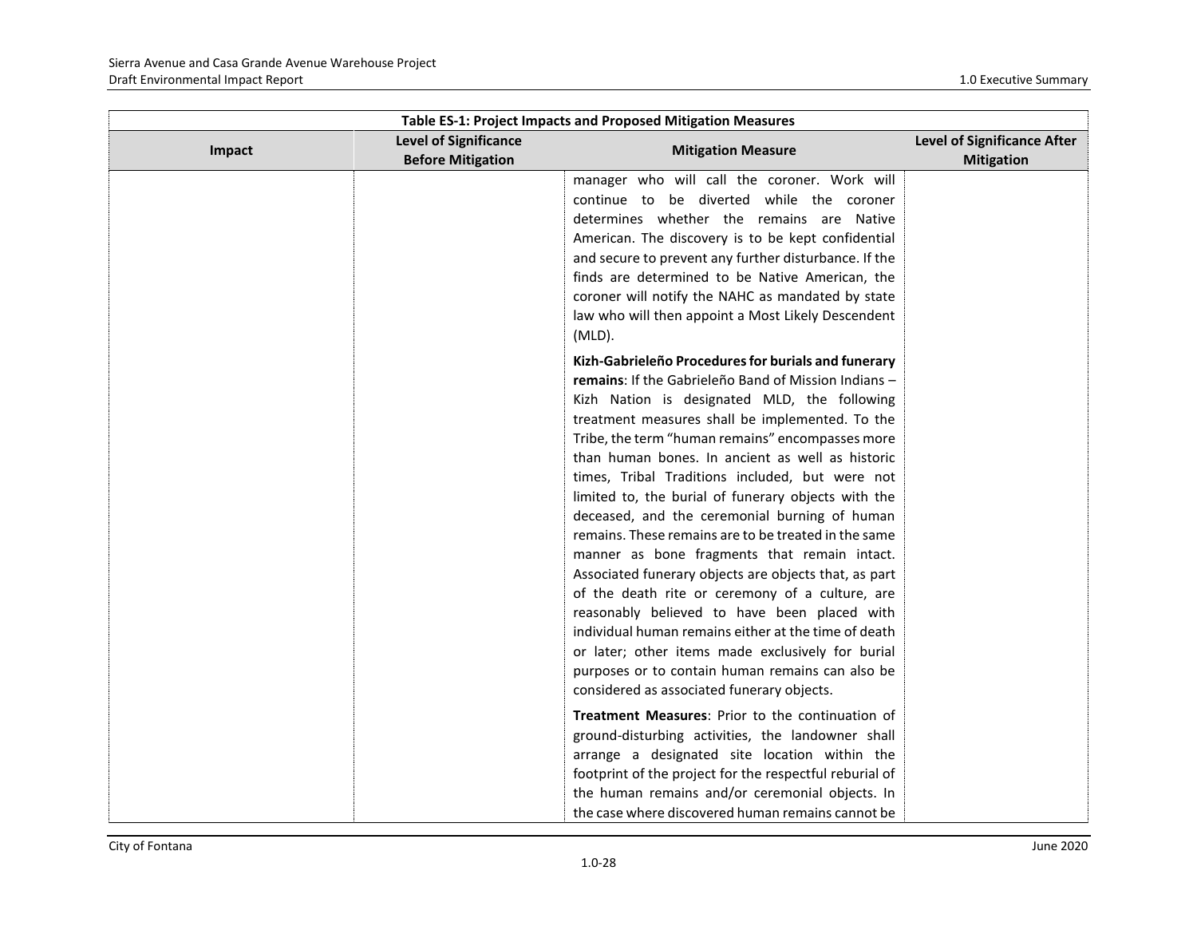| Table ES-1: Project Impacts and Proposed Mitigation Measures | | | |
|---|---|---|---|
| **Impact** | **Level of Significance Before Mitigation** | **Mitigation Measure** | **Level of Significance After Mitigation** |
| | | manager who will call the coroner. Work will continue to be diverted while the coroner determines whether the remains are Native American. The discovery is to be kept confidential and secure to prevent any further disturbance. If the finds are determined to be Native American, the coroner will notify the NAHC as mandated by state law who will then appoint a Most Likely Descendent (MLD).<br><br>**Kizh-Gabrieleño Procedures for burials and funerary remains**: If the Gabrieleño Band of Mission Indians – Kizh Nation is designated MLD, the following treatment measures shall be implemented. To the Tribe, the term "human remains" encompasses more than human bones. In ancient as well as historic times, Tribal Traditions included, but were not limited to, the burial of funerary objects with the deceased, and the ceremonial burning of human remains. These remains are to be treated in the same manner as bone fragments that remain intact. Associated funerary objects are objects that, as part of the death rite or ceremony of a culture, are reasonably believed to have been placed with individual human remains either at the time of death or later; other items made exclusively for burial purposes or to contain human remains can also be considered as associated funerary objects.<br><br>**Treatment Measures**: Prior to the continuation of ground-disturbing activities, the landowner shall arrange a designated site location within the footprint of the project for the respectful reburial of the human remains and/or ceremonial objects. In the case where discovered human remains cannot be | |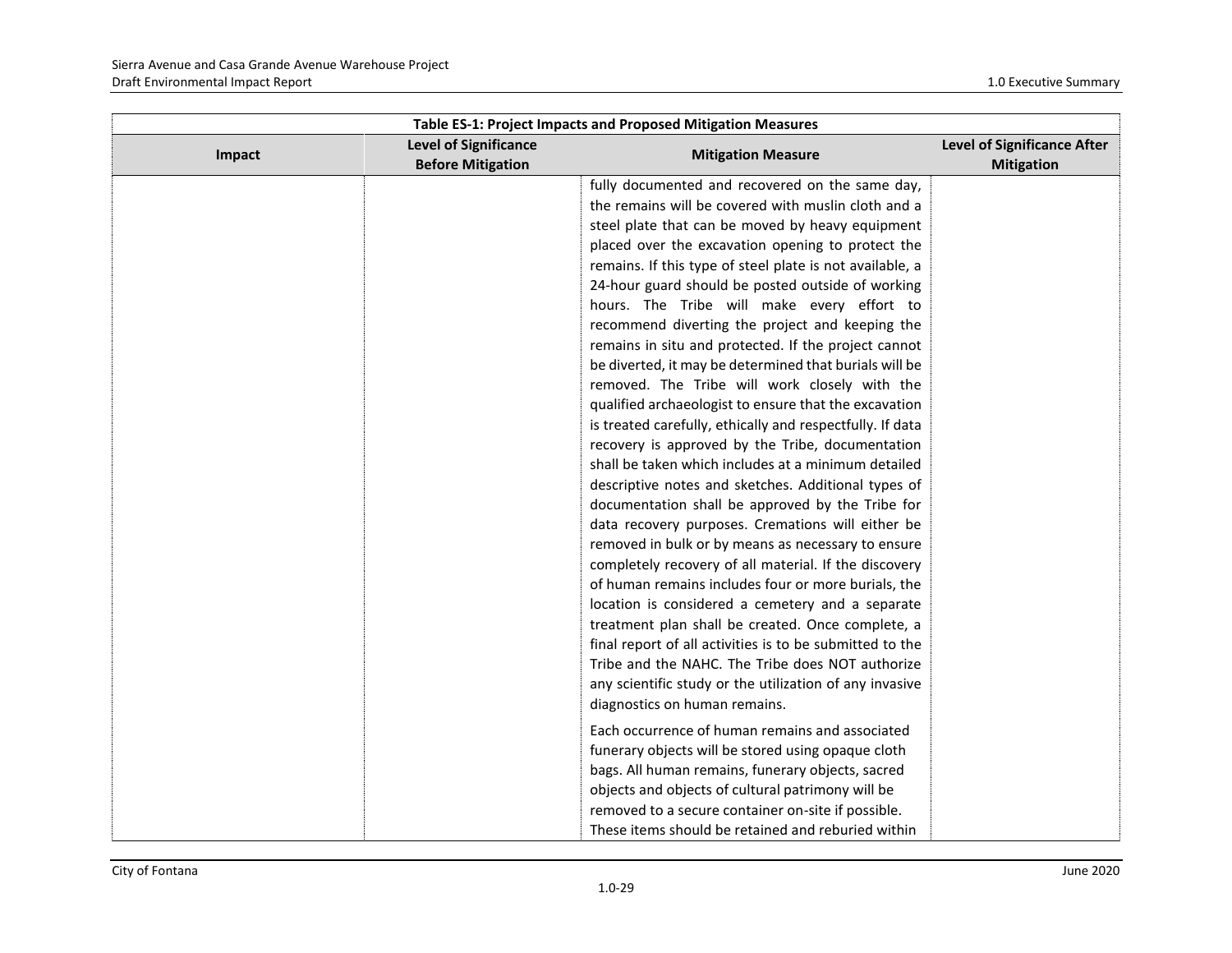| Table ES-1: Project Impacts and Proposed Mitigation Measures | | | |
|---|---|---|---|
| **Impact** | **Level of Significance Before Mitigation** | **Mitigation Measure** | **Level of Significance After Mitigation** |
| | | fully documented and recovered on the same day, the remains will be covered with muslin cloth and a steel plate that can be moved by heavy equipment placed over the excavation opening to protect the remains. If this type of steel plate is not available, a 24-hour guard should be posted outside of working hours. The Tribe will make every effort to recommend diverting the project and keeping the remains in situ and protected. If the project cannot be diverted, it may be determined that burials will be removed. The Tribe will work closely with the qualified archaeologist to ensure that the excavation is treated carefully, ethically and respectfully. If data recovery is approved by the Tribe, documentation shall be taken which includes at a minimum detailed descriptive notes and sketches. Additional types of documentation shall be approved by the Tribe for data recovery purposes. Cremations will either be removed in bulk or by means as necessary to ensure completely recovery of all material. If the discovery of human remains includes four or more burials, the location is considered a cemetery and a separate treatment plan shall be created. Once complete, a final report of all activities is to be submitted to the Tribe and the NAHC. The Tribe does NOT authorize any scientific study or the utilization of any invasive diagnostics on human remains.<br><br>Each occurrence of human remains and associated funerary objects will be stored using opaque cloth bags. All human remains, funerary objects, sacred objects and objects of cultural patrimony will be removed to a secure container on-site if possible. These items should be retained and reburied within | |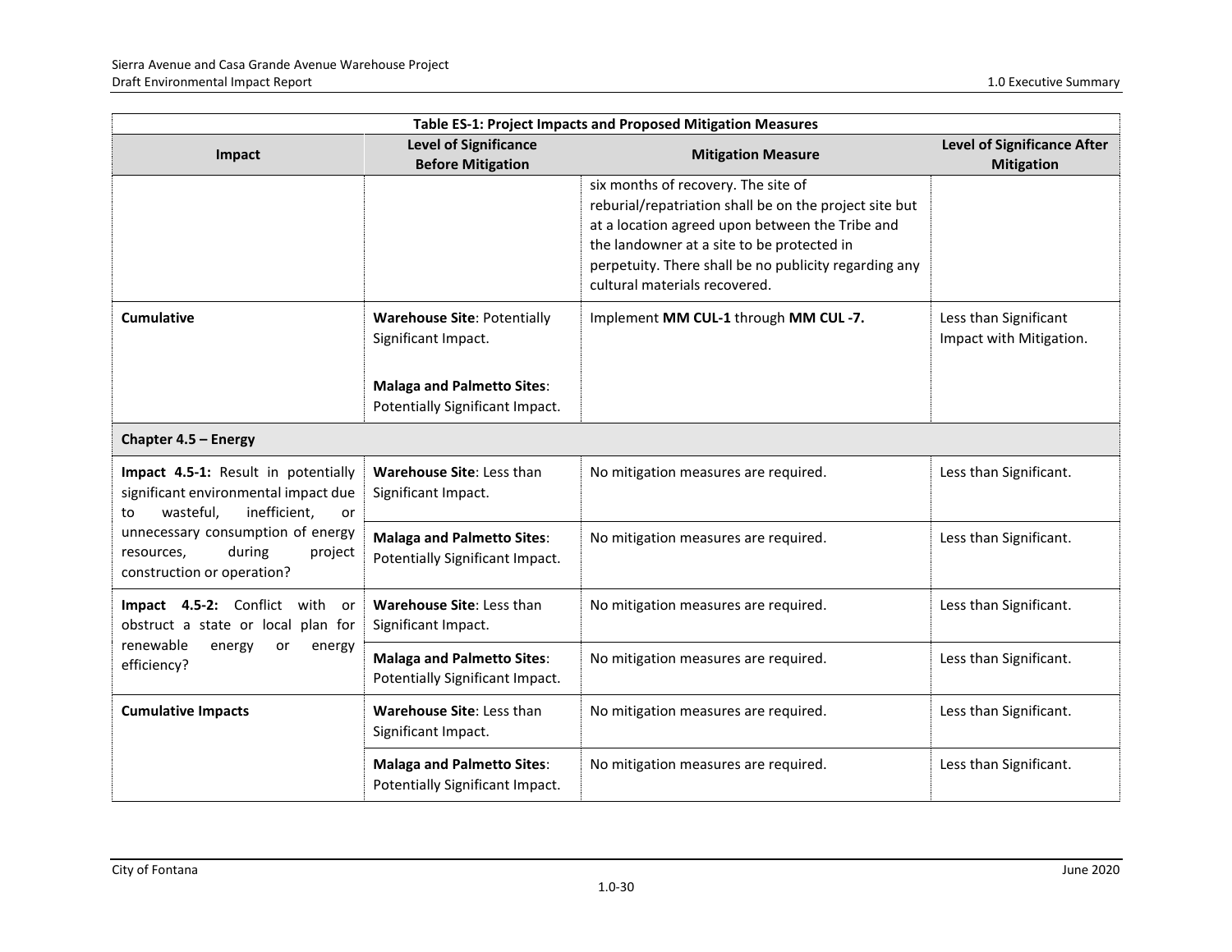| Table ES-1: Project Impacts and Proposed Mitigation Measures | | | |
|---|---|---|---|
| **Impact** | **Level of Significance Before Mitigation** | **Mitigation Measure** | **Level of Significance After Mitigation** |
| | | six months of recovery. The site of reburial/repatriation shall be on the project site but at a location agreed upon between the Tribe and the landowner at a site to be protected in perpetuity. There shall be no publicity regarding any cultural materials recovered. | |
| **Cumulative** | **Warehouse Site**: Potentially Significant Impact. **Malaga and Palmetto Sites**: Potentially Significant Impact. | Implement **MM CUL-1** through **MM CUL -7.** | Less than Significant Impact with Mitigation. |
| **Chapter 4.5 – Energy** | | | |
| **Impact 4.5-1:** Result in potentially significant environmental impact due to wasteful, inefficient, or unnecessary consumption of energy resources, during project construction or operation? | **Warehouse Site**: Less than Significant Impact. | No mitigation measures are required. | Less than Significant. |
| | **Malaga and Palmetto Sites**: Potentially Significant Impact. | No mitigation measures are required. | Less than Significant. |
| **Impact 4.5-2:** Conflict with or obstruct a state or local plan for renewable energy or energy efficiency? | **Warehouse Site**: Less than Significant Impact. | No mitigation measures are required. | Less than Significant. |
| | **Malaga and Palmetto Sites**: Potentially Significant Impact. | No mitigation measures are required. | Less than Significant. |
| **Cumulative Impacts** | **Warehouse Site**: Less than Significant Impact. | No mitigation measures are required. | Less than Significant. |
| | **Malaga and Palmetto Sites**: Potentially Significant Impact. | No mitigation measures are required. | Less than Significant. |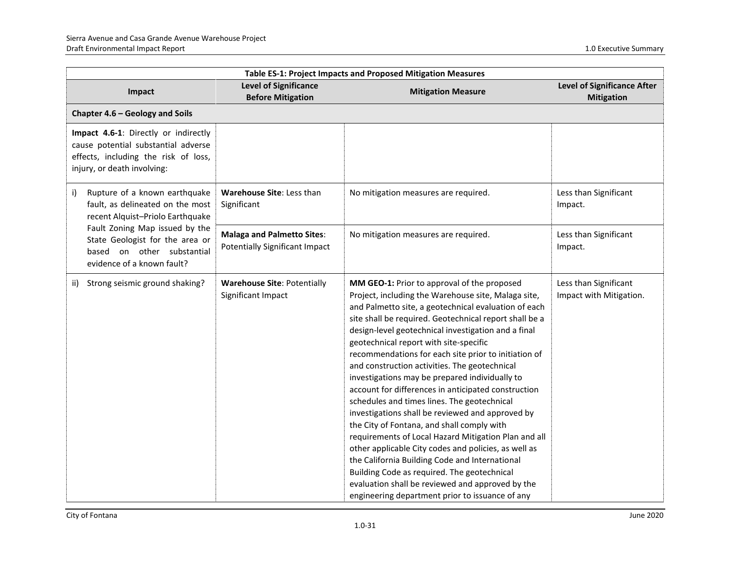| Table ES-1: Project Impacts and Proposed Mitigation Measures | | | |
|---|---|---|---|
| **Impact** | **Level of Significance Before Mitigation** | **Mitigation Measure** | **Level of Significance After Mitigation** |
| **Chapter 4.6 – Geology and Soils** | | | |
| **Impact 4.6-1**: Directly or indirectly cause potential substantial adverse effects, including the risk of loss, injury, or death involving: | | | |
| i) Rupture of a known earthquake fault, as delineated on the most recent Alquist–Priolo Earthquake Fault Zoning Map issued by the State Geologist for the area or based on other substantial evidence of a known fault? | **Warehouse Site**: Less than Significant | No mitigation measures are required. | Less than Significant Impact. |
| | **Malaga and Palmetto Sites**: Potentially Significant Impact | No mitigation measures are required. | Less than Significant Impact. |
| ii) Strong seismic ground shaking? | **Warehouse Site**: Potentially Significant Impact | **MM GEO-1:** Prior to approval of the proposed Project, including the Warehouse site, Malaga site, and Palmetto site, a geotechnical evaluation of each site shall be required. Geotechnical report shall be a design-level geotechnical investigation and a final geotechnical report with site-specific recommendations for each site prior to initiation of and construction activities. The geotechnical investigations may be prepared individually to account for differences in anticipated construction schedules and times lines. The geotechnical investigations shall be reviewed and approved by the City of Fontana, and shall comply with requirements of Local Hazard Mitigation Plan and all other applicable City codes and policies, as well as the California Building Code and International Building Code as required. The geotechnical evaluation shall be reviewed and approved by the engineering department prior to issuance of any | Less than Significant Impact with Mitigation. |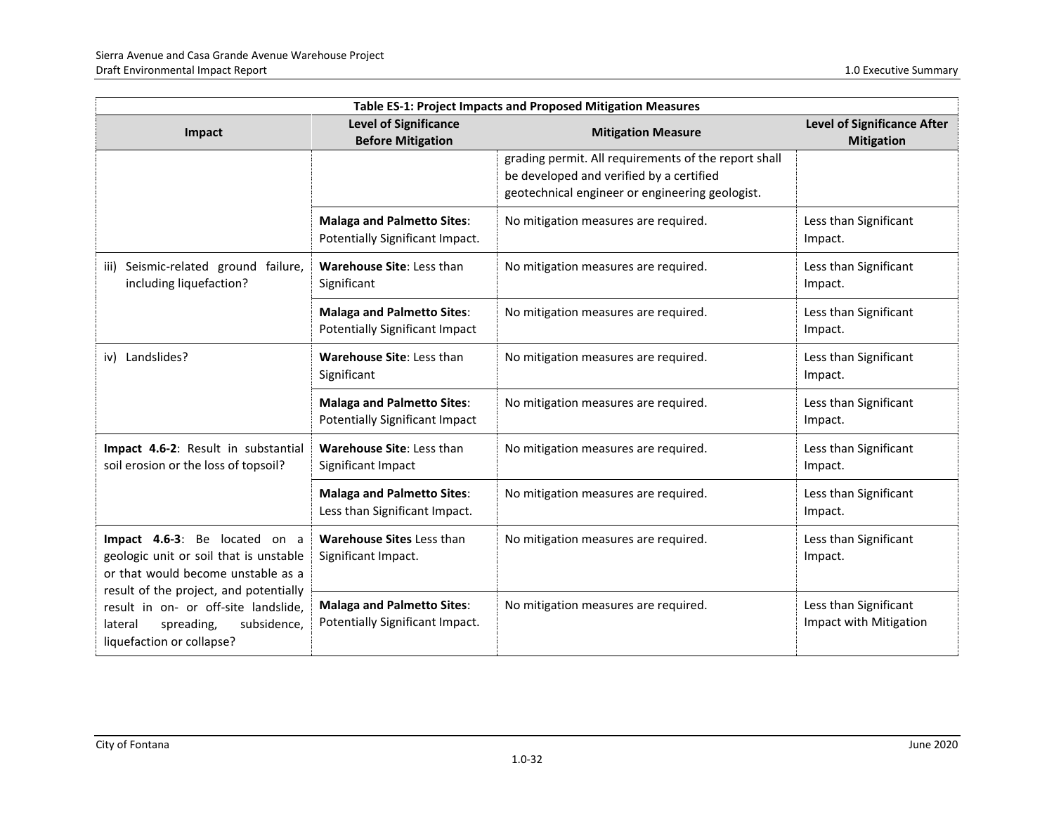| Table ES-1: Project Impacts and Proposed Mitigation Measures | | | |
|---|---|---|---|
| **Impact** | **Level of Significance Before Mitigation** | **Mitigation Measure** | **Level of Significance After Mitigation** |
| | | grading permit. All requirements of the report shall be developed and verified by a certified geotechnical engineer or engineering geologist. | |
| | **Malaga and Palmetto Sites**: Potentially Significant Impact. | No mitigation measures are required. | Less than Significant Impact. |
| iii) Seismic-related ground failure, including liquefaction? | **Warehouse Site**: Less than Significant | No mitigation measures are required. | Less than Significant Impact. |
| | **Malaga and Palmetto Sites**: Potentially Significant Impact | No mitigation measures are required. | Less than Significant Impact. |
| iv) Landslides? | **Warehouse Site**: Less than Significant | No mitigation measures are required. | Less than Significant Impact. |
| | **Malaga and Palmetto Sites**: Potentially Significant Impact | No mitigation measures are required. | Less than Significant Impact. |
| **Impact 4.6-2**: Result in substantial soil erosion or the loss of topsoil? | **Warehouse Site**: Less than Significant Impact | No mitigation measures are required. | Less than Significant Impact. |
| | **Malaga and Palmetto Sites**: Less than Significant Impact. | No mitigation measures are required. | Less than Significant Impact. |
| **Impact 4.6-3**: Be located on a geologic unit or soil that is unstable or that would become unstable as a result of the project, and potentially result in on- or off-site landslide, lateral spreading, subsidence, liquefaction or collapse? | **Warehouse Sites** Less than Significant Impact. | No mitigation measures are required. | Less than Significant Impact. |
| | **Malaga and Palmetto Sites**: Potentially Significant Impact. | No mitigation measures are required. | Less than Significant Impact with Mitigation |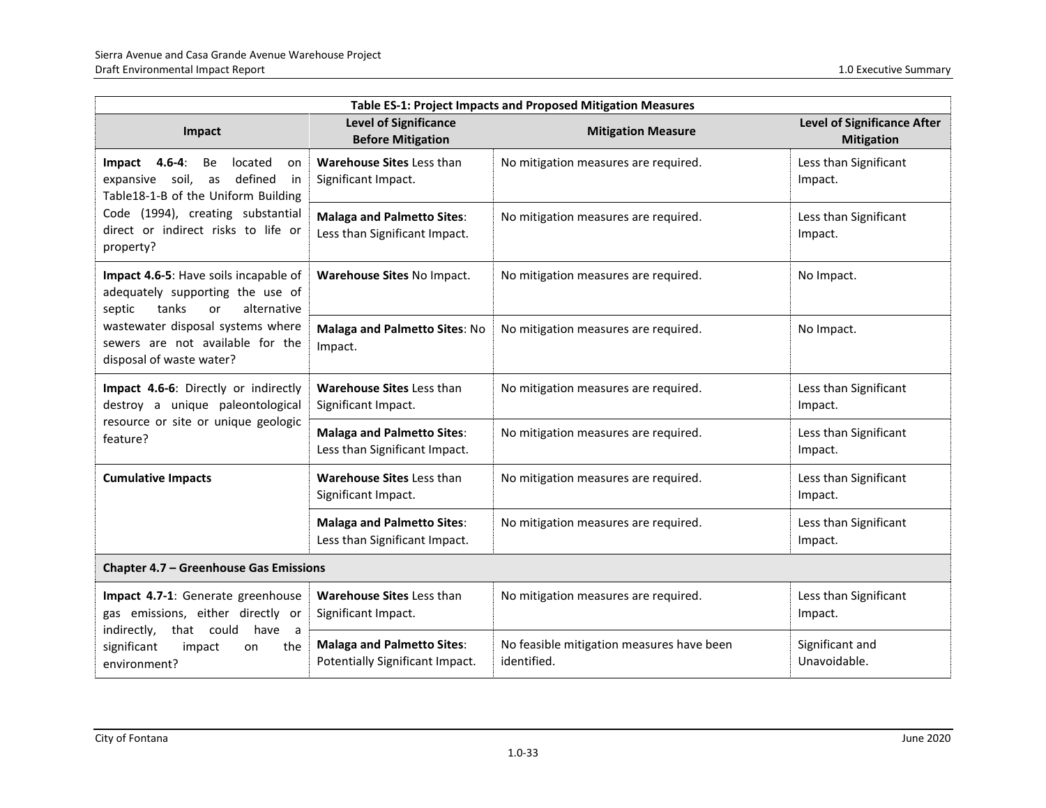| Table ES-1: Project Impacts and Proposed Mitigation Measures | | | |
|---|---|---|---|
| **Impact** | **Level of Significance Before Mitigation** | **Mitigation Measure** | **Level of Significance After Mitigation** |
| **Impact 4.6-4**: Be located on expansive soil, as defined in Table18-1-B of the Uniform Building Code (1994), creating substantial direct or indirect risks to life or property? | **Warehouse Sites** Less than Significant Impact. | No mitigation measures are required. | Less than Significant Impact. |
| | **Malaga and Palmetto Sites**: Less than Significant Impact. | No mitigation measures are required. | Less than Significant Impact. |
| **Impact 4.6-5**: Have soils incapable of adequately supporting the use of septic tanks or alternative wastewater disposal systems where sewers are not available for the disposal of waste water? | **Warehouse Sites** No Impact. | No mitigation measures are required. | No Impact. |
| | **Malaga and Palmetto Sites**: No Impact. | No mitigation measures are required. | No Impact. |
| **Impact 4.6-6**: Directly or indirectly destroy a unique paleontological resource or site or unique geologic feature? | **Warehouse Sites** Less than Significant Impact. | No mitigation measures are required. | Less than Significant Impact. |
| | **Malaga and Palmetto Sites**: Less than Significant Impact. | No mitigation measures are required. | Less than Significant Impact. |
| **Cumulative Impacts** | **Warehouse Sites** Less than Significant Impact. | No mitigation measures are required. | Less than Significant Impact. |
| | **Malaga and Palmetto Sites**: Less than Significant Impact. | No mitigation measures are required. | Less than Significant Impact. |
| **Chapter 4.7 – Greenhouse Gas Emissions** | | | |
| **Impact 4.7-1**: Generate greenhouse gas emissions, either directly or indirectly, that could have a significant impact on the environment? | **Warehouse Sites** Less than Significant Impact. | No mitigation measures are required. | Less than Significant Impact. |
| | **Malaga and Palmetto Sites**: Potentially Significant Impact. | No feasible mitigation measures have been identified. | Significant and Unavoidable. |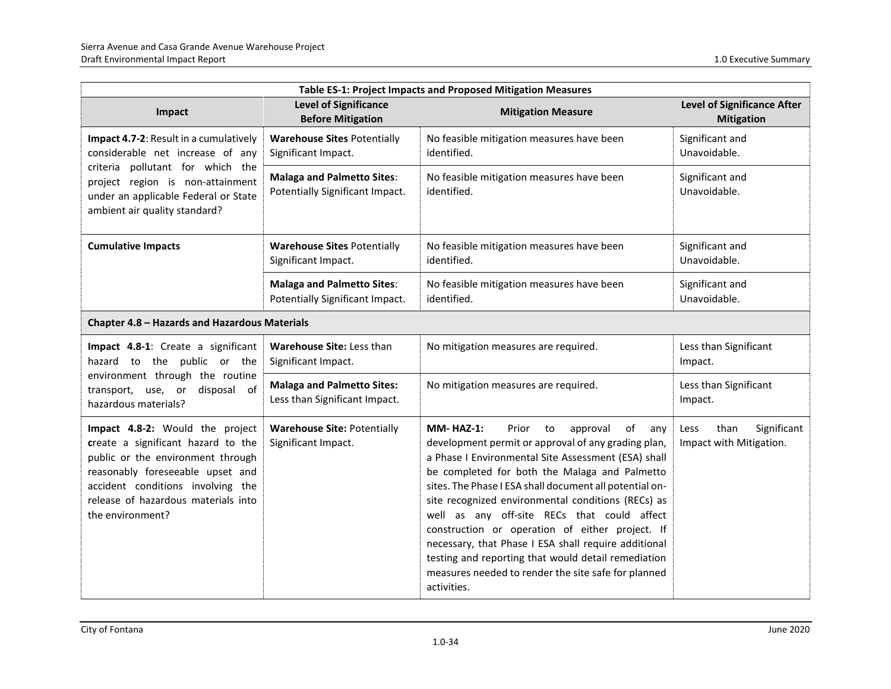| Table ES-1: Project Impacts and Proposed Mitigation Measures | | | |
|---|---|---|---|
| **Impact** | **Level of Significance Before Mitigation** | **Mitigation Measure** | **Level of Significance After Mitigation** |
| **Impact 4.7-2**: Result in a cumulatively considerable net increase of any criteria pollutant for which the project region is non-attainment under an applicable Federal or State ambient air quality standard? | **Warehouse Sites** Potentially Significant Impact. | No feasible mitigation measures have been identified. | Significant and Unavoidable. |
| | **Malaga and Palmetto Sites**: Potentially Significant Impact. | No feasible mitigation measures have been identified. | Significant and Unavoidable. |
| **Cumulative Impacts** | **Warehouse Sites** Potentially Significant Impact. | No feasible mitigation measures have been identified. | Significant and Unavoidable. |
| | **Malaga and Palmetto Sites**: Potentially Significant Impact. | No feasible mitigation measures have been identified. | Significant and Unavoidable. |
| **Chapter 4.8 – Hazards and Hazardous Materials** | | | |
| **Impact 4.8-1**: Create a significant hazard to the public or the environment through the routine transport, use, or disposal of hazardous materials? | **Warehouse Site:** Less than Significant Impact. | No mitigation measures are required. | Less than Significant Impact. |
| | **Malaga and Palmetto Sites:** Less than Significant Impact. | No mitigation measures are required. | Less than Significant Impact. |
| **Impact 4.8-2:** Would the project **c**reate a significant hazard to the public or the environment through reasonably foreseeable upset and accident conditions involving the release of hazardous materials into the environment? | **Warehouse Site:** Potentially Significant Impact. | **MM- HAZ-1:** Prior to approval of any development permit or approval of any grading plan, a Phase I Environmental Site Assessment (ESA) shall be completed for both the Malaga and Palmetto sites. The Phase I ESA shall document all potential on-site recognized environmental conditions (RECs) as well as any off-site RECs that could affect construction or operation of either project. If necessary, that Phase I ESA shall require additional testing and reporting that would detail remediation measures needed to render the site safe for planned activities. | Less than Significant Impact with Mitigation. |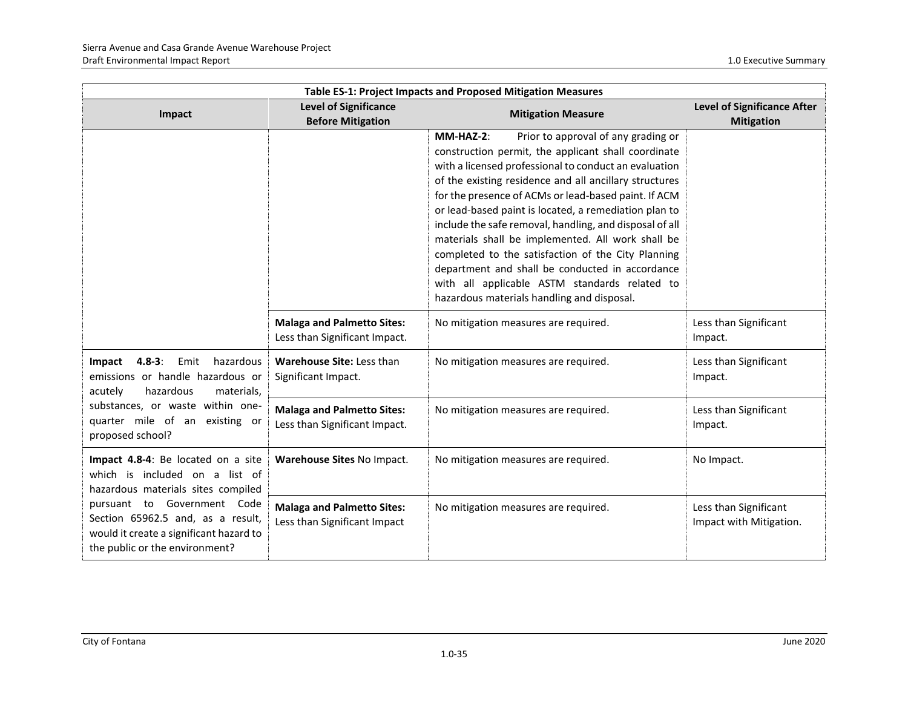| Table ES-1: Project Impacts and Proposed Mitigation Measures | | | |
|---|---|---|---|
| **Impact** | **Level of Significance Before Mitigation** | **Mitigation Measure** | **Level of Significance After Mitigation** |
| | | **MM-HAZ-2**: Prior to approval of any grading or construction permit, the applicant shall coordinate with a licensed professional to conduct an evaluation of the existing residence and all ancillary structures for the presence of ACMs or lead-based paint. If ACM or lead-based paint is located, a remediation plan to include the safe removal, handling, and disposal of all materials shall be implemented. All work shall be completed to the satisfaction of the City Planning department and shall be conducted in accordance with all applicable ASTM standards related to hazardous materials handling and disposal. | |
| | **Malaga and Palmetto Sites:** Less than Significant Impact. | No mitigation measures are required. | Less than Significant Impact. |
| **Impact 4.8-3**: Emit hazardous emissions or handle hazardous or acutely hazardous materials, substances, or waste within one-quarter mile of an existing or proposed school? | **Warehouse Site:** Less than Significant Impact. | No mitigation measures are required. | Less than Significant Impact. |
| | **Malaga and Palmetto Sites:** Less than Significant Impact. | No mitigation measures are required. | Less than Significant Impact. |
| **Impact 4.8-4**: Be located on a site which is included on a list of hazardous materials sites compiled pursuant to Government Code Section 65962.5 and, as a result, would it create a significant hazard to the public or the environment? | **Warehouse Sites** No Impact. | No mitigation measures are required. | No Impact. |
| | **Malaga and Palmetto Sites:** Less than Significant Impact | No mitigation measures are required. | Less than Significant Impact with Mitigation. |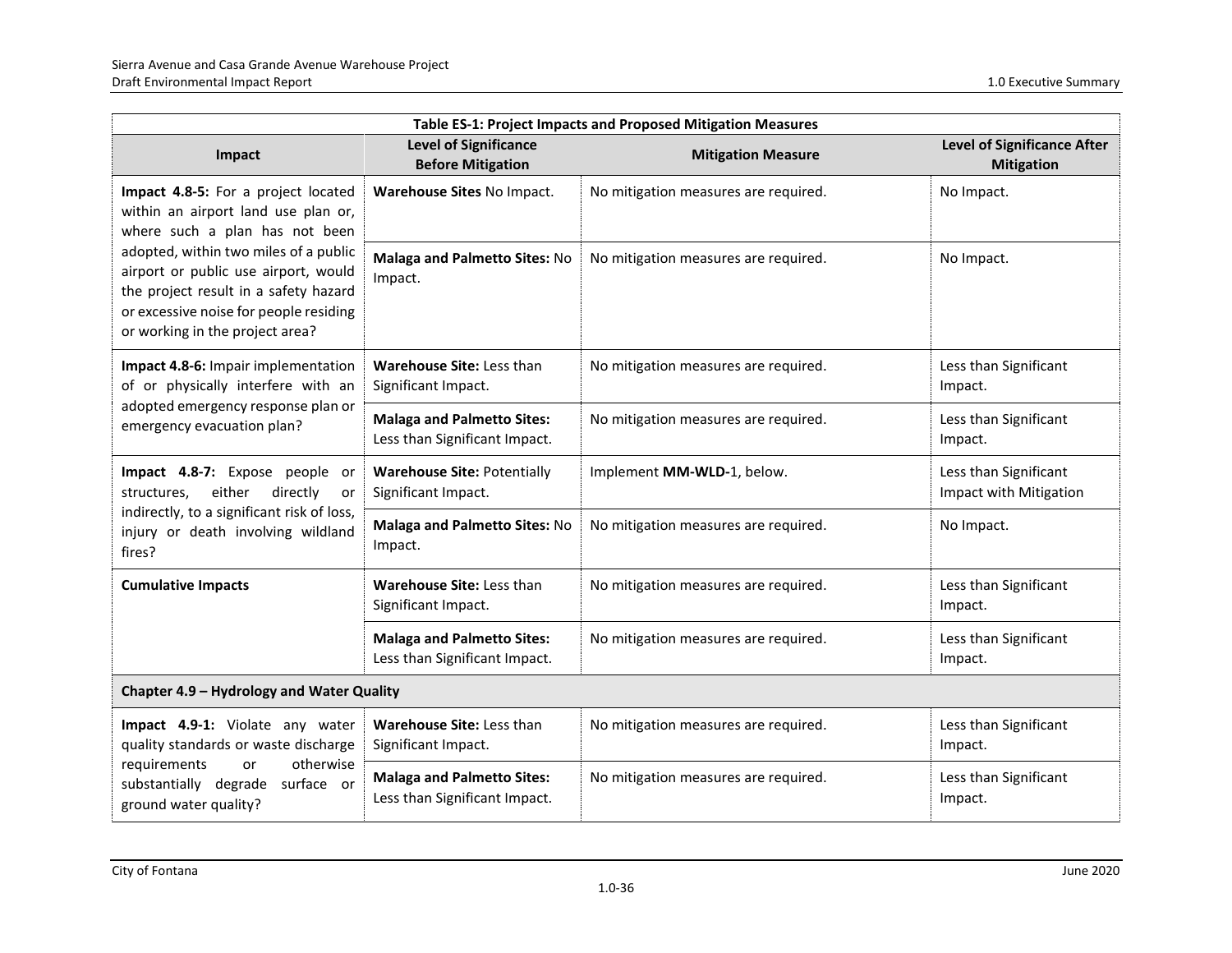| Table ES-1: Project Impacts and Proposed Mitigation Measures | | | |
|---|---|---|---|
| **Impact** | **Level of Significance Before Mitigation** | **Mitigation Measure** | **Level of Significance After Mitigation** |
| **Impact 4.8-5:** For a project located within an airport land use plan or, where such a plan has not been adopted, within two miles of a public airport or public use airport, would the project result in a safety hazard or excessive noise for people residing or working in the project area? | **Warehouse Sites** No Impact. | No mitigation measures are required. | No Impact. |
| | **Malaga and Palmetto Sites:** No Impact. | No mitigation measures are required. | No Impact. |
| **Impact 4.8-6:** Impair implementation of or physically interfere with an adopted emergency response plan or emergency evacuation plan? | **Warehouse Site:** Less than Significant Impact. | No mitigation measures are required. | Less than Significant Impact. |
| | **Malaga and Palmetto Sites:** Less than Significant Impact. | No mitigation measures are required. | Less than Significant Impact. |
| **Impact 4.8-7:** Expose people or structures, either directly or indirectly, to a significant risk of loss, injury or death involving wildland fires? | **Warehouse Site:** Potentially Significant Impact. | Implement **MM-WLD-**1, below. | Less than Significant Impact with Mitigation |
| | **Malaga and Palmetto Sites:** No Impact. | No mitigation measures are required. | No Impact. |
| **Cumulative Impacts** | **Warehouse Site:** Less than Significant Impact. | No mitigation measures are required. | Less than Significant Impact. |
| | **Malaga and Palmetto Sites:** Less than Significant Impact. | No mitigation measures are required. | Less than Significant Impact. |
| **Chapter 4.9 – Hydrology and Water Quality** | | | |
| **Impact 4.9-1:** Violate any water quality standards or waste discharge requirements or otherwise substantially degrade surface or ground water quality? | **Warehouse Site:** Less than Significant Impact. | No mitigation measures are required. | Less than Significant Impact. |
| | **Malaga and Palmetto Sites:** Less than Significant Impact. | No mitigation measures are required. | Less than Significant Impact. |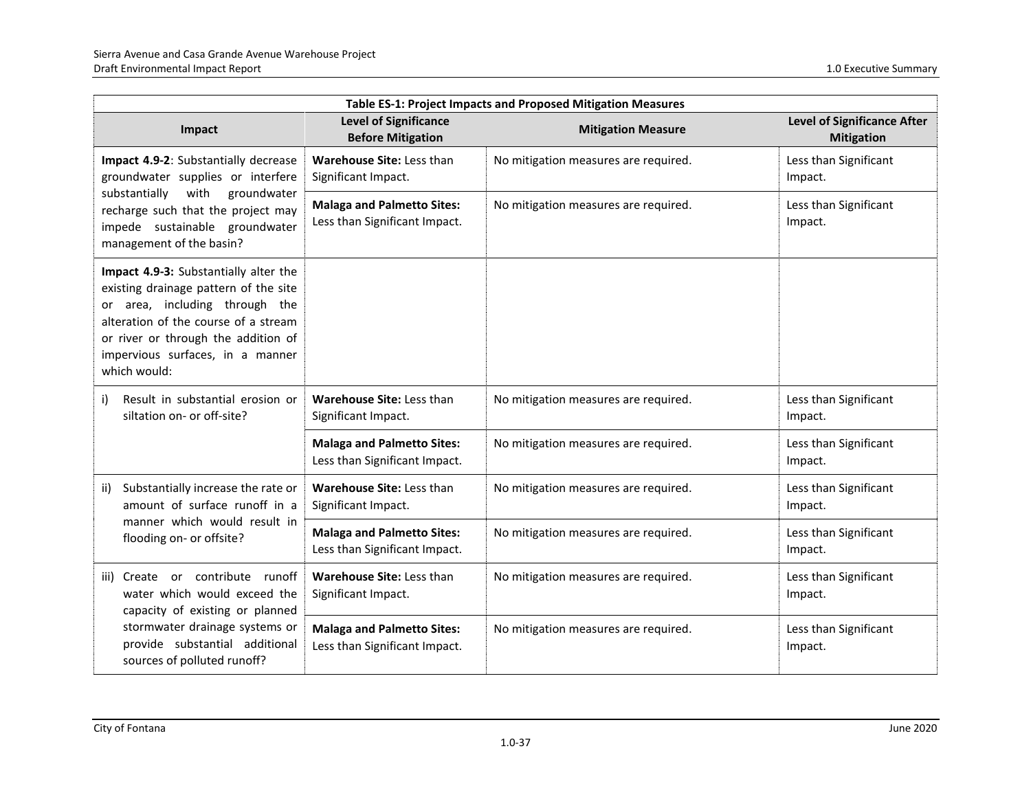| Table ES-1: Project Impacts and Proposed Mitigation Measures | | | |
|---|---|---|---|
| **Impact** | **Level of Significance Before Mitigation** | **Mitigation Measure** | **Level of Significance After Mitigation** |
| **Impact 4.9-2**: Substantially decrease groundwater supplies or interfere substantially with groundwater recharge such that the project may impede sustainable groundwater management of the basin? | **Warehouse Site:** Less than Significant Impact. | No mitigation measures are required. | Less than Significant Impact. |
| | **Malaga and Palmetto Sites:** Less than Significant Impact. | No mitigation measures are required. | Less than Significant Impact. |
| **Impact 4.9-3:** Substantially alter the existing drainage pattern of the site or area, including through the alteration of the course of a stream or river or through the addition of impervious surfaces, in a manner which would: | | | |
| i) Result in substantial erosion or siltation on- or off-site? | **Warehouse Site:** Less than Significant Impact. | No mitigation measures are required. | Less than Significant Impact. |
| | **Malaga and Palmetto Sites:** Less than Significant Impact. | No mitigation measures are required. | Less than Significant Impact. |
| ii) Substantially increase the rate or amount of surface runoff in a manner which would result in flooding on- or offsite? | **Warehouse Site:** Less than Significant Impact. | No mitigation measures are required. | Less than Significant Impact. |
| | **Malaga and Palmetto Sites:** Less than Significant Impact. | No mitigation measures are required. | Less than Significant Impact. |
| iii) Create or contribute runoff water which would exceed the capacity of existing or planned stormwater drainage systems or provide substantial additional sources of polluted runoff? | **Warehouse Site:** Less than Significant Impact. | No mitigation measures are required. | Less than Significant Impact. |
| | **Malaga and Palmetto Sites:** Less than Significant Impact. | No mitigation measures are required. | Less than Significant Impact. |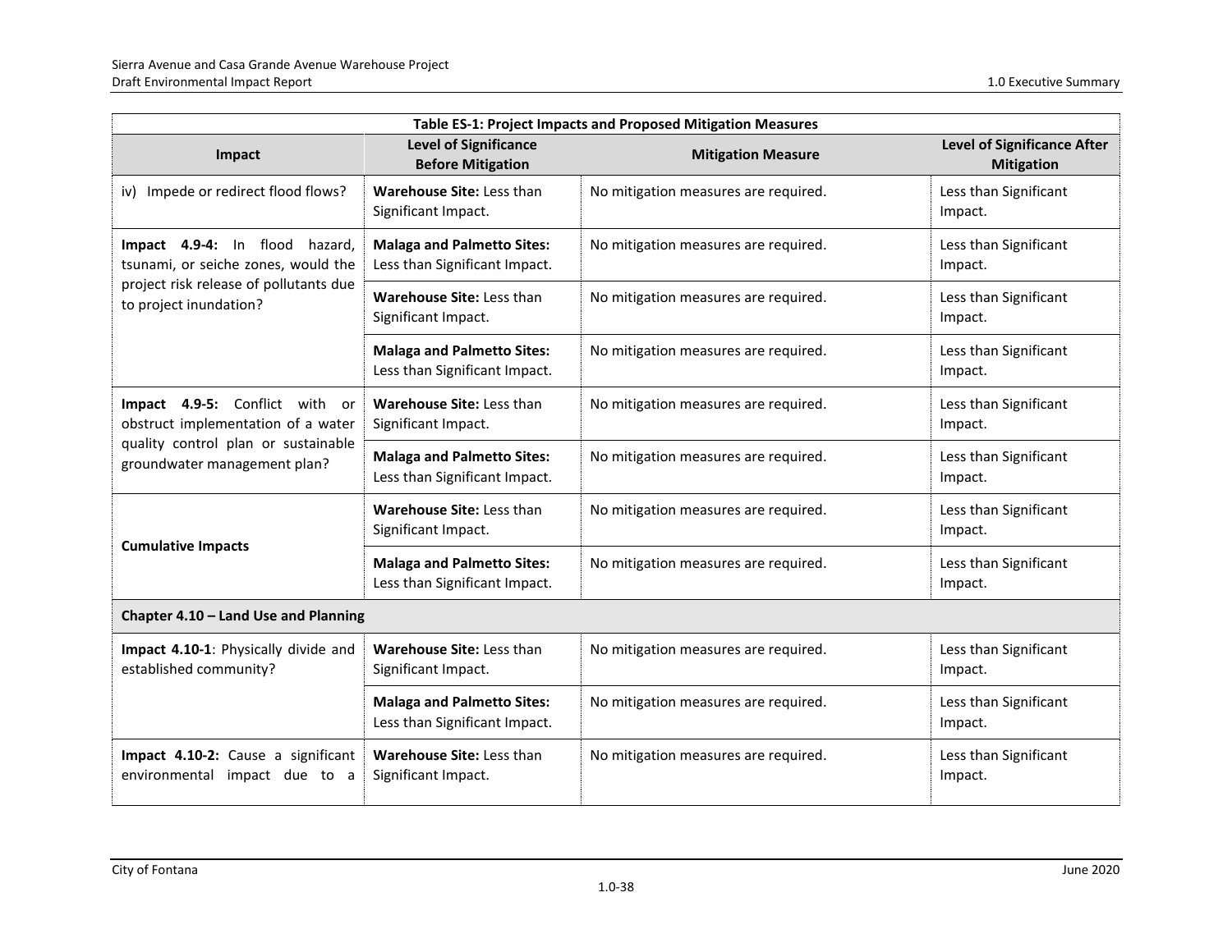| Table ES-1: Project Impacts and Proposed Mitigation Measures | | | |
|---|---|---|---|
| **Impact** | **Level of Significance Before Mitigation** | **Mitigation Measure** | **Level of Significance After Mitigation** |
| iv) Impede or redirect flood flows? | **Warehouse Site:** Less than Significant Impact. | No mitigation measures are required. | Less than Significant Impact. |
| | **Malaga and Palmetto Sites:** Less than Significant Impact. | No mitigation measures are required. | Less than Significant Impact. |
| **Impact 4.9-4:** In flood hazard, tsunami, or seiche zones, would the project risk release of pollutants due to project inundation? | **Warehouse Site:** Less than Significant Impact. | No mitigation measures are required. | Less than Significant Impact. |
| | **Malaga and Palmetto Sites:** Less than Significant Impact. | No mitigation measures are required. | Less than Significant Impact. |
| **Impact 4.9-5:** Conflict with or obstruct implementation of a water quality control plan or sustainable groundwater management plan? | **Warehouse Site:** Less than Significant Impact. | No mitigation measures are required. | Less than Significant Impact. |
| | **Malaga and Palmetto Sites:** Less than Significant Impact. | No mitigation measures are required. | Less than Significant Impact. |
| **Cumulative Impacts** | **Warehouse Site:** Less than Significant Impact. | No mitigation measures are required. | Less than Significant Impact. |
| | **Malaga and Palmetto Sites:** Less than Significant Impact. | No mitigation measures are required. | Less than Significant Impact. |
| **Chapter 4.10 – Land Use and Planning** | | | |
| **Impact 4.10-1**: Physically divide and established community? | **Warehouse Site:** Less than Significant Impact. | No mitigation measures are required. | Less than Significant Impact. |
| | **Malaga and Palmetto Sites:** Less than Significant Impact. | No mitigation measures are required. | Less than Significant Impact. |
| **Impact 4.10-2:** Cause a significant environmental impact due to a | **Warehouse Site:** Less than Significant Impact. | No mitigation measures are required. | Less than Significant Impact. |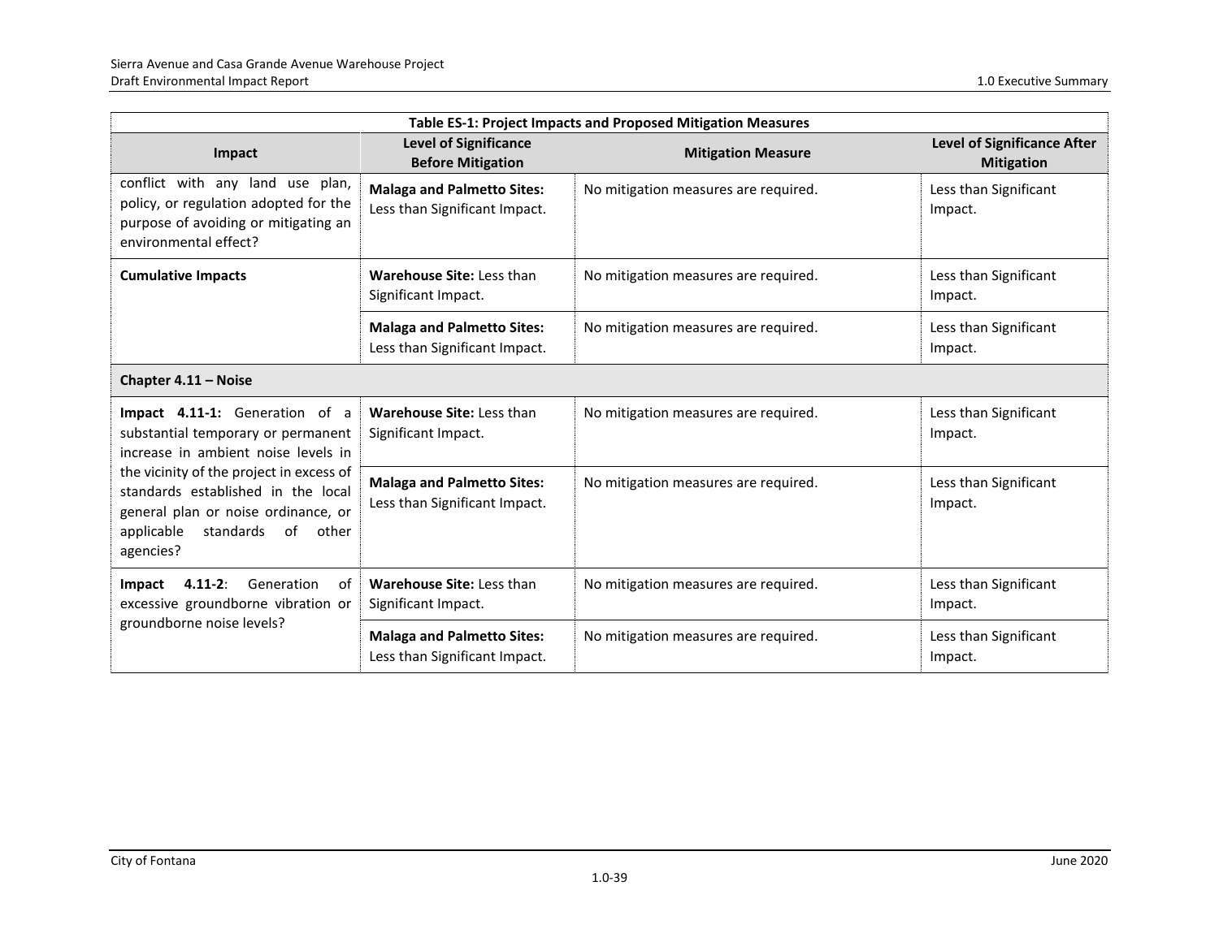| Table ES-1: Project Impacts and Proposed Mitigation Measures | | | |
|---|---|---|---|
| **Impact** | **Level of Significance Before Mitigation** | **Mitigation Measure** | **Level of Significance After Mitigation** |
| conflict with any land use plan, policy, or regulation adopted for the purpose of avoiding or mitigating an environmental effect? | **Malaga and Palmetto Sites:** Less than Significant Impact. | No mitigation measures are required. | Less than Significant Impact. |
| **Cumulative Impacts** | **Warehouse Site:** Less than Significant Impact. | No mitigation measures are required. | Less than Significant Impact. |
| | **Malaga and Palmetto Sites:** Less than Significant Impact. | No mitigation measures are required. | Less than Significant Impact. |
| **Chapter 4.11 – Noise** | | | |
| **Impact 4.11-1:** Generation of a substantial temporary or permanent increase in ambient noise levels in the vicinity of the project in excess of standards established in the local general plan or noise ordinance, or applicable standards of other agencies? | **Warehouse Site:** Less than Significant Impact. | No mitigation measures are required. | Less than Significant Impact. |
| | **Malaga and Palmetto Sites:** Less than Significant Impact. | No mitigation measures are required. | Less than Significant Impact. |
| **Impact 4.11-2**: Generation of excessive groundborne vibration or groundborne noise levels? | **Warehouse Site:** Less than Significant Impact. | No mitigation measures are required. | Less than Significant Impact. |
| | **Malaga and Palmetto Sites:** Less than Significant Impact. | No mitigation measures are required. | Less than Significant Impact. |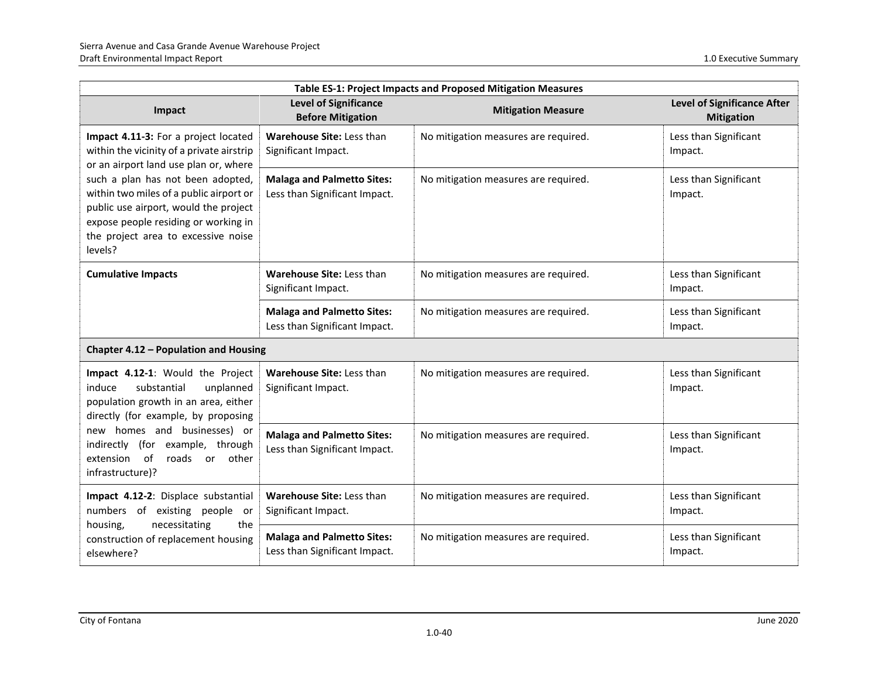| Table ES-1: Project Impacts and Proposed Mitigation Measures | | | |
|---|---|---|---|
| **Impact** | **Level of Significance Before Mitigation** | **Mitigation Measure** | **Level of Significance After Mitigation** |
| **Impact 4.11-3:** For a project located within the vicinity of a private airstrip or an airport land use plan or, where such a plan has not been adopted, within two miles of a public airport or public use airport, would the project expose people residing or working in the project area to excessive noise levels? | **Warehouse Site:** Less than Significant Impact. | No mitigation measures are required. | Less than Significant Impact. |
| | **Malaga and Palmetto Sites:** Less than Significant Impact. | No mitigation measures are required. | Less than Significant Impact. |
| **Cumulative Impacts** | **Warehouse Site:** Less than Significant Impact. | No mitigation measures are required. | Less than Significant Impact. |
| | **Malaga and Palmetto Sites:** Less than Significant Impact. | No mitigation measures are required. | Less than Significant Impact. |
| **Chapter 4.12 – Population and Housing** | | | |
| **Impact 4.12-1**: Would the Project induce substantial unplanned population growth in an area, either directly (for example, by proposing new homes and businesses) or indirectly (for example, through extension of roads or other infrastructure)? | **Warehouse Site:** Less than Significant Impact. | No mitigation measures are required. | Less than Significant Impact. |
| | **Malaga and Palmetto Sites:** Less than Significant Impact. | No mitigation measures are required. | Less than Significant Impact. |
| **Impact 4.12-2**: Displace substantial numbers of existing people or housing, necessitating the construction of replacement housing elsewhere? | **Warehouse Site:** Less than Significant Impact. | No mitigation measures are required. | Less than Significant Impact. |
| | **Malaga and Palmetto Sites:** Less than Significant Impact. | No mitigation measures are required. | Less than Significant Impact. |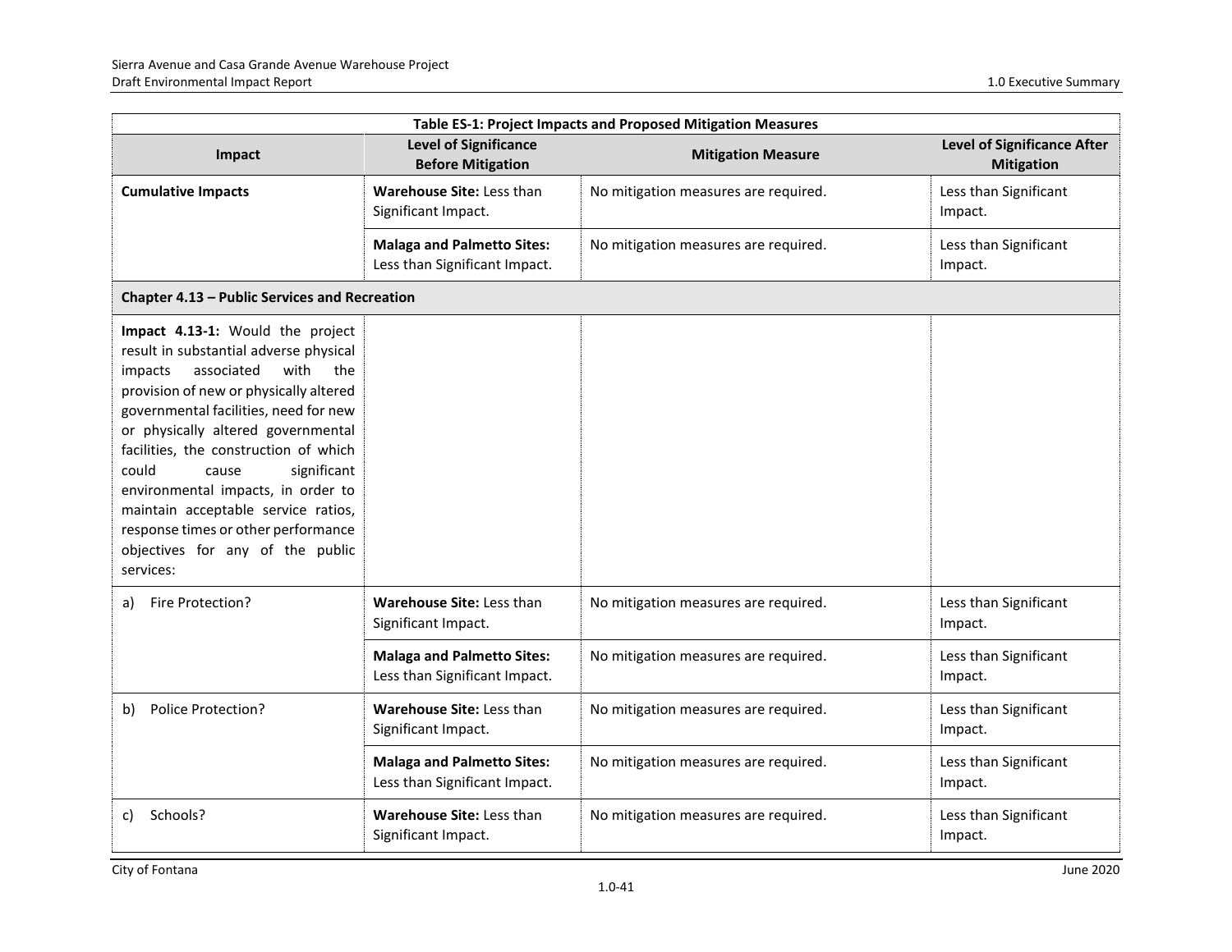| Table ES-1: Project Impacts and Proposed Mitigation Measures | | | |
|---|---|---|---|
| **Impact** | **Level of Significance Before Mitigation** | **Mitigation Measure** | **Level of Significance After Mitigation** |
| **Cumulative Impacts** | **Warehouse Site:** Less than Significant Impact. | No mitigation measures are required. | Less than Significant Impact. |
| | **Malaga and Palmetto Sites:** Less than Significant Impact. | No mitigation measures are required. | Less than Significant Impact. |
| **Chapter 4.13 – Public Services and Recreation** | | | |
| **Impact 4.13-1:** Would the project result in substantial adverse physical impacts associated with the provision of new or physically altered governmental facilities, need for new or physically altered governmental facilities, the construction of which could cause significant environmental impacts, in order to maintain acceptable service ratios, response times or other performance objectives for any of the public services: | | | |
| a) Fire Protection? | **Warehouse Site:** Less than Significant Impact. | No mitigation measures are required. | Less than Significant Impact. |
| | **Malaga and Palmetto Sites:** Less than Significant Impact. | No mitigation measures are required. | Less than Significant Impact. |
| b) Police Protection? | **Warehouse Site:** Less than Significant Impact. | No mitigation measures are required. | Less than Significant Impact. |
| | **Malaga and Palmetto Sites:** Less than Significant Impact. | No mitigation measures are required. | Less than Significant Impact. |
| c) Schools? | **Warehouse Site:** Less than Significant Impact. | No mitigation measures are required. | Less than Significant Impact. |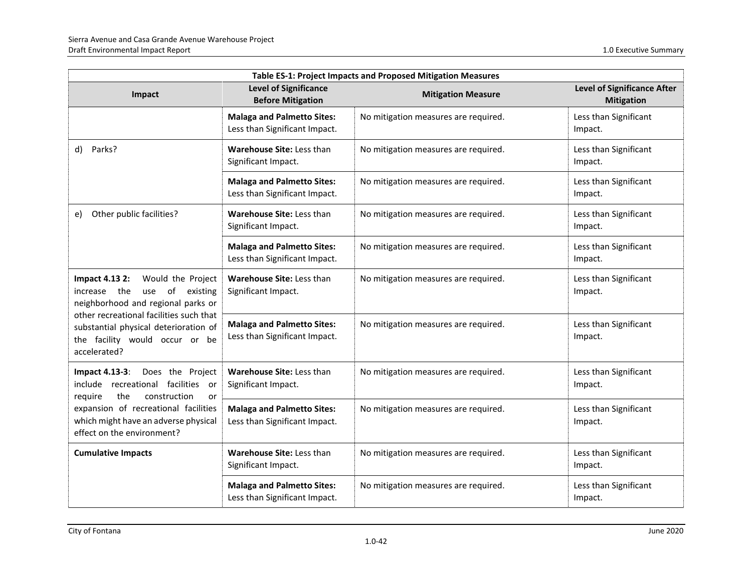| Table ES-1: Project Impacts and Proposed Mitigation Measures | | | |
|---|---|---|---|
| **Impact** | **Level of Significance Before Mitigation** | **Mitigation Measure** | **Level of Significance After Mitigation** |
| | **Malaga and Palmetto Sites:** Less than Significant Impact. | No mitigation measures are required. | Less than Significant Impact. |
| d) Parks? | **Warehouse Site:** Less than Significant Impact. | No mitigation measures are required. | Less than Significant Impact. |
| | **Malaga and Palmetto Sites:** Less than Significant Impact. | No mitigation measures are required. | Less than Significant Impact. |
| e) Other public facilities? | **Warehouse Site:** Less than Significant Impact. | No mitigation measures are required. | Less than Significant Impact. |
| | **Malaga and Palmetto Sites:** Less than Significant Impact. | No mitigation measures are required. | Less than Significant Impact. |
| **Impact 4.13 2:** Would the Project increase the use of existing neighborhood and regional parks or other recreational facilities such that substantial physical deterioration of the facility would occur or be accelerated? | **Warehouse Site:** Less than Significant Impact. | No mitigation measures are required. | Less than Significant Impact. |
| | **Malaga and Palmetto Sites:** Less than Significant Impact. | No mitigation measures are required. | Less than Significant Impact. |
| **Impact 4.13-3**: Does the Project include recreational facilities or require the construction or expansion of recreational facilities which might have an adverse physical effect on the environment? | **Warehouse Site:** Less than Significant Impact. | No mitigation measures are required. | Less than Significant Impact. |
| | **Malaga and Palmetto Sites:** Less than Significant Impact. | No mitigation measures are required. | Less than Significant Impact. |
| **Cumulative Impacts** | **Warehouse Site:** Less than Significant Impact. | No mitigation measures are required. | Less than Significant Impact. |
| | **Malaga and Palmetto Sites:** Less than Significant Impact. | No mitigation measures are required. | Less than Significant Impact. |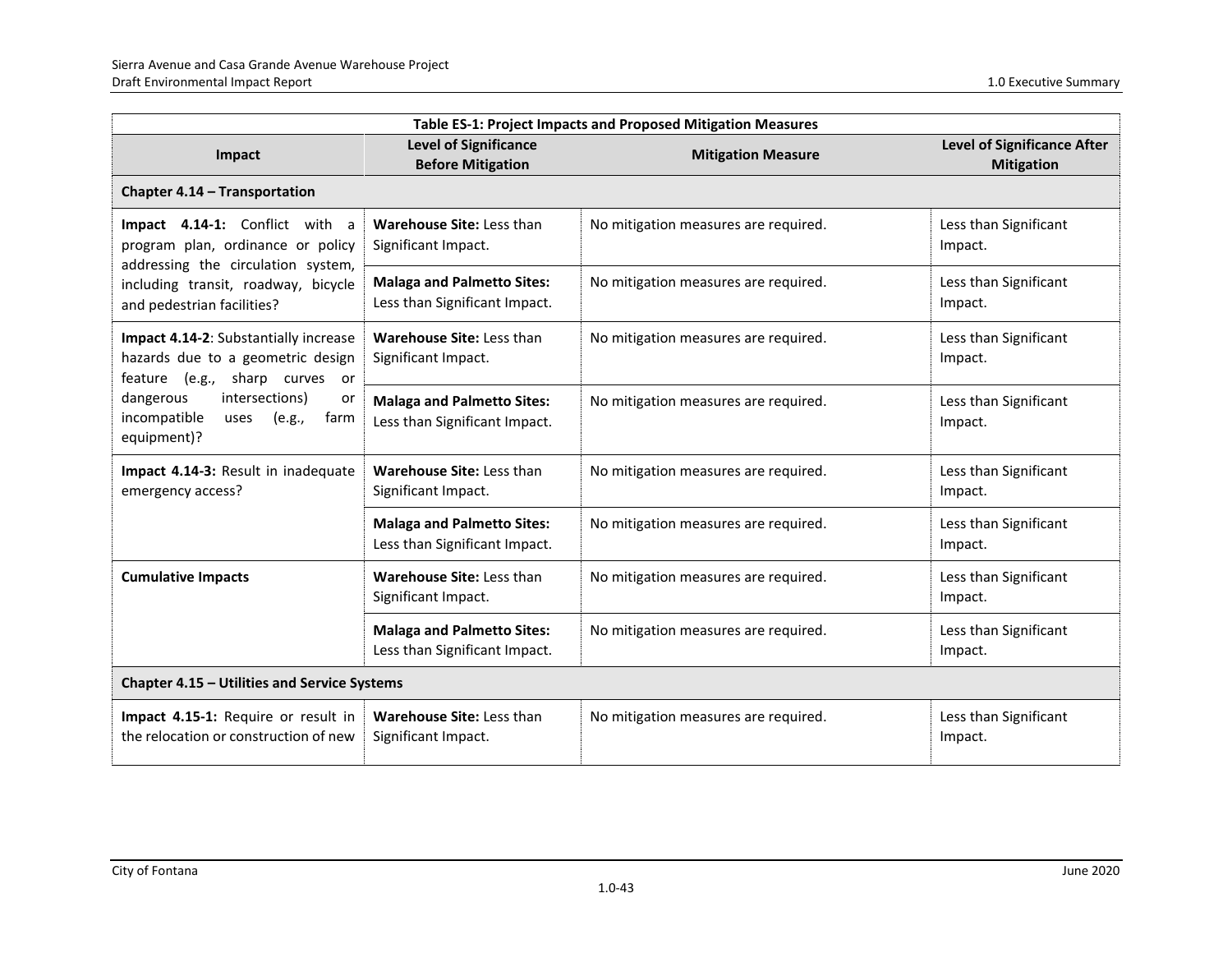| Table ES-1: Project Impacts and Proposed Mitigation Measures | | | |
|---|---|---|---|
| **Impact** | **Level of Significance Before Mitigation** | **Mitigation Measure** | **Level of Significance After Mitigation** |
| **Chapter 4.14 – Transportation** | | | |
| **Impact 4.14-1:** Conflict with a program plan, ordinance or policy addressing the circulation system, including transit, roadway, bicycle and pedestrian facilities? | **Warehouse Site:** Less than Significant Impact. | No mitigation measures are required. | Less than Significant Impact. |
| | **Malaga and Palmetto Sites:** Less than Significant Impact. | No mitigation measures are required. | Less than Significant Impact. |
| **Impact 4.14-2**: Substantially increase hazards due to a geometric design feature (e.g., sharp curves or dangerous intersections) or incompatible uses (e.g., farm equipment)? | **Warehouse Site:** Less than Significant Impact. | No mitigation measures are required. | Less than Significant Impact. |
| | **Malaga and Palmetto Sites:** Less than Significant Impact. | No mitigation measures are required. | Less than Significant Impact. |
| **Impact 4.14-3:** Result in inadequate emergency access? | **Warehouse Site:** Less than Significant Impact. | No mitigation measures are required. | Less than Significant Impact. |
| | **Malaga and Palmetto Sites:** Less than Significant Impact. | No mitigation measures are required. | Less than Significant Impact. |
| **Cumulative Impacts** | **Warehouse Site:** Less than Significant Impact. | No mitigation measures are required. | Less than Significant Impact. |
| | **Malaga and Palmetto Sites:** Less than Significant Impact. | No mitigation measures are required. | Less than Significant Impact. |
| **Chapter 4.15 – Utilities and Service Systems** | | | |
| **Impact 4.15-1:** Require or result in the relocation or construction of new | **Warehouse Site:** Less than Significant Impact. | No mitigation measures are required. | Less than Significant Impact. |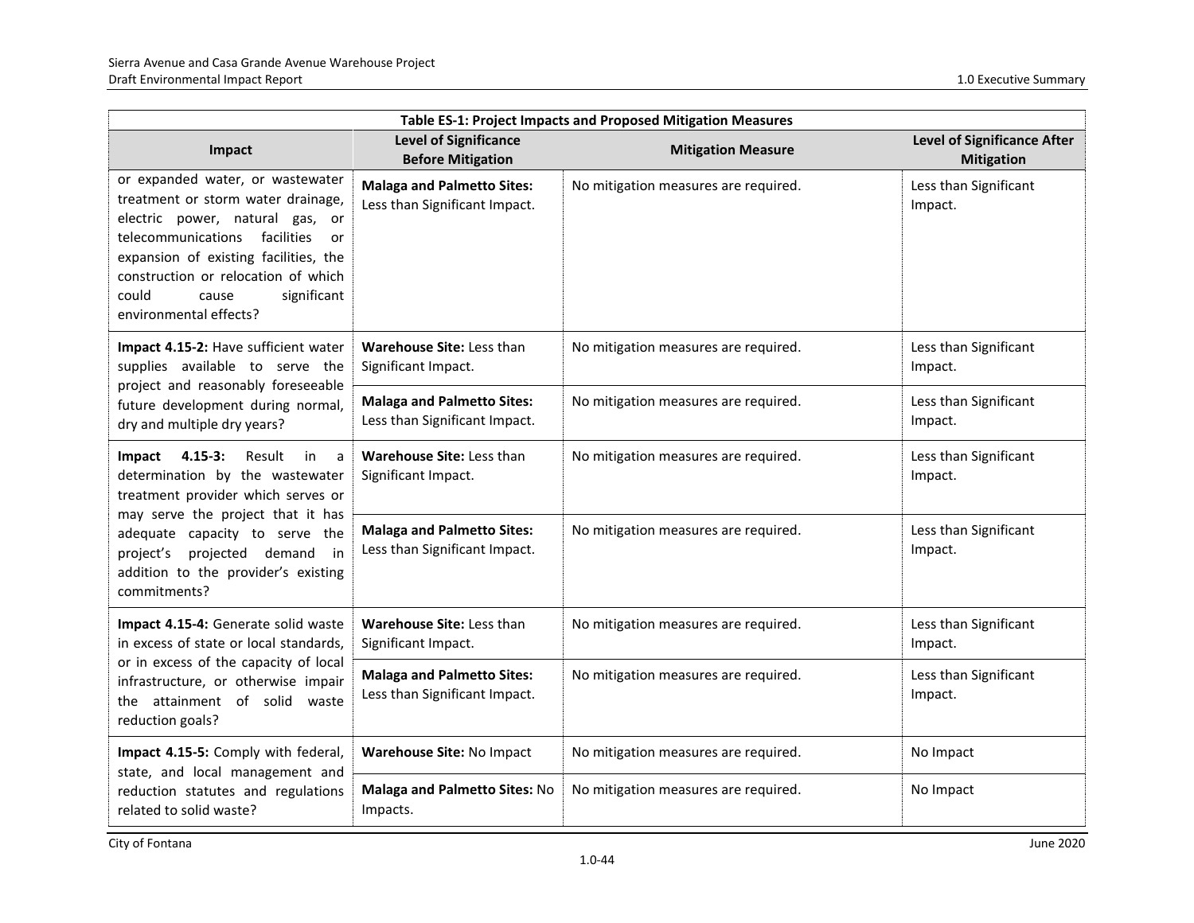| Table ES-1: Project Impacts and Proposed Mitigation Measures | | | |
|---|---|---|---|
| **Impact** | **Level of Significance Before Mitigation** | **Mitigation Measure** | **Level of Significance After Mitigation** |
| or expanded water, or wastewater treatment or storm water drainage, electric power, natural gas, or telecommunications facilities or expansion of existing facilities, the construction or relocation of which could cause significant environmental effects? | **Malaga and Palmetto Sites:** Less than Significant Impact. | No mitigation measures are required. | Less than Significant Impact. |
| **Impact 4.15-2:** Have sufficient water supplies available to serve the project and reasonably foreseeable future development during normal, dry and multiple dry years? | **Warehouse Site:** Less than Significant Impact. | No mitigation measures are required. | Less than Significant Impact. |
| | **Malaga and Palmetto Sites:** Less than Significant Impact. | No mitigation measures are required. | Less than Significant Impact. |
| **Impact 4.15-3:** Result in a determination by the wastewater treatment provider which serves or may serve the project that it has adequate capacity to serve the project's projected demand in addition to the provider's existing commitments? | **Warehouse Site:** Less than Significant Impact. | No mitigation measures are required. | Less than Significant Impact. |
| | **Malaga and Palmetto Sites:** Less than Significant Impact. | No mitigation measures are required. | Less than Significant Impact. |
| **Impact 4.15-4:** Generate solid waste in excess of state or local standards, or in excess of the capacity of local infrastructure, or otherwise impair the attainment of solid waste reduction goals? | **Warehouse Site:** Less than Significant Impact. | No mitigation measures are required. | Less than Significant Impact. |
| | **Malaga and Palmetto Sites:** Less than Significant Impact. | No mitigation measures are required. | Less than Significant Impact. |
| **Impact 4.15-5:** Comply with federal, state, and local management and reduction statutes and regulations related to solid waste? | **Warehouse Site:** No Impact | No mitigation measures are required. | No Impact |
| | **Malaga and Palmetto Sites:** No Impacts. | No mitigation measures are required. | No Impact |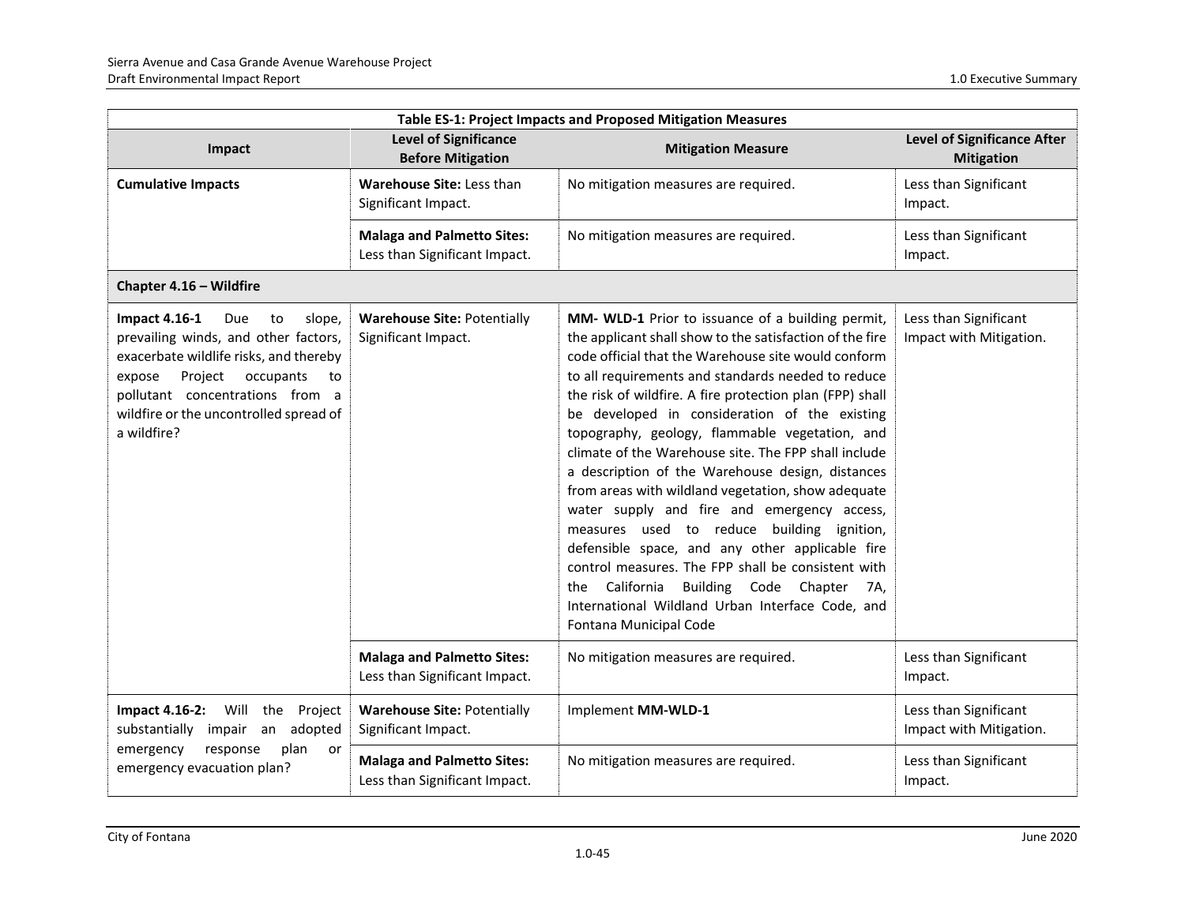| Table ES-1: Project Impacts and Proposed Mitigation Measures | | | |
|---|---|---|---|
| **Impact** | **Level of Significance Before Mitigation** | **Mitigation Measure** | **Level of Significance After Mitigation** |
| **Cumulative Impacts** | **Warehouse Site:** Less than Significant Impact. | No mitigation measures are required. | Less than Significant Impact. |
| | **Malaga and Palmetto Sites:** Less than Significant Impact. | No mitigation measures are required. | Less than Significant Impact. |
| **Chapter 4.16 – Wildfire** | | | |
| **Impact 4.16-1** Due to slope, prevailing winds, and other factors, exacerbate wildlife risks, and thereby expose Project occupants to pollutant concentrations from a wildfire or the uncontrolled spread of a wildfire? | **Warehouse Site:** Potentially Significant Impact. | **MM- WLD-1** Prior to issuance of a building permit, the applicant shall show to the satisfaction of the fire code official that the Warehouse site would conform to all requirements and standards needed to reduce the risk of wildfire. A fire protection plan (FPP) shall be developed in consideration of the existing topography, geology, flammable vegetation, and climate of the Warehouse site. The FPP shall include a description of the Warehouse design, distances from areas with wildland vegetation, show adequate water supply and fire and emergency access, measures used to reduce building ignition, defensible space, and any other applicable fire control measures. The FPP shall be consistent with the California Building Code Chapter 7A, International Wildland Urban Interface Code, and Fontana Municipal Code | Less than Significant Impact with Mitigation. |
| | **Malaga and Palmetto Sites:** Less than Significant Impact. | No mitigation measures are required. | Less than Significant Impact. |
| **Impact 4.16-2:** Will the Project substantially impair an adopted emergency response plan or emergency evacuation plan? | **Warehouse Site:** Potentially Significant Impact. | Implement **MM-WLD-1** | Less than Significant Impact with Mitigation. |
| | **Malaga and Palmetto Sites:** Less than Significant Impact. | No mitigation measures are required. | Less than Significant Impact. |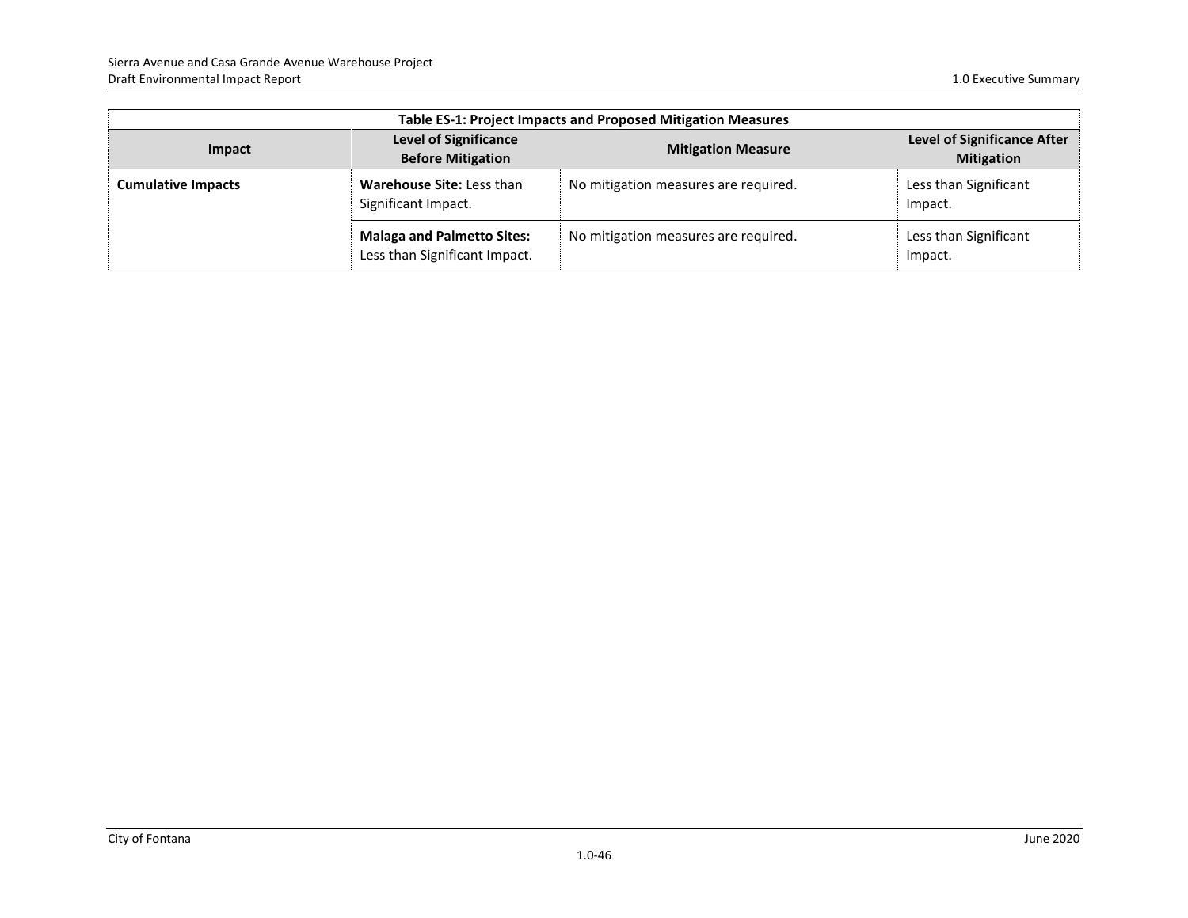| Table ES-1: Project Impacts and Proposed Mitigation Measures | | | |
|---|---|---|---|
| **Impact** | **Level of Significance Before Mitigation** | **Mitigation Measure** | **Level of Significance After Mitigation** |
| **Cumulative Impacts** | **Warehouse Site:** Less than Significant Impact. | No mitigation measures are required. | Less than Significant Impact. |
| | **Malaga and Palmetto Sites:** Less than Significant Impact. | No mitigation measures are required. | Less than Significant Impact. |